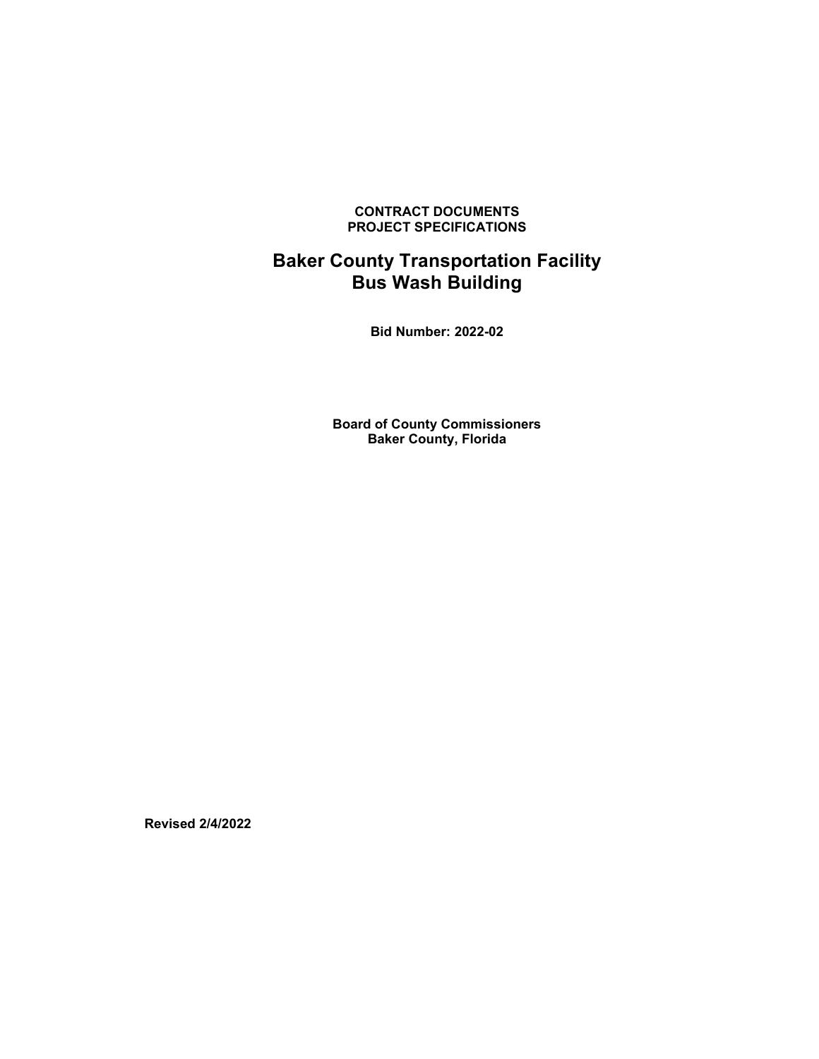**CONTRACT DOCUMENTS**
**PROJECT SPECIFICATIONS**

# Baker County Transportation Facility
# Bus Wash Building

**Bid Number: 2022-02**

**Board of County Commissioners**
**Baker County, Florida**

**Revised 2/4/2022**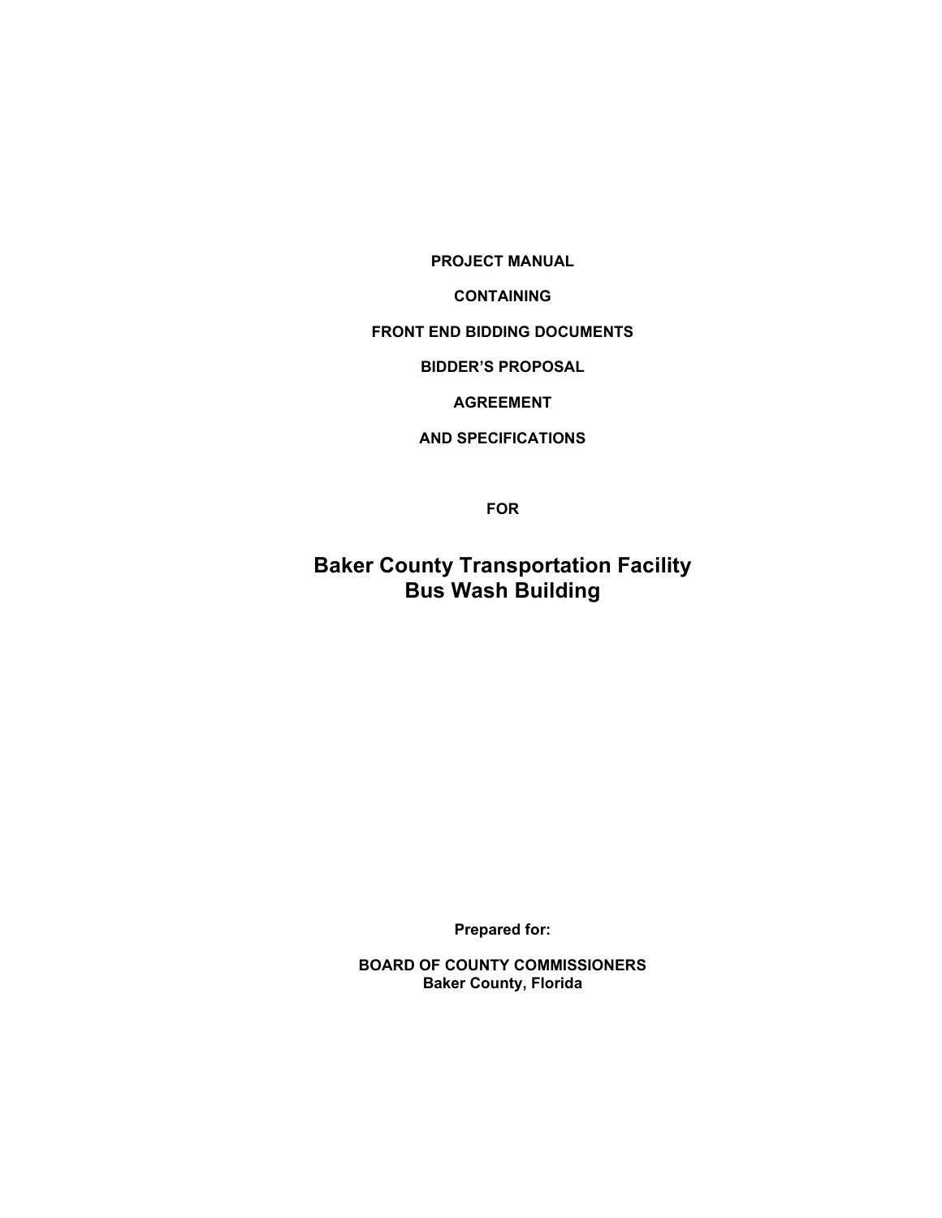**PROJECT MANUAL**

**CONTAINING**

**FRONT END BIDDING DOCUMENTS**

**BIDDER'S PROPOSAL**

**AGREEMENT**

**AND SPECIFICATIONS**

**FOR**

# Baker County Transportation Facility Bus Wash Building

**Prepared for:**

**BOARD OF COUNTY COMMISSIONERS**
**Baker County, Florida**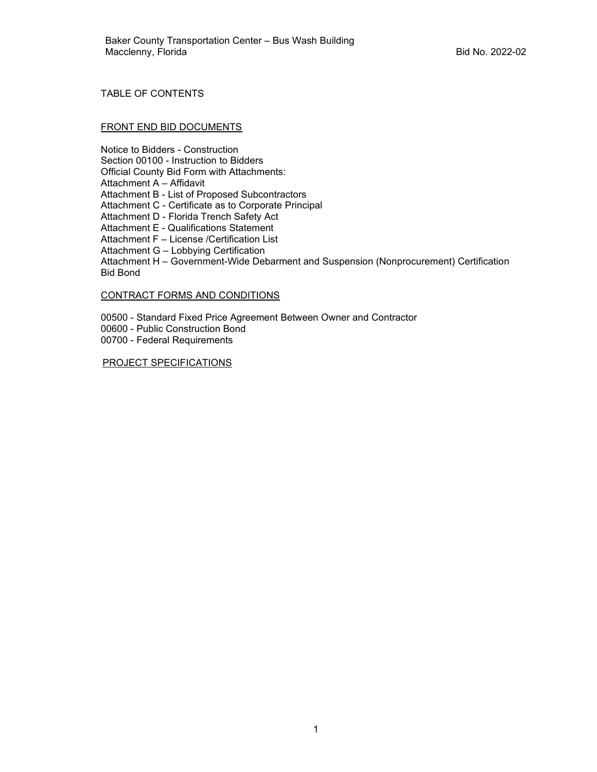# TABLE OF CONTENTS

## FRONT END BID DOCUMENTS

Notice to Bidders - Construction
Section 00100 - Instruction to Bidders
Official County Bid Form with Attachments:
Attachment A – Affidavit
Attachment B - List of Proposed Subcontractors
Attachment C - Certificate as to Corporate Principal
Attachment D - Florida Trench Safety Act
Attachment E - Qualifications Statement
Attachment F – License /Certification List
Attachment G – Lobbying Certification
Attachment H – Government-Wide Debarment and Suspension (Nonprocurement) Certification
Bid Bond

## CONTRACT FORMS AND CONDITIONS

00500 - Standard Fixed Price Agreement Between Owner and Contractor
00600 - Public Construction Bond
00700 - Federal Requirements

## PROJECT SPECIFICATIONS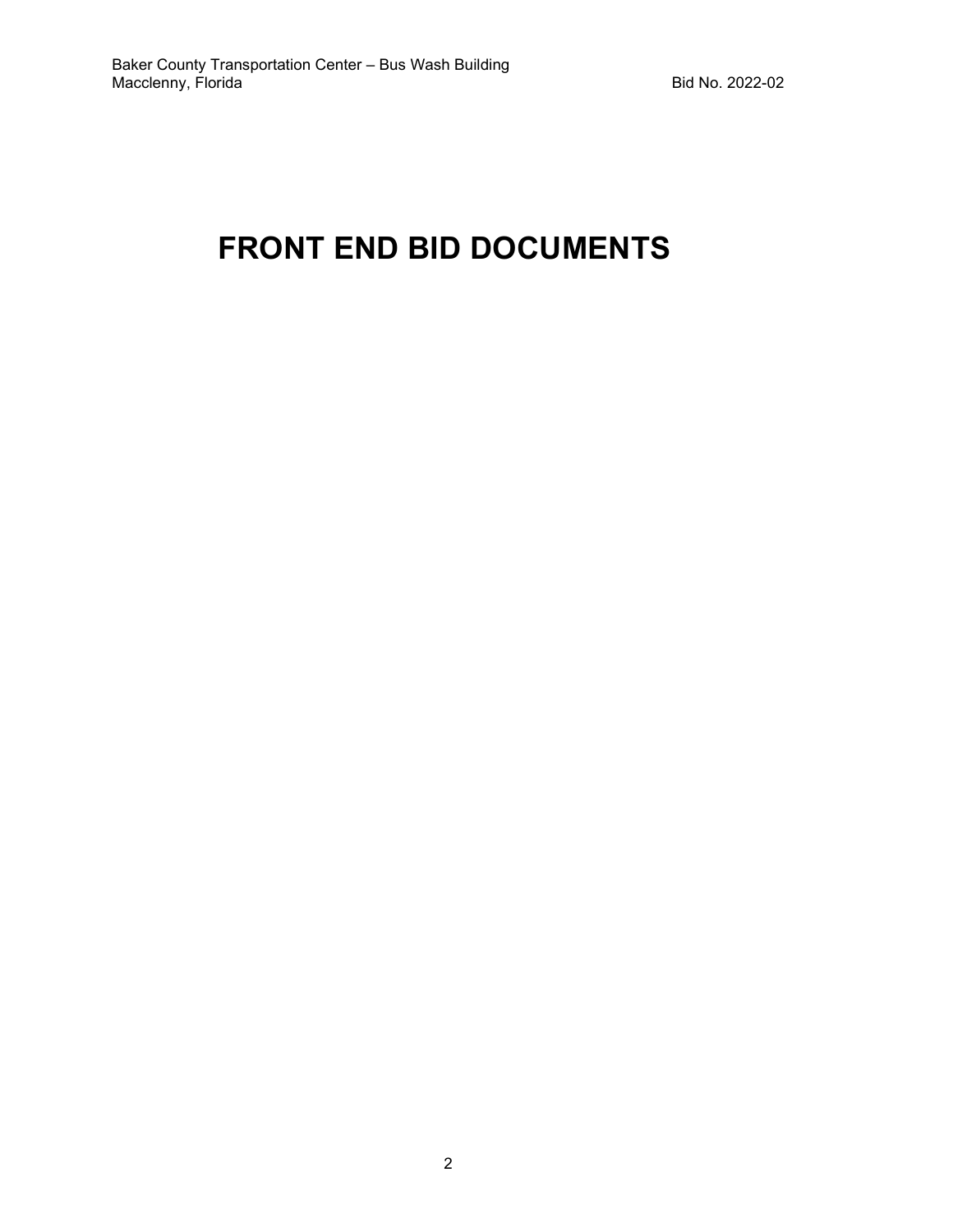# FRONT END BID DOCUMENTS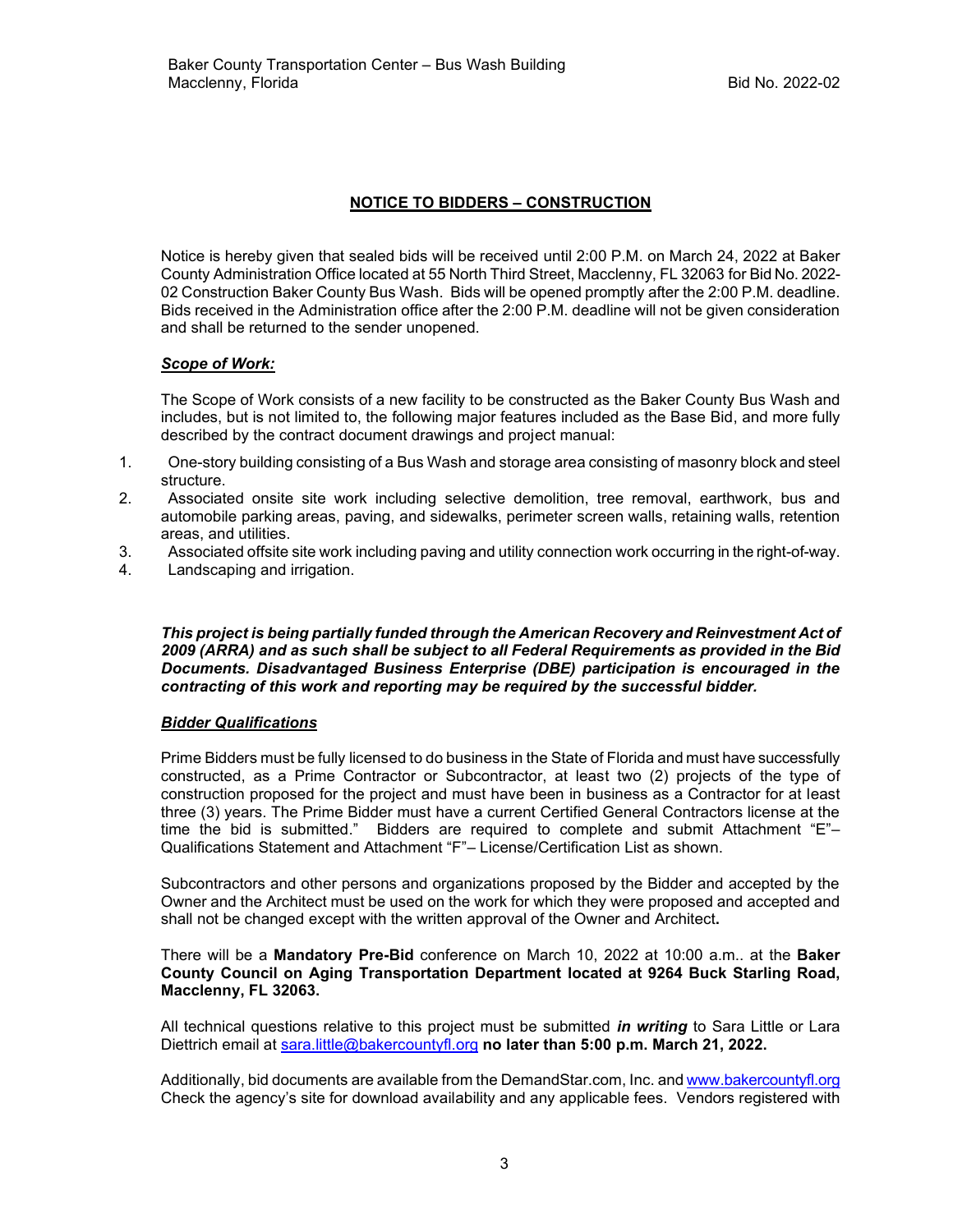## NOTICE TO BIDDERS – CONSTRUCTION

Notice is hereby given that sealed bids will be received until 2:00 P.M. on March 24, 2022 at Baker County Administration Office located at 55 North Third Street, Macclenny, FL 32063 for Bid No. 2022-02 Construction Baker County Bus Wash. Bids will be opened promptly after the 2:00 P.M. deadline. Bids received in the Administration office after the 2:00 P.M. deadline will not be given consideration and shall be returned to the sender unopened.

### ***Scope of Work:***

The Scope of Work consists of a new facility to be constructed as the Baker County Bus Wash and includes, but is not limited to, the following major features included as the Base Bid, and more fully described by the contract document drawings and project manual:

1. One-story building consisting of a Bus Wash and storage area consisting of masonry block and steel structure.
2. Associated onsite site work including selective demolition, tree removal, earthwork, bus and automobile parking areas, paving, and sidewalks, perimeter screen walls, retaining walls, retention areas, and utilities.
3. Associated offsite site work including paving and utility connection work occurring in the right-of-way.
4. Landscaping and irrigation.

***This project is being partially funded through the American Recovery and Reinvestment Act of 2009 (ARRA) and as such shall be subject to all Federal Requirements as provided in the Bid Documents. Disadvantaged Business Enterprise (DBE) participation is encouraged in the contracting of this work and reporting may be required by the successful bidder.***

### ***Bidder Qualifications***

Prime Bidders must be fully licensed to do business in the State of Florida and must have successfully constructed, as a Prime Contractor or Subcontractor, at least two (2) projects of the type of construction proposed for the project and must have been in business as a Contractor for at least three (3) years. The Prime Bidder must have a current Certified General Contractors license at the time the bid is submitted." Bidders are required to complete and submit Attachment "E"– Qualifications Statement and Attachment "F"– License/Certification List as shown.

Subcontractors and other persons and organizations proposed by the Bidder and accepted by the Owner and the Architect must be used on the work for which they were proposed and accepted and shall not be changed except with the written approval of the Owner and Architect**.**

There will be a **Mandatory Pre-Bid** conference on March 10, 2022 at 10:00 a.m.. at the **Baker County Council on Aging Transportation Department located at 9264 Buck Starling Road, Macclenny, FL 32063.**

All technical questions relative to this project must be submitted ***in writing*** to Sara Little or Lara Diettrich email at sara.little@bakercountyfl.org **no later than 5:00 p.m. March 21, 2022.**

Additionally, bid documents are available from the DemandStar.com, Inc. and www.bakercountyfl.org Check the agency's site for download availability and any applicable fees. Vendors registered with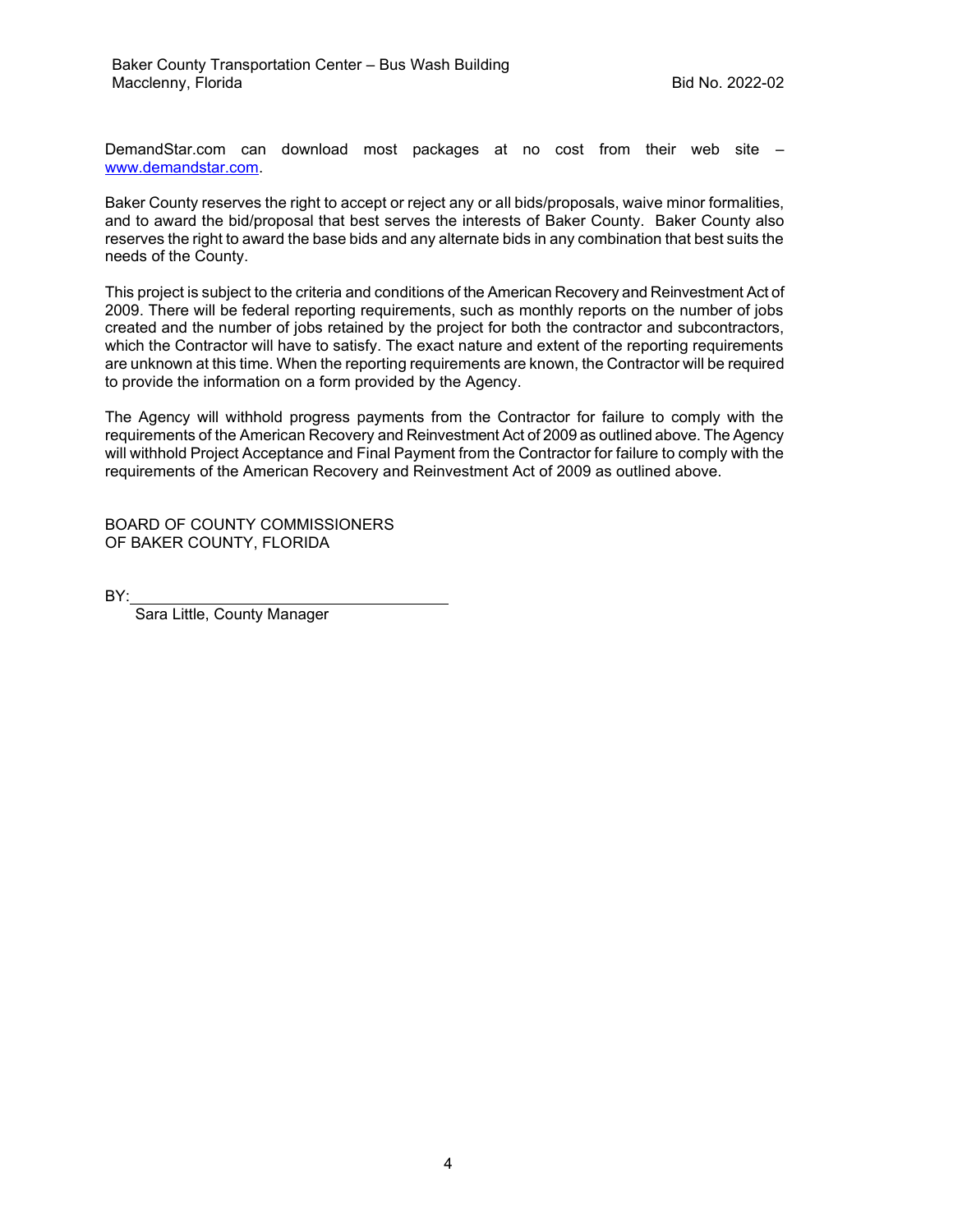DemandStar.com can download most packages at no cost from their web site – www.demandstar.com.

Baker County reserves the right to accept or reject any or all bids/proposals, waive minor formalities, and to award the bid/proposal that best serves the interests of Baker County. Baker County also reserves the right to award the base bids and any alternate bids in any combination that best suits the needs of the County.

This project is subject to the criteria and conditions of the American Recovery and Reinvestment Act of 2009. There will be federal reporting requirements, such as monthly reports on the number of jobs created and the number of jobs retained by the project for both the contractor and subcontractors, which the Contractor will have to satisfy. The exact nature and extent of the reporting requirements are unknown at this time. When the reporting requirements are known, the Contractor will be required to provide the information on a form provided by the Agency.

The Agency will withhold progress payments from the Contractor for failure to comply with the requirements of the American Recovery and Reinvestment Act of 2009 as outlined above. The Agency will withhold Project Acceptance and Final Payment from the Contractor for failure to comply with the requirements of the American Recovery and Reinvestment Act of 2009 as outlined above.

BOARD OF COUNTY COMMISSIONERS
OF BAKER COUNTY, FLORIDA

BY:\_\_\_\_\_\_\_\_\_\_\_\_\_\_\_\_\_\_\_\_\_\_\_\_\_\_\_\_\_\_\_\_\_\_\_\_\_\_
Sara Little, County Manager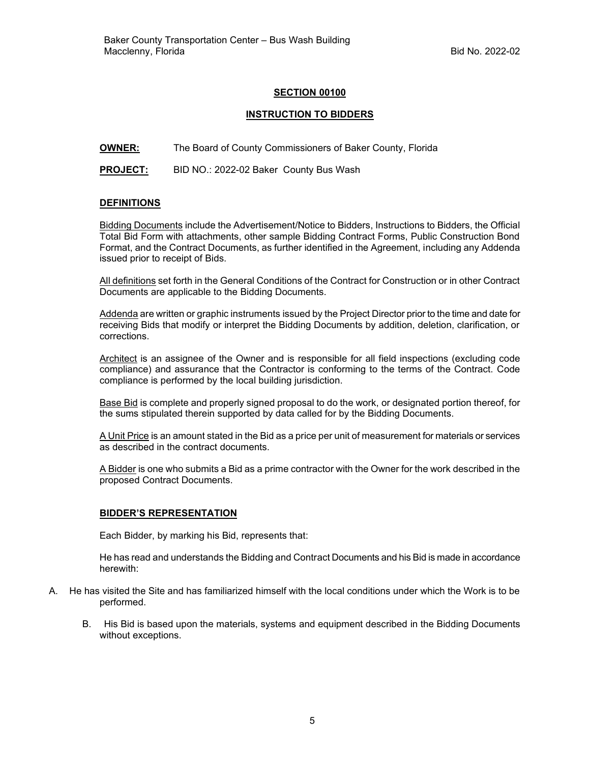## SECTION 00100

## INSTRUCTION TO BIDDERS

**OWNER:** The Board of County Commissioners of Baker County, Florida

**PROJECT:** BID NO.: 2022-02 Baker County Bus Wash

### DEFINITIONS

Bidding Documents include the Advertisement/Notice to Bidders, Instructions to Bidders, the Official Total Bid Form with attachments, other sample Bidding Contract Forms, Public Construction Bond Format, and the Contract Documents, as further identified in the Agreement, including any Addenda issued prior to receipt of Bids.

All definitions set forth in the General Conditions of the Contract for Construction or in other Contract Documents are applicable to the Bidding Documents.

Addenda are written or graphic instruments issued by the Project Director prior to the time and date for receiving Bids that modify or interpret the Bidding Documents by addition, deletion, clarification, or corrections.

Architect is an assignee of the Owner and is responsible for all field inspections (excluding code compliance) and assurance that the Contractor is conforming to the terms of the Contract. Code compliance is performed by the local building jurisdiction.

Base Bid is complete and properly signed proposal to do the work, or designated portion thereof, for the sums stipulated therein supported by data called for by the Bidding Documents.

A Unit Price is an amount stated in the Bid as a price per unit of measurement for materials or services as described in the contract documents.

A Bidder is one who submits a Bid as a prime contractor with the Owner for the work described in the proposed Contract Documents.

### BIDDER'S REPRESENTATION

Each Bidder, by marking his Bid, represents that:

He has read and understands the Bidding and Contract Documents and his Bid is made in accordance herewith:

A. He has visited the Site and has familiarized himself with the local conditions under which the Work is to be performed.

B. His Bid is based upon the materials, systems and equipment described in the Bidding Documents without exceptions.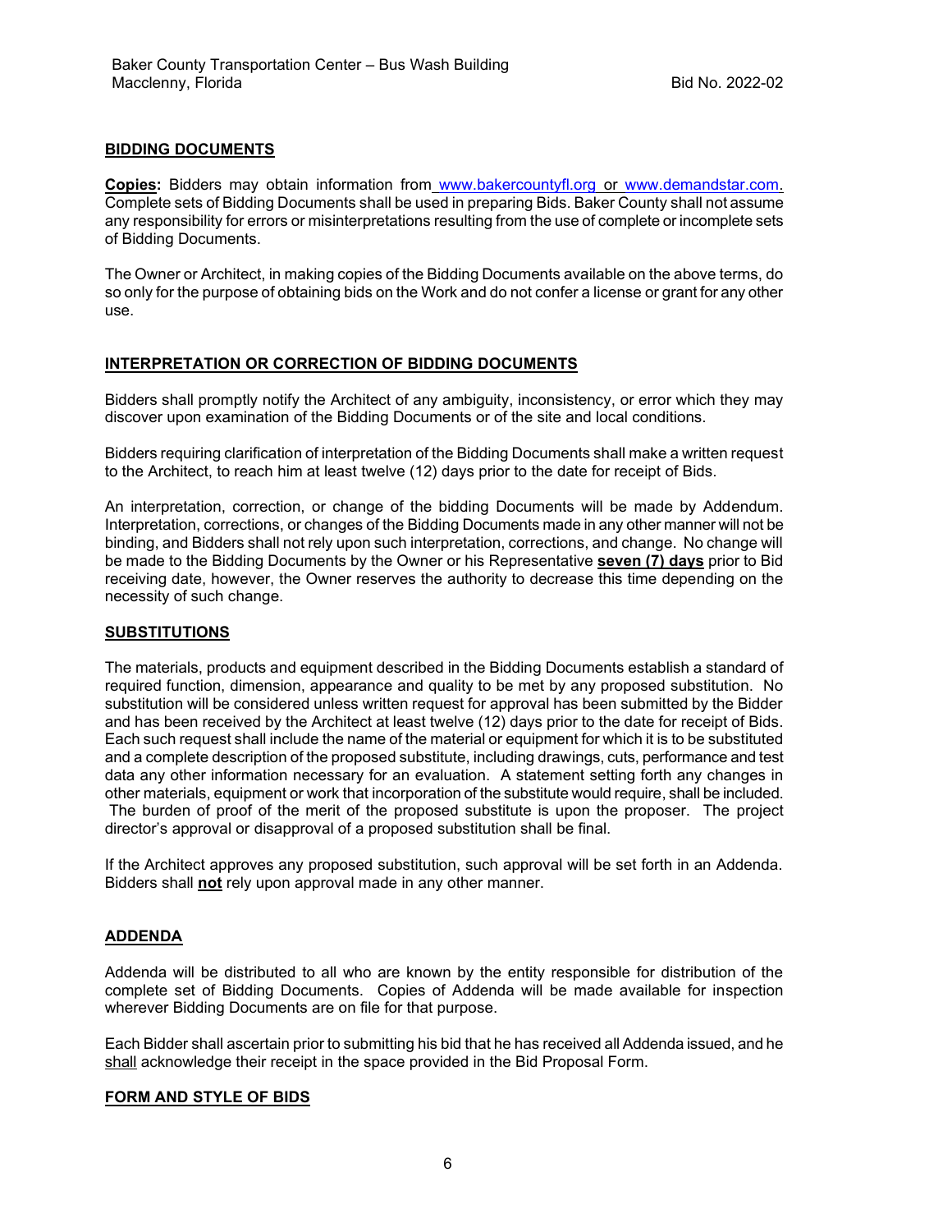## BIDDING DOCUMENTS

**Copies:** Bidders may obtain information from www.bakercountyfl.org or www.demandstar.com. Complete sets of Bidding Documents shall be used in preparing Bids. Baker County shall not assume any responsibility for errors or misinterpretations resulting from the use of complete or incomplete sets of Bidding Documents.

The Owner or Architect, in making copies of the Bidding Documents available on the above terms, do so only for the purpose of obtaining bids on the Work and do not confer a license or grant for any other use.

## INTERPRETATION OR CORRECTION OF BIDDING DOCUMENTS

Bidders shall promptly notify the Architect of any ambiguity, inconsistency, or error which they may discover upon examination of the Bidding Documents or of the site and local conditions.

Bidders requiring clarification of interpretation of the Bidding Documents shall make a written request to the Architect, to reach him at least twelve (12) days prior to the date for receipt of Bids.

An interpretation, correction, or change of the bidding Documents will be made by Addendum. Interpretation, corrections, or changes of the Bidding Documents made in any other manner will not be binding, and Bidders shall not rely upon such interpretation, corrections, and change. No change will be made to the Bidding Documents by the Owner or his Representative **seven (7) days** prior to Bid receiving date, however, the Owner reserves the authority to decrease this time depending on the necessity of such change.

## SUBSTITUTIONS

The materials, products and equipment described in the Bidding Documents establish a standard of required function, dimension, appearance and quality to be met by any proposed substitution. No substitution will be considered unless written request for approval has been submitted by the Bidder and has been received by the Architect at least twelve (12) days prior to the date for receipt of Bids. Each such request shall include the name of the material or equipment for which it is to be substituted and a complete description of the proposed substitute, including drawings, cuts, performance and test data any other information necessary for an evaluation. A statement setting forth any changes in other materials, equipment or work that incorporation of the substitute would require, shall be included. The burden of proof of the merit of the proposed substitute is upon the proposer. The project director's approval or disapproval of a proposed substitution shall be final.

If the Architect approves any proposed substitution, such approval will be set forth in an Addenda. Bidders shall **not** rely upon approval made in any other manner.

## ADDENDA

Addenda will be distributed to all who are known by the entity responsible for distribution of the complete set of Bidding Documents. Copies of Addenda will be made available for inspection wherever Bidding Documents are on file for that purpose.

Each Bidder shall ascertain prior to submitting his bid that he has received all Addenda issued, and he shall acknowledge their receipt in the space provided in the Bid Proposal Form.

## FORM AND STYLE OF BIDS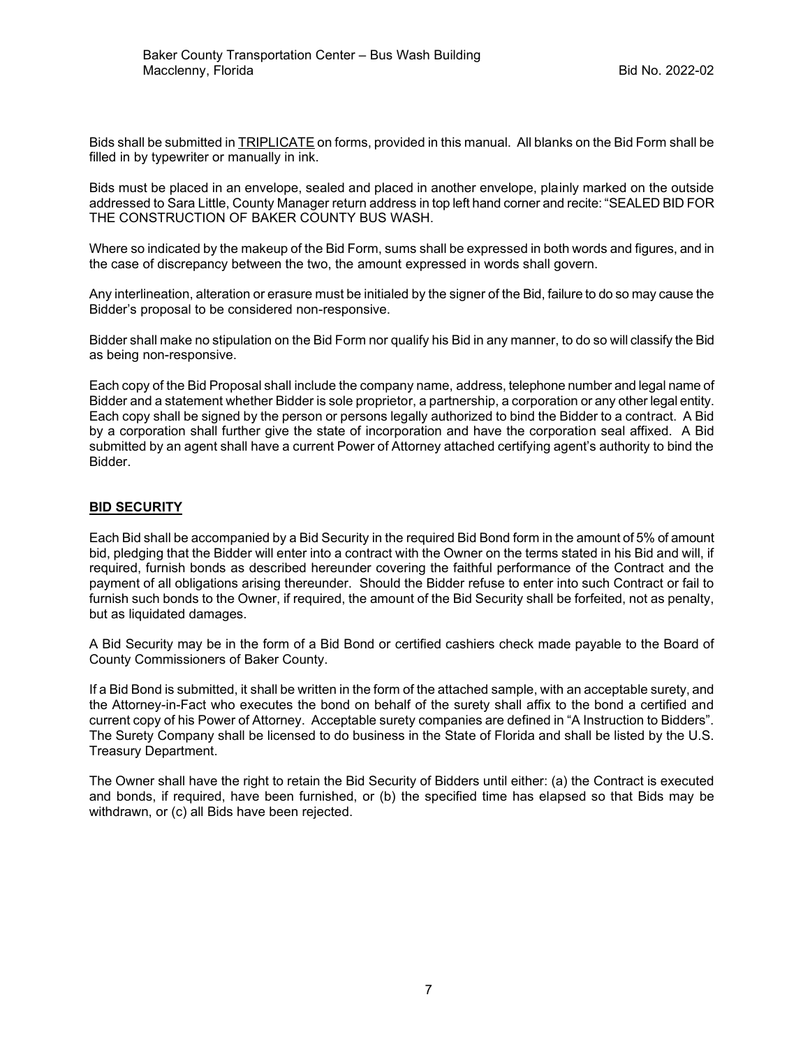Bids shall be submitted in TRIPLICATE on forms, provided in this manual. All blanks on the Bid Form shall be filled in by typewriter or manually in ink.

Bids must be placed in an envelope, sealed and placed in another envelope, plainly marked on the outside addressed to Sara Little, County Manager return address in top left hand corner and recite: "SEALED BID FOR THE CONSTRUCTION OF BAKER COUNTY BUS WASH.

Where so indicated by the makeup of the Bid Form, sums shall be expressed in both words and figures, and in the case of discrepancy between the two, the amount expressed in words shall govern.

Any interlineation, alteration or erasure must be initialed by the signer of the Bid, failure to do so may cause the Bidder's proposal to be considered non-responsive.

Bidder shall make no stipulation on the Bid Form nor qualify his Bid in any manner, to do so will classify the Bid as being non-responsive.

Each copy of the Bid Proposal shall include the company name, address, telephone number and legal name of Bidder and a statement whether Bidder is sole proprietor, a partnership, a corporation or any other legal entity. Each copy shall be signed by the person or persons legally authorized to bind the Bidder to a contract. A Bid by a corporation shall further give the state of incorporation and have the corporation seal affixed. A Bid submitted by an agent shall have a current Power of Attorney attached certifying agent's authority to bind the Bidder.

## BID SECURITY

Each Bid shall be accompanied by a Bid Security in the required Bid Bond form in the amount of 5% of amount bid, pledging that the Bidder will enter into a contract with the Owner on the terms stated in his Bid and will, if required, furnish bonds as described hereunder covering the faithful performance of the Contract and the payment of all obligations arising thereunder. Should the Bidder refuse to enter into such Contract or fail to furnish such bonds to the Owner, if required, the amount of the Bid Security shall be forfeited, not as penalty, but as liquidated damages.

A Bid Security may be in the form of a Bid Bond or certified cashiers check made payable to the Board of County Commissioners of Baker County.

If a Bid Bond is submitted, it shall be written in the form of the attached sample, with an acceptable surety, and the Attorney-in-Fact who executes the bond on behalf of the surety shall affix to the bond a certified and current copy of his Power of Attorney. Acceptable surety companies are defined in "A Instruction to Bidders". The Surety Company shall be licensed to do business in the State of Florida and shall be listed by the U.S. Treasury Department.

The Owner shall have the right to retain the Bid Security of Bidders until either: (a) the Contract is executed and bonds, if required, have been furnished, or (b) the specified time has elapsed so that Bids may be withdrawn, or (c) all Bids have been rejected.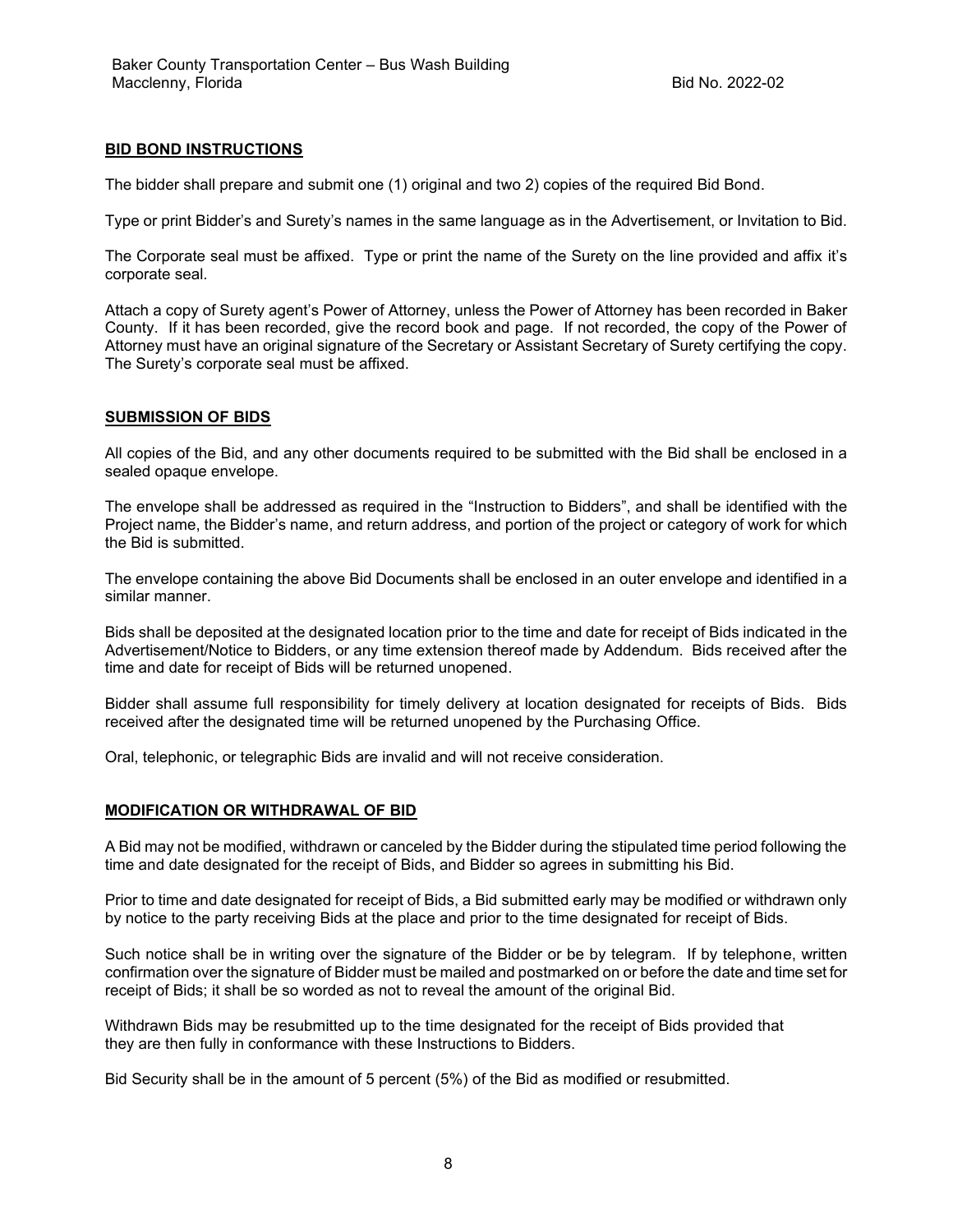## BID BOND INSTRUCTIONS

The bidder shall prepare and submit one (1) original and two 2) copies of the required Bid Bond.

Type or print Bidder's and Surety's names in the same language as in the Advertisement, or Invitation to Bid.

The Corporate seal must be affixed. Type or print the name of the Surety on the line provided and affix it's corporate seal.

Attach a copy of Surety agent's Power of Attorney, unless the Power of Attorney has been recorded in Baker County. If it has been recorded, give the record book and page. If not recorded, the copy of the Power of Attorney must have an original signature of the Secretary or Assistant Secretary of Surety certifying the copy. The Surety's corporate seal must be affixed.

## SUBMISSION OF BIDS

All copies of the Bid, and any other documents required to be submitted with the Bid shall be enclosed in a sealed opaque envelope.

The envelope shall be addressed as required in the "Instruction to Bidders", and shall be identified with the Project name, the Bidder's name, and return address, and portion of the project or category of work for which the Bid is submitted.

The envelope containing the above Bid Documents shall be enclosed in an outer envelope and identified in a similar manner.

Bids shall be deposited at the designated location prior to the time and date for receipt of Bids indicated in the Advertisement/Notice to Bidders, or any time extension thereof made by Addendum. Bids received after the time and date for receipt of Bids will be returned unopened.

Bidder shall assume full responsibility for timely delivery at location designated for receipts of Bids. Bids received after the designated time will be returned unopened by the Purchasing Office.

Oral, telephonic, or telegraphic Bids are invalid and will not receive consideration.

## MODIFICATION OR WITHDRAWAL OF BID

A Bid may not be modified, withdrawn or canceled by the Bidder during the stipulated time period following the time and date designated for the receipt of Bids, and Bidder so agrees in submitting his Bid.

Prior to time and date designated for receipt of Bids, a Bid submitted early may be modified or withdrawn only by notice to the party receiving Bids at the place and prior to the time designated for receipt of Bids.

Such notice shall be in writing over the signature of the Bidder or be by telegram. If by telephone, written confirmation over the signature of Bidder must be mailed and postmarked on or before the date and time set for receipt of Bids; it shall be so worded as not to reveal the amount of the original Bid.

Withdrawn Bids may be resubmitted up to the time designated for the receipt of Bids provided that they are then fully in conformance with these Instructions to Bidders.

Bid Security shall be in the amount of 5 percent (5%) of the Bid as modified or resubmitted.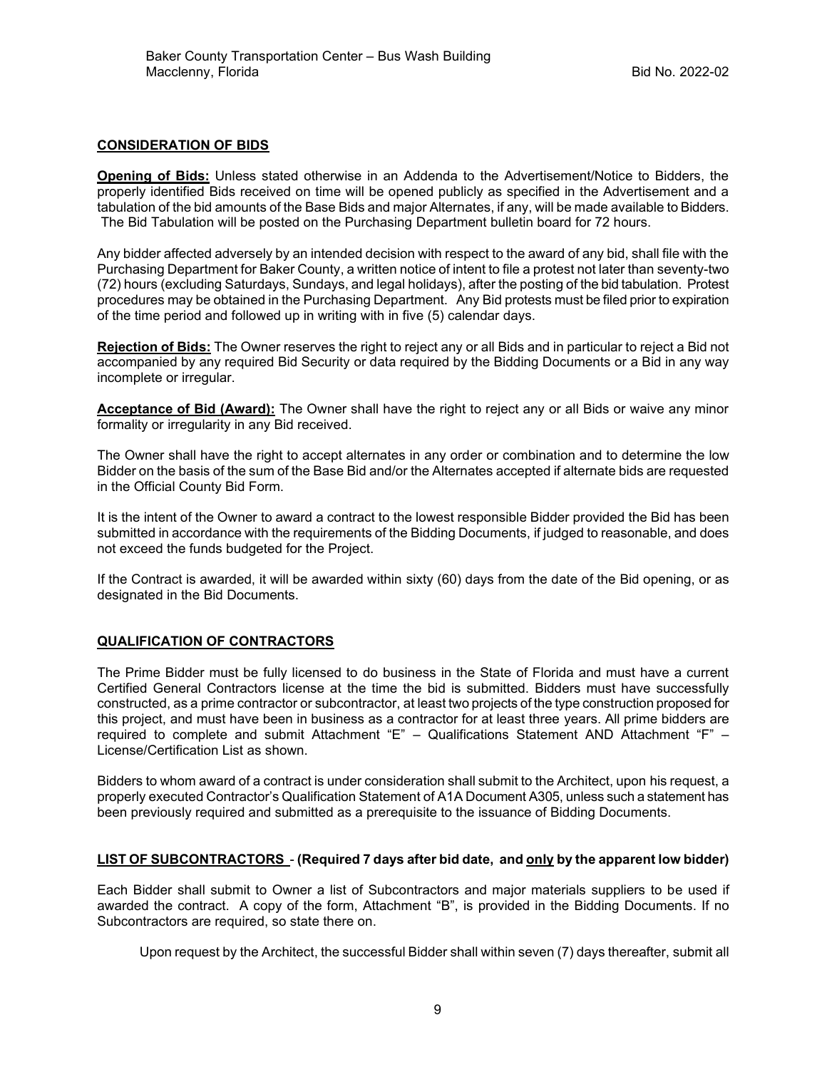## CONSIDERATION OF BIDS

**Opening of Bids:** Unless stated otherwise in an Addenda to the Advertisement/Notice to Bidders, the properly identified Bids received on time will be opened publicly as specified in the Advertisement and a tabulation of the bid amounts of the Base Bids and major Alternates, if any, will be made available to Bidders. The Bid Tabulation will be posted on the Purchasing Department bulletin board for 72 hours.

Any bidder affected adversely by an intended decision with respect to the award of any bid, shall file with the Purchasing Department for Baker County, a written notice of intent to file a protest not later than seventy-two (72) hours (excluding Saturdays, Sundays, and legal holidays), after the posting of the bid tabulation. Protest procedures may be obtained in the Purchasing Department. Any Bid protests must be filed prior to expiration of the time period and followed up in writing with in five (5) calendar days.

**Rejection of Bids:** The Owner reserves the right to reject any or all Bids and in particular to reject a Bid not accompanied by any required Bid Security or data required by the Bidding Documents or a Bid in any way incomplete or irregular.

**Acceptance of Bid (Award):** The Owner shall have the right to reject any or all Bids or waive any minor formality or irregularity in any Bid received.

The Owner shall have the right to accept alternates in any order or combination and to determine the low Bidder on the basis of the sum of the Base Bid and/or the Alternates accepted if alternate bids are requested in the Official County Bid Form.

It is the intent of the Owner to award a contract to the lowest responsible Bidder provided the Bid has been submitted in accordance with the requirements of the Bidding Documents, if judged to reasonable, and does not exceed the funds budgeted for the Project.

If the Contract is awarded, it will be awarded within sixty (60) days from the date of the Bid opening, or as designated in the Bid Documents.

## QUALIFICATION OF CONTRACTORS

The Prime Bidder must be fully licensed to do business in the State of Florida and must have a current Certified General Contractors license at the time the bid is submitted. Bidders must have successfully constructed, as a prime contractor or subcontractor, at least two projects of the type construction proposed for this project, and must have been in business as a contractor for at least three years. All prime bidders are required to complete and submit Attachment "E" – Qualifications Statement AND Attachment "F" – License/Certification List as shown.

Bidders to whom award of a contract is under consideration shall submit to the Architect, upon his request, a properly executed Contractor's Qualification Statement of A1A Document A305, unless such a statement has been previously required and submitted as a prerequisite to the issuance of Bidding Documents.

## LIST OF SUBCONTRACTORS - (Required 7 days after bid date, and only by the apparent low bidder)

Each Bidder shall submit to Owner a list of Subcontractors and major materials suppliers to be used if awarded the contract. A copy of the form, Attachment "B", is provided in the Bidding Documents. If no Subcontractors are required, so state there on.

Upon request by the Architect, the successful Bidder shall within seven (7) days thereafter, submit all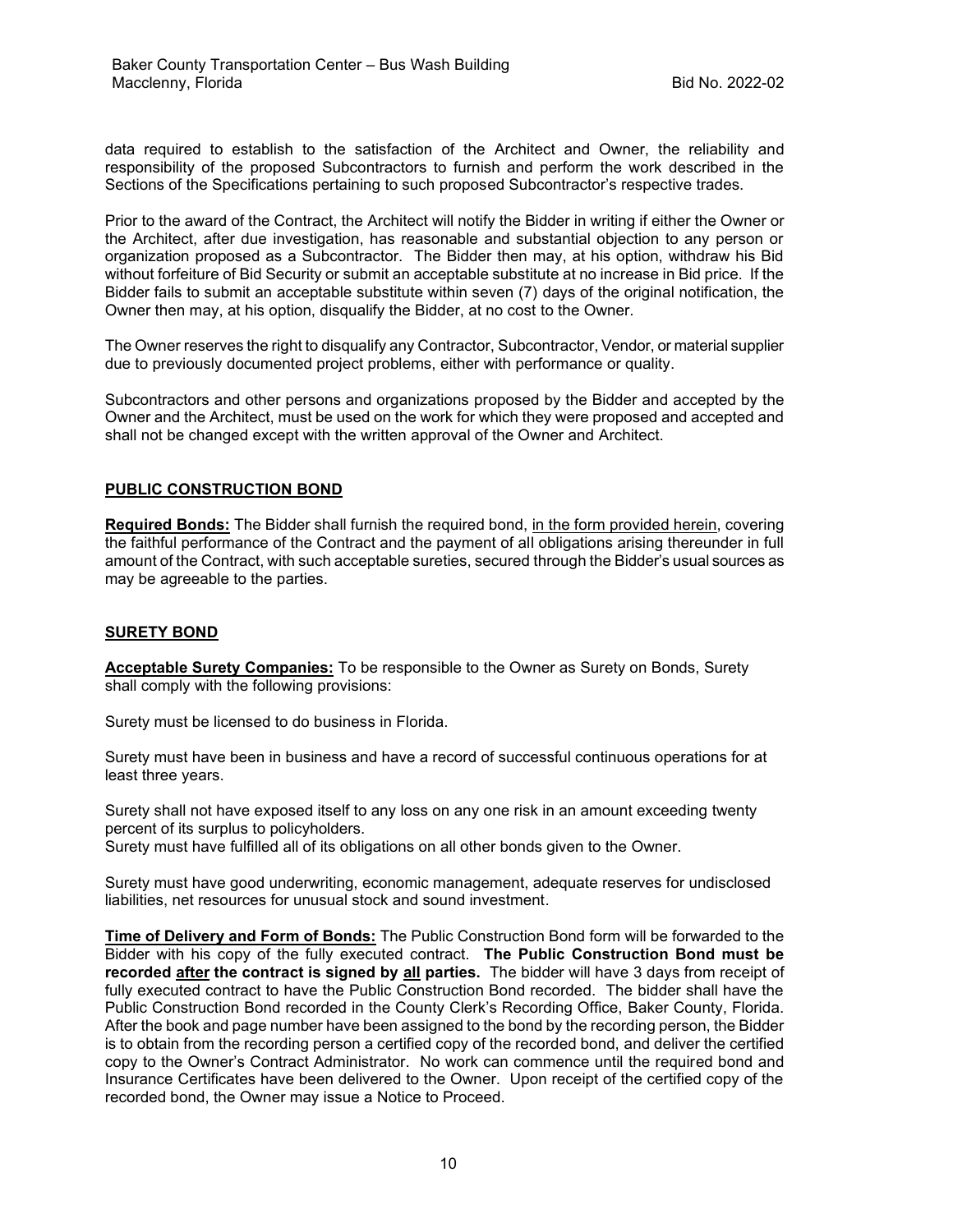data required to establish to the satisfaction of the Architect and Owner, the reliability and responsibility of the proposed Subcontractors to furnish and perform the work described in the Sections of the Specifications pertaining to such proposed Subcontractor's respective trades.

Prior to the award of the Contract, the Architect will notify the Bidder in writing if either the Owner or the Architect, after due investigation, has reasonable and substantial objection to any person or organization proposed as a Subcontractor. The Bidder then may, at his option, withdraw his Bid without forfeiture of Bid Security or submit an acceptable substitute at no increase in Bid price. If the Bidder fails to submit an acceptable substitute within seven (7) days of the original notification, the Owner then may, at his option, disqualify the Bidder, at no cost to the Owner.

The Owner reserves the right to disqualify any Contractor, Subcontractor, Vendor, or material supplier due to previously documented project problems, either with performance or quality.

Subcontractors and other persons and organizations proposed by the Bidder and accepted by the Owner and the Architect, must be used on the work for which they were proposed and accepted and shall not be changed except with the written approval of the Owner and Architect.

## PUBLIC CONSTRUCTION BOND

**Required Bonds:** The Bidder shall furnish the required bond, in the form provided herein, covering the faithful performance of the Contract and the payment of all obligations arising thereunder in full amount of the Contract, with such acceptable sureties, secured through the Bidder's usual sources as may be agreeable to the parties.

## SURETY BOND

**Acceptable Surety Companies:** To be responsible to the Owner as Surety on Bonds, Surety shall comply with the following provisions:

Surety must be licensed to do business in Florida.

Surety must have been in business and have a record of successful continuous operations for at least three years.

Surety shall not have exposed itself to any loss on any one risk in an amount exceeding twenty percent of its surplus to policyholders.

Surety must have fulfilled all of its obligations on all other bonds given to the Owner.

Surety must have good underwriting, economic management, adequate reserves for undisclosed liabilities, net resources for unusual stock and sound investment.

**Time of Delivery and Form of Bonds:** The Public Construction Bond form will be forwarded to the Bidder with his copy of the fully executed contract. **The Public Construction Bond must be recorded after the contract is signed by all parties.** The bidder will have 3 days from receipt of fully executed contract to have the Public Construction Bond recorded. The bidder shall have the Public Construction Bond recorded in the County Clerk's Recording Office, Baker County, Florida. After the book and page number have been assigned to the bond by the recording person, the Bidder is to obtain from the recording person a certified copy of the recorded bond, and deliver the certified copy to the Owner's Contract Administrator. No work can commence until the required bond and Insurance Certificates have been delivered to the Owner. Upon receipt of the certified copy of the recorded bond, the Owner may issue a Notice to Proceed.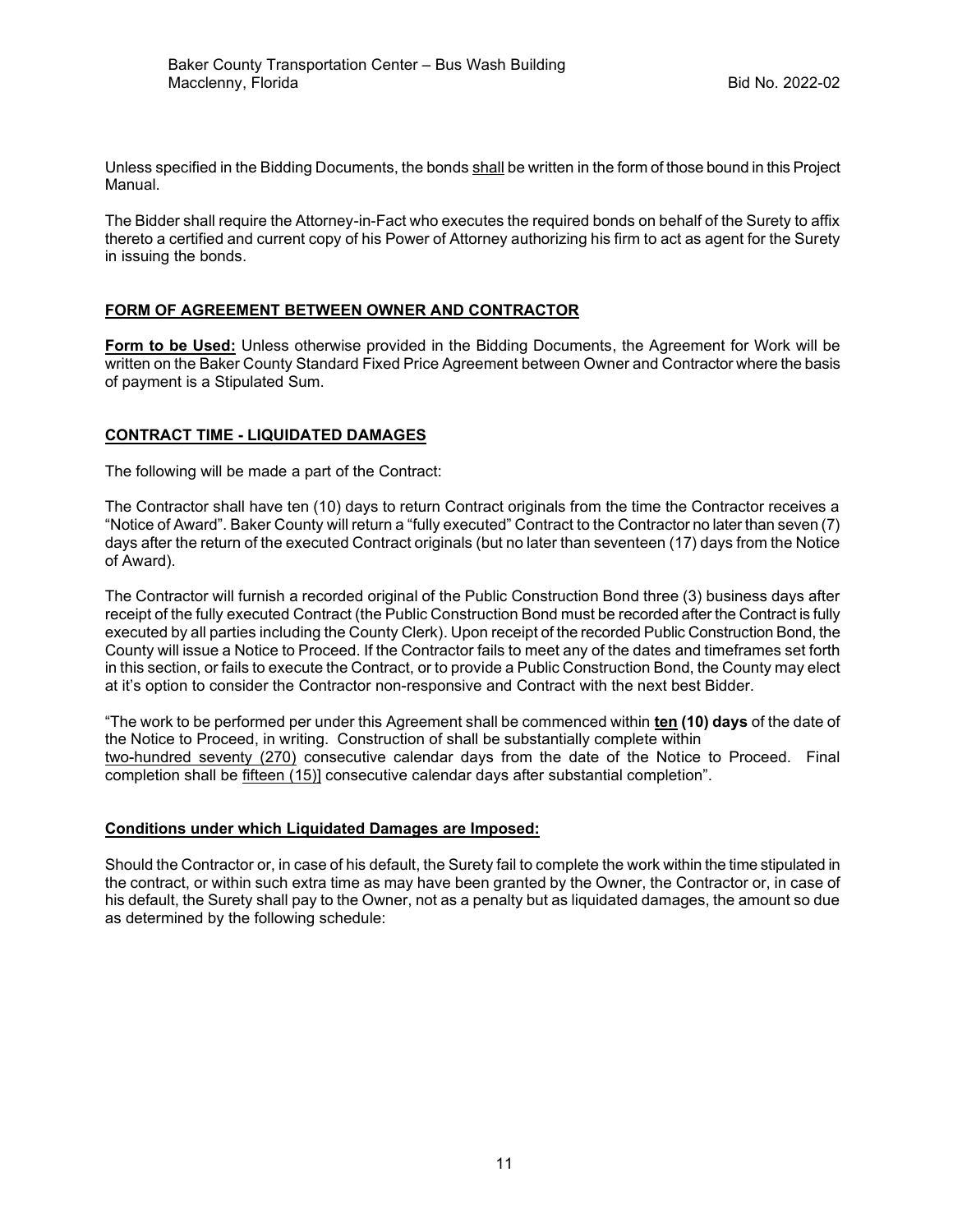Unless specified in the Bidding Documents, the bonds shall be written in the form of those bound in this Project Manual.

The Bidder shall require the Attorney-in-Fact who executes the required bonds on behalf of the Surety to affix thereto a certified and current copy of his Power of Attorney authorizing his firm to act as agent for the Surety in issuing the bonds.

## FORM OF AGREEMENT BETWEEN OWNER AND CONTRACTOR

**Form to be Used:** Unless otherwise provided in the Bidding Documents, the Agreement for Work will be written on the Baker County Standard Fixed Price Agreement between Owner and Contractor where the basis of payment is a Stipulated Sum.

## CONTRACT TIME - LIQUIDATED DAMAGES

The following will be made a part of the Contract:

The Contractor shall have ten (10) days to return Contract originals from the time the Contractor receives a "Notice of Award". Baker County will return a "fully executed" Contract to the Contractor no later than seven (7) days after the return of the executed Contract originals (but no later than seventeen (17) days from the Notice of Award).

The Contractor will furnish a recorded original of the Public Construction Bond three (3) business days after receipt of the fully executed Contract (the Public Construction Bond must be recorded after the Contract is fully executed by all parties including the County Clerk). Upon receipt of the recorded Public Construction Bond, the County will issue a Notice to Proceed. If the Contractor fails to meet any of the dates and timeframes set forth in this section, or fails to execute the Contract, or to provide a Public Construction Bond, the County may elect at it's option to consider the Contractor non-responsive and Contract with the next best Bidder.

"The work to be performed per under this Agreement shall be commenced within **ten (10) days** of the date of the Notice to Proceed, in writing. Construction of shall be substantially complete within two-hundred seventy (270) consecutive calendar days from the date of the Notice to Proceed. Final completion shall be fifteen (15)] consecutive calendar days after substantial completion".

## Conditions under which Liquidated Damages are Imposed:

Should the Contractor or, in case of his default, the Surety fail to complete the work within the time stipulated in the contract, or within such extra time as may have been granted by the Owner, the Contractor or, in case of his default, the Surety shall pay to the Owner, not as a penalty but as liquidated damages, the amount so due as determined by the following schedule: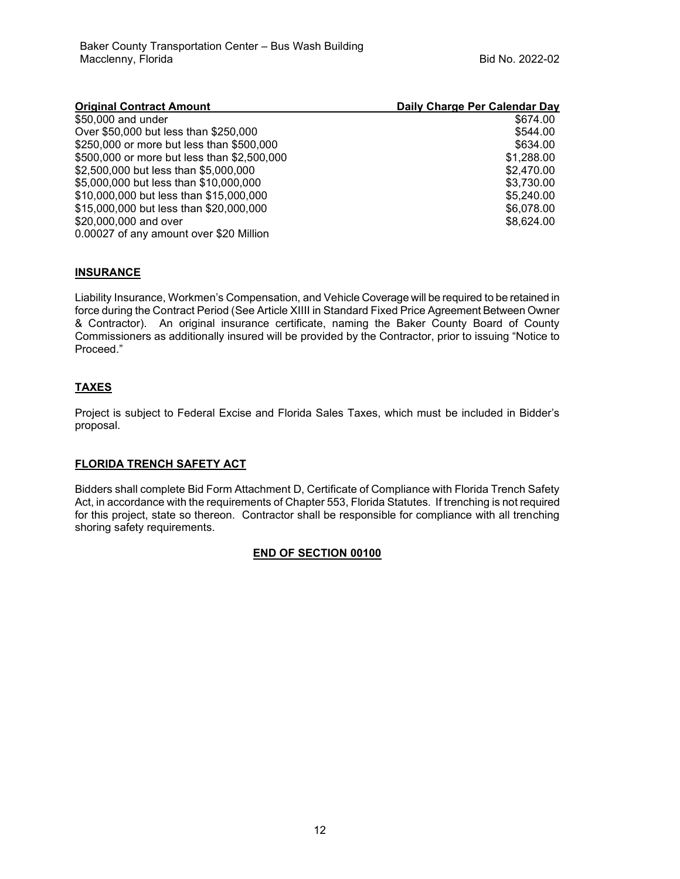| Original Contract Amount | Daily Charge Per Calendar Day |
|---|---|
| $50,000 and under | $674.00 |
| Over $50,000 but less than $250,000 | $544.00 |
| $250,000 or more but less than $500,000 | $634.00 |
| $500,000 or more but less than $2,500,000 | $1,288.00 |
| $2,500,000 but less than $5,000,000 | $2,470.00 |
| $5,000,000 but less than $10,000,000 | $3,730.00 |
| $10,000,000 but less than $15,000,000 | $5,240.00 |
| $15,000,000 but less than $20,000,000 | $6,078.00 |
| $20,000,000 and over | $8,624.00 |
| 0.00027 of any amount over $20 Million | |

## INSURANCE

Liability Insurance, Workmen's Compensation, and Vehicle Coverage will be required to be retained in force during the Contract Period (See Article XIIII in Standard Fixed Price Agreement Between Owner & Contractor). An original insurance certificate, naming the Baker County Board of County Commissioners as additionally insured will be provided by the Contractor, prior to issuing "Notice to Proceed."

## TAXES

Project is subject to Federal Excise and Florida Sales Taxes, which must be included in Bidder's proposal.

## FLORIDA TRENCH SAFETY ACT

Bidders shall complete Bid Form Attachment D, Certificate of Compliance with Florida Trench Safety Act, in accordance with the requirements of Chapter 553, Florida Statutes. If trenching is not required for this project, state so thereon. Contractor shall be responsible for compliance with all trenching shoring safety requirements.

**END OF SECTION 00100**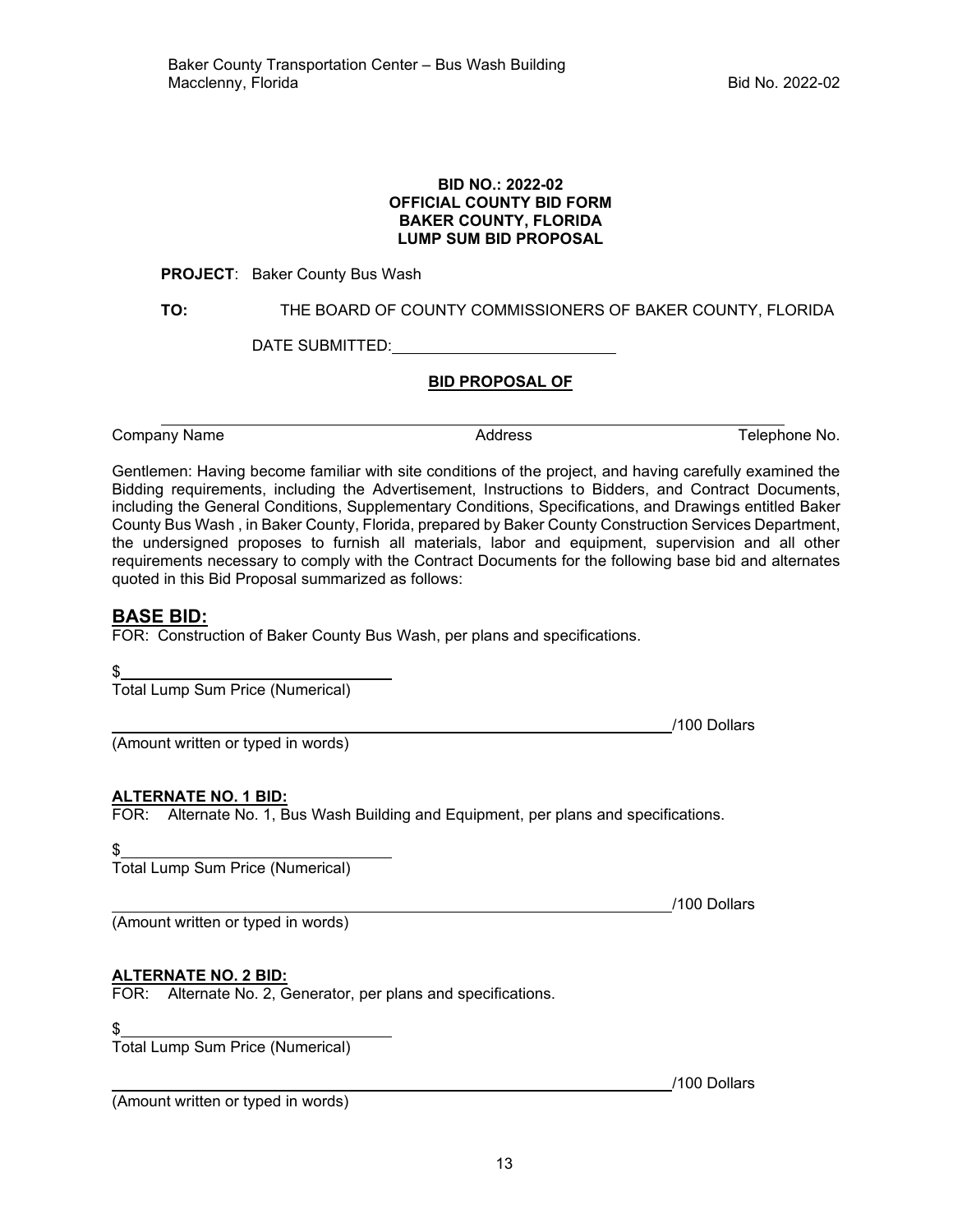**BID NO.: 2022-02**
**OFFICIAL COUNTY BID FORM**
**BAKER COUNTY, FLORIDA**
**LUMP SUM BID PROPOSAL**

**PROJECT**: Baker County Bus Wash

**TO:** THE BOARD OF COUNTY COMMISSIONERS OF BAKER COUNTY, FLORIDA

DATE SUBMITTED: ______________________

**BID PROPOSAL OF**

______________________________________________________________

Company Name Address Telephone No.

Gentlemen: Having become familiar with site conditions of the project, and having carefully examined the Bidding requirements, including the Advertisement, Instructions to Bidders, and Contract Documents, including the General Conditions, Supplementary Conditions, Specifications, and Drawings entitled Baker County Bus Wash , in Baker County, Florida, prepared by Baker County Construction Services Department, the undersigned proposes to furnish all materials, labor and equipment, supervision and all other requirements necessary to comply with the Contract Documents for the following base bid and alternates quoted in this Bid Proposal summarized as follows:

## BASE BID:

FOR: Construction of Baker County Bus Wash, per plans and specifications.

$______________________________
Total Lump Sum Price (Numerical)

______________________________________________________________/100 Dollars
(Amount written or typed in words)

**ALTERNATE NO. 1 BID:**

FOR: Alternate No. 1, Bus Wash Building and Equipment, per plans and specifications.

$______________________________
Total Lump Sum Price (Numerical)

______________________________________________________________/100 Dollars
(Amount written or typed in words)

**ALTERNATE NO. 2 BID:**

FOR: Alternate No. 2, Generator, per plans and specifications.

$______________________________
Total Lump Sum Price (Numerical)

______________________________________________________________/100 Dollars
(Amount written or typed in words)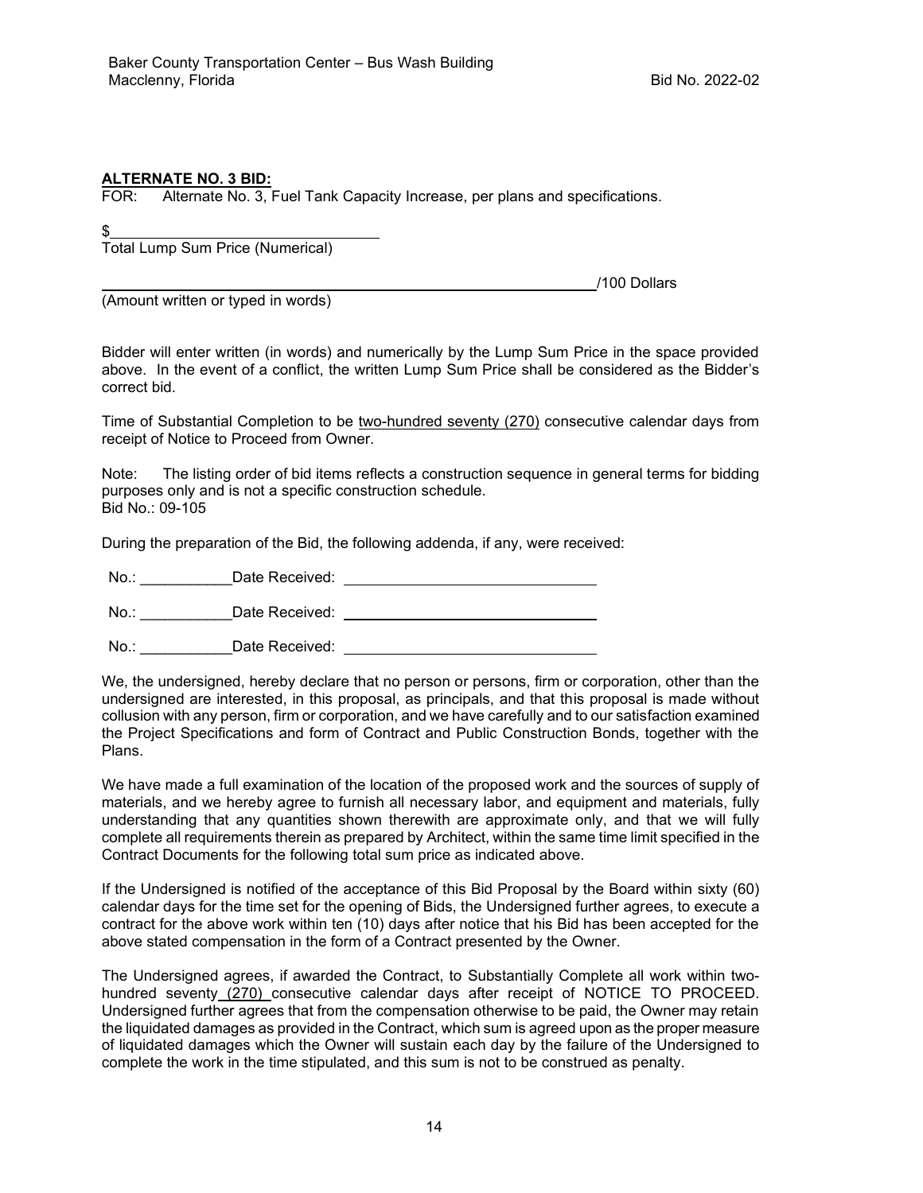**ALTERNATE NO. 3 BID:**

FOR: Alternate No. 3, Fuel Tank Capacity Increase, per plans and specifications.

$________________________________

Total Lump Sum Price (Numerical)

____________________________________________________________/100 Dollars

(Amount written or typed in words)

Bidder will enter written (in words) and numerically by the Lump Sum Price in the space provided above. In the event of a conflict, the written Lump Sum Price shall be considered as the Bidder's correct bid.

Time of Substantial Completion to be two-hundred seventy (270) consecutive calendar days from receipt of Notice to Proceed from Owner.

Note: The listing order of bid items reflects a construction sequence in general terms for bidding purposes only and is not a specific construction schedule.
Bid No.: 09-105

During the preparation of the Bid, the following addenda, if any, were received:

No.: ___________Date Received: ______________________________

No.: ___________Date Received: ______________________________

No.: ___________Date Received: ______________________________

We, the undersigned, hereby declare that no person or persons, firm or corporation, other than the undersigned are interested, in this proposal, as principals, and that this proposal is made without collusion with any person, firm or corporation, and we have carefully and to our satisfaction examined the Project Specifications and form of Contract and Public Construction Bonds, together with the Plans.

We have made a full examination of the location of the proposed work and the sources of supply of materials, and we hereby agree to furnish all necessary labor, and equipment and materials, fully understanding that any quantities shown therewith are approximate only, and that we will fully complete all requirements therein as prepared by Architect, within the same time limit specified in the Contract Documents for the following total sum price as indicated above.

If the Undersigned is notified of the acceptance of this Bid Proposal by the Board within sixty (60) calendar days for the time set for the opening of Bids, the Undersigned further agrees, to execute a contract for the above work within ten (10) days after notice that his Bid has been accepted for the above stated compensation in the form of a Contract presented by the Owner.

The Undersigned agrees, if awarded the Contract, to Substantially Complete all work within two-hundred seventy (270) consecutive calendar days after receipt of NOTICE TO PROCEED. Undersigned further agrees that from the compensation otherwise to be paid, the Owner may retain the liquidated damages as provided in the Contract, which sum is agreed upon as the proper measure of liquidated damages which the Owner will sustain each day by the failure of the Undersigned to complete the work in the time stipulated, and this sum is not to be construed as penalty.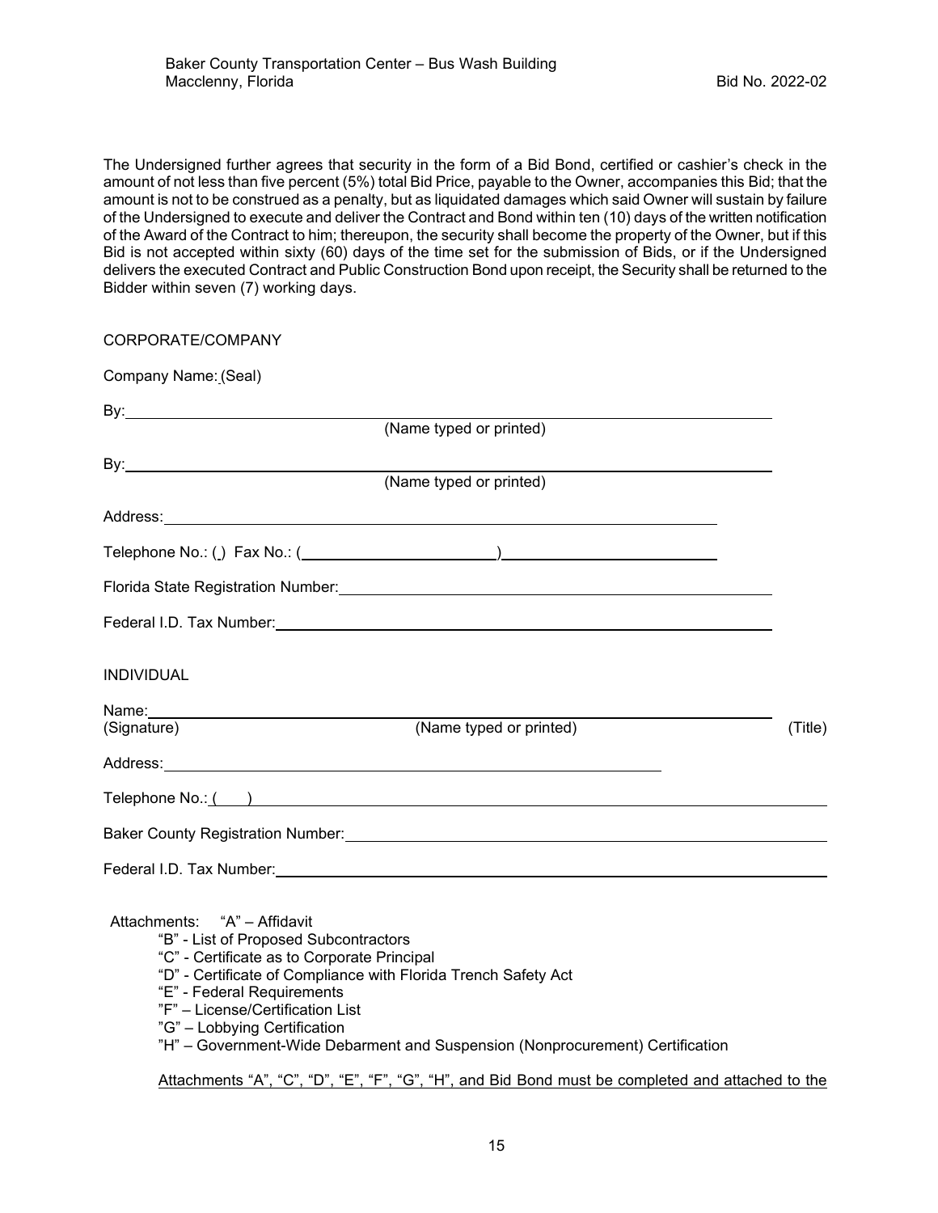The Undersigned further agrees that security in the form of a Bid Bond, certified or cashier's check in the amount of not less than five percent (5%) total Bid Price, payable to the Owner, accompanies this Bid; that the amount is not to be construed as a penalty, but as liquidated damages which said Owner will sustain by failure of the Undersigned to execute and deliver the Contract and Bond within ten (10) days of the written notification of the Award of the Contract to him; thereupon, the security shall become the property of the Owner, but if this Bid is not accepted within sixty (60) days of the time set for the submission of Bids, or if the Undersigned delivers the executed Contract and Public Construction Bond upon receipt, the Security shall be returned to the Bidder within seven (7) working days.

CORPORATE/COMPANY

Company Name: (Seal)

By: ______________________________________________
(Name typed or printed)

By: ______________________________________________
(Name typed or printed)

Address: ______________________________________________

Telephone No.: ( ) Fax No.: (______________________) ______________________

Florida State Registration Number: ______________________________________________

Federal I.D. Tax Number: ______________________________________________

INDIVIDUAL

Name: ______________________________________________
(Signature) (Name typed or printed) (Title)

Address: ______________________________________________

Telephone No.: ( ) ______________________________________________

Baker County Registration Number: ______________________________________________

Federal I.D. Tax Number: ______________________________________________

Attachments: "A" – Affidavit
- "B" - List of Proposed Subcontractors
- "C" - Certificate as to Corporate Principal
- "D" - Certificate of Compliance with Florida Trench Safety Act
- "E" - Federal Requirements
- "F" – License/Certification List
- "G" – Lobbying Certification
- "H" – Government-Wide Debarment and Suspension (Nonprocurement) Certification

Attachments "A", "C", "D", "E", "F", "G", "H", and Bid Bond must be completed and attached to the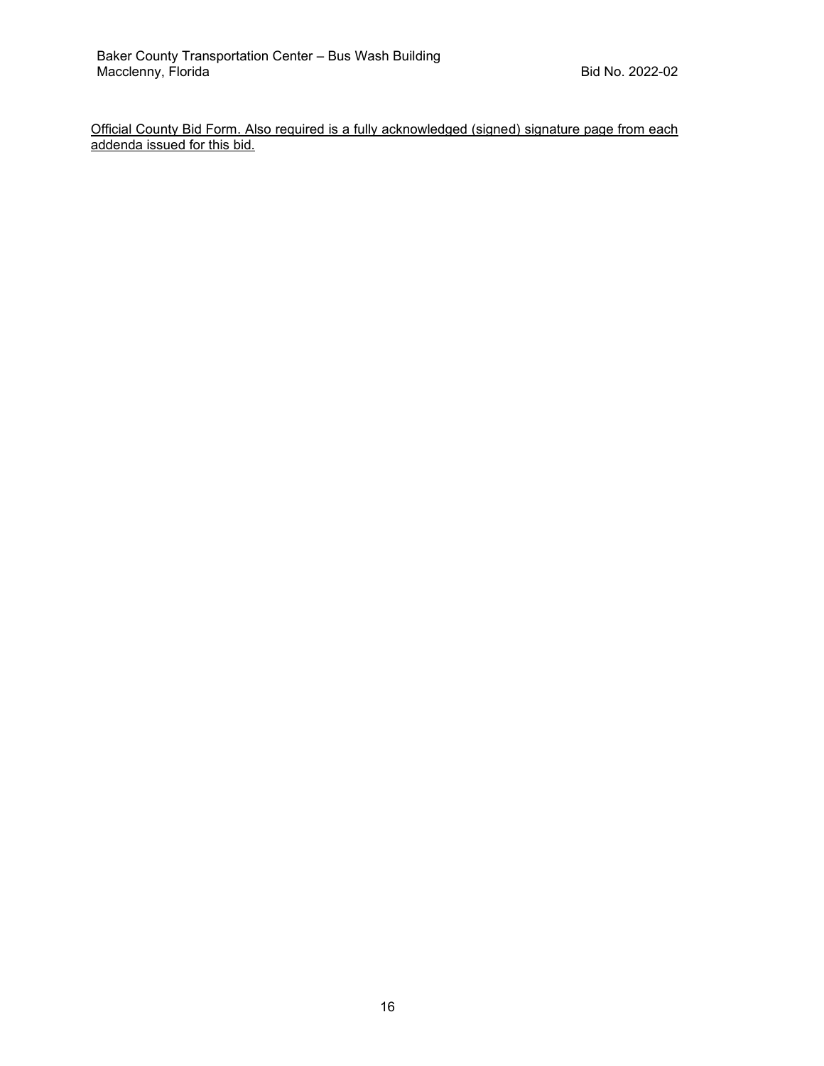<u>Official County Bid Form. Also required is a fully acknowledged (signed) signature page from each addenda issued for this bid.</u>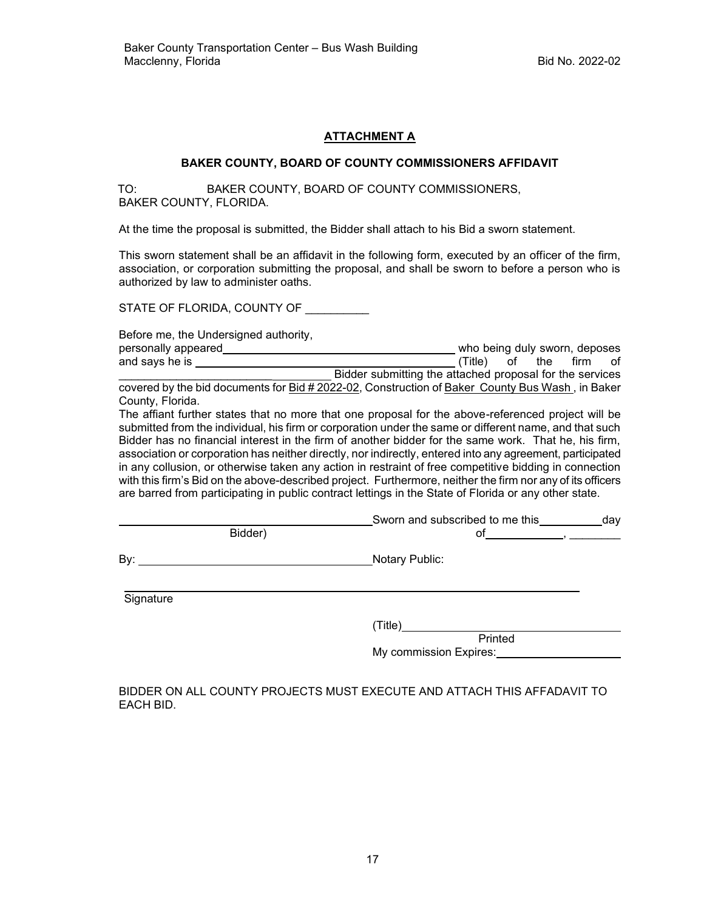## ATTACHMENT A

### BAKER COUNTY, BOARD OF COUNTY COMMISSIONERS AFFIDAVIT

TO: BAKER COUNTY, BOARD OF COUNTY COMMISSIONERS, BAKER COUNTY, FLORIDA.

At the time the proposal is submitted, the Bidder shall attach to his Bid a sworn statement.

This sworn statement shall be an affidavit in the following form, executed by an officer of the firm, association, or corporation submitting the proposal, and shall be sworn to before a person who is authorized by law to administer oaths.

STATE OF FLORIDA, COUNTY OF __________

Before me, the Undersigned authority, personally appeared ________________________________________ who being duly sworn, deposes and says he is ________________________________________ (Title) of the firm of ____________________________________ Bidder submitting the attached proposal for the services covered by the bid documents for Bid # 2022-02, Construction of Baker County Bus Wash , in Baker County, Florida.

The affiant further states that no more that one proposal for the above-referenced project will be submitted from the individual, his firm or corporation under the same or different name, and that such Bidder has no financial interest in the firm of another bidder for the same work. That he, his firm, association or corporation has neither directly, nor indirectly, entered into any agreement, participated in any collusion, or otherwise taken any action in restraint of free competitive bidding in connection with this firm's Bid on the above-described project. Furthermore, neither the firm nor any of its officers are barred from participating in public contract lettings in the State of Florida or any other state.

________________________________________ Sworn and subscribed to me this __________ day
Bidder) of ____________, ________

By: ____________________________________ Notary Public:

____________________________________________________________
Signature

(Title) ________________________________
Printed

My commission Expires: ____________________

BIDDER ON ALL COUNTY PROJECTS MUST EXECUTE AND ATTACH THIS AFFADAVIT TO EACH BID.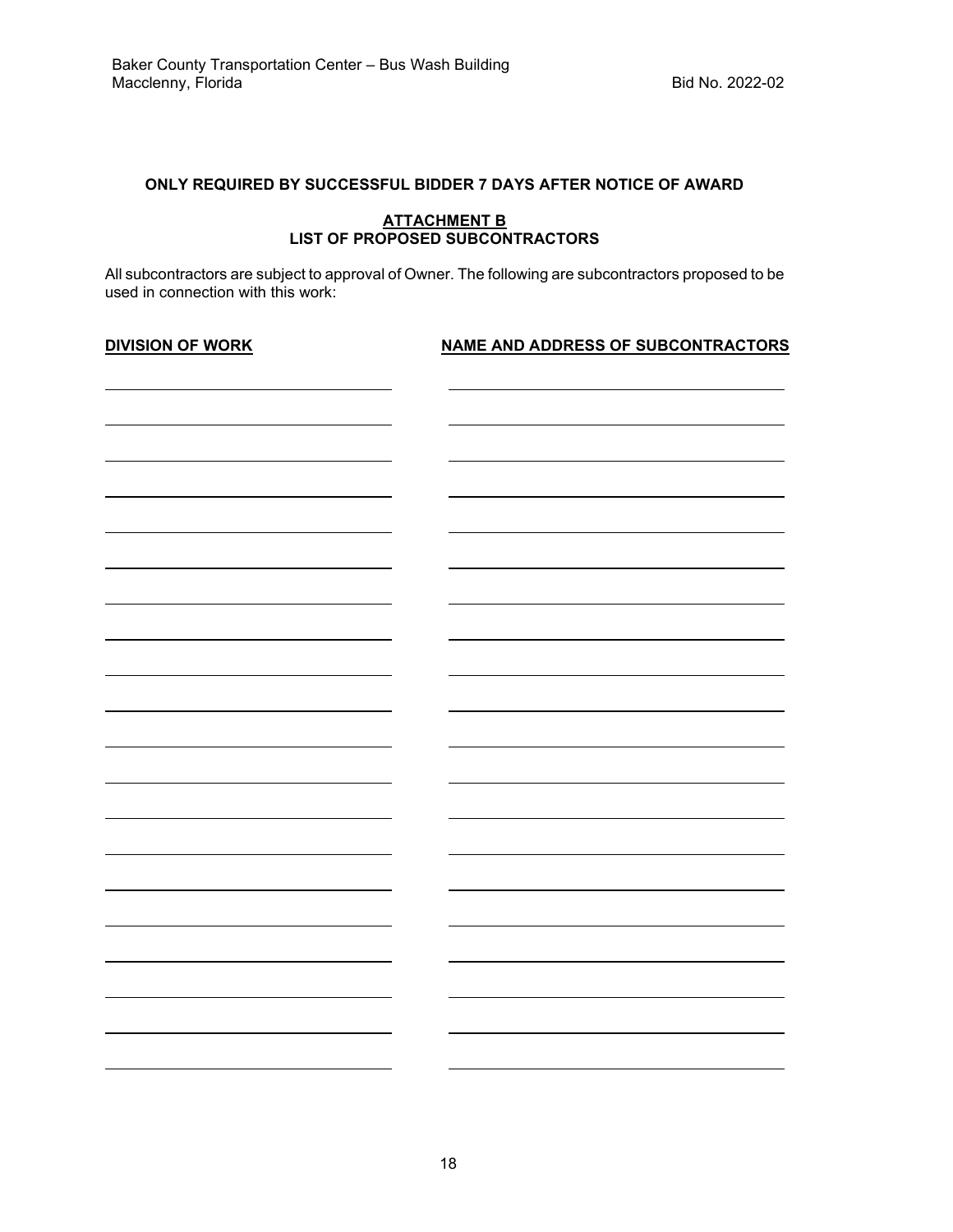**ONLY REQUIRED BY SUCCESSFUL BIDDER 7 DAYS AFTER NOTICE OF AWARD**

## ATTACHMENT B
## LIST OF PROPOSED SUBCONTRACTORS

All subcontractors are subject to approval of Owner. The following are subcontractors proposed to be used in connection with this work:

| DIVISION OF WORK | NAME AND ADDRESS OF SUBCONTRACTORS |
|---|---|
| | |
| | |
| | |
| | |
| | |
| | |
| | |
| | |
| | |
| | |
| | |
| | |
| | |
| | |
| | |
| | |
| | |
| | |
| | |
| | |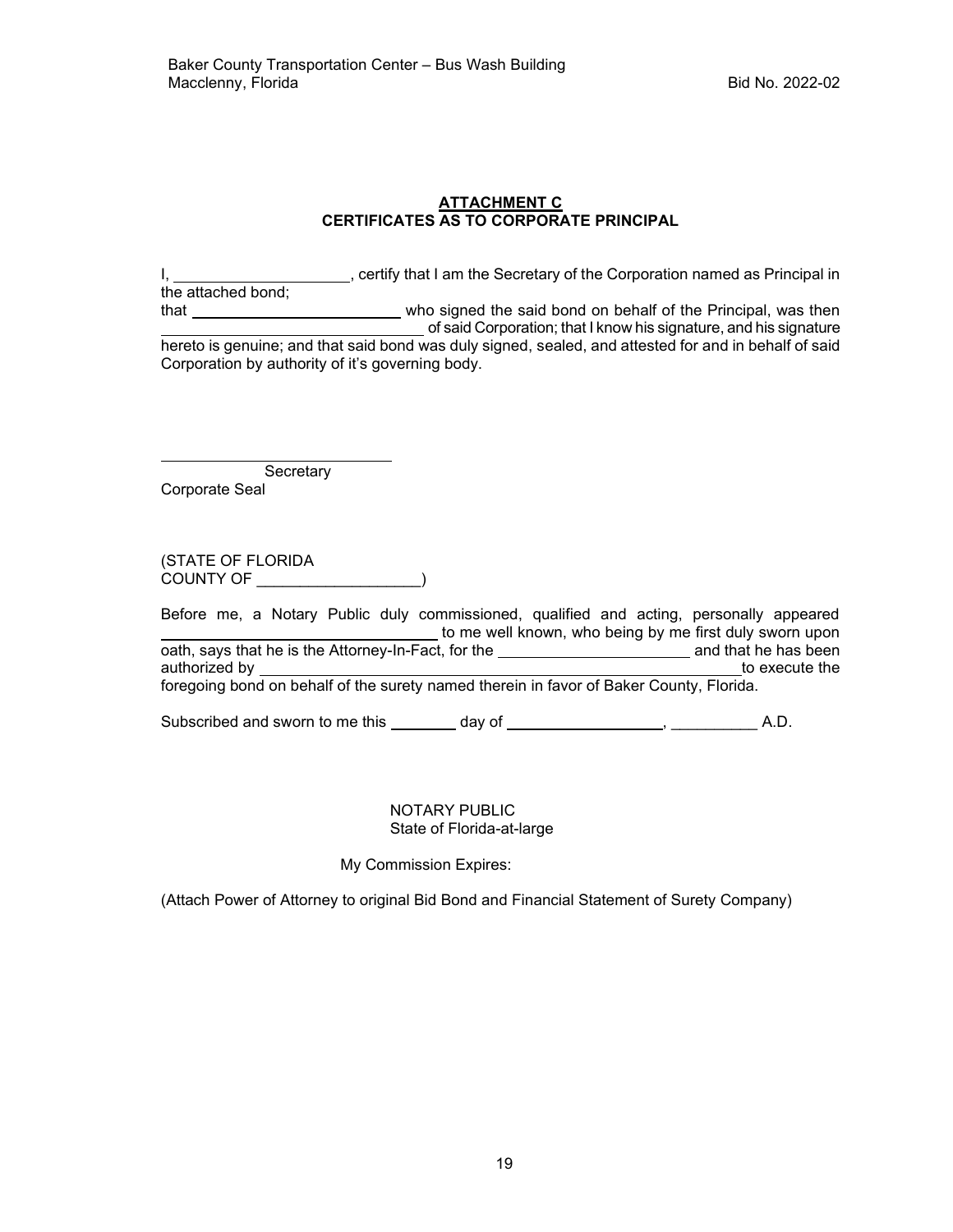**ATTACHMENT C**
**CERTIFICATES AS TO CORPORATE PRINCIPAL**

I, ____________________, certify that I am the Secretary of the Corporation named as Principal in the attached bond;
that ________________________ who signed the said bond on behalf of the Principal, was then ______________________________ of said Corporation; that I know his signature, and his signature hereto is genuine; and that said bond was duly signed, sealed, and attested for and in behalf of said Corporation by authority of it's governing body.

___________________________
Secretary
Corporate Seal

(STATE OF FLORIDA
COUNTY OF __________________)

Before me, a Notary Public duly commissioned, qualified and acting, personally appeared ________________________________ to me well known, who being by me first duly sworn upon oath, says that he is the Attorney-In-Fact, for the ______________________ and that he has been authorized by ________________________________________________________ to execute the foregoing bond on behalf of the surety named therein in favor of Baker County, Florida.

Subscribed and sworn to me this ________ day of __________________, __________ A.D.

NOTARY PUBLIC
State of Florida-at-large

My Commission Expires:

(Attach Power of Attorney to original Bid Bond and Financial Statement of Surety Company)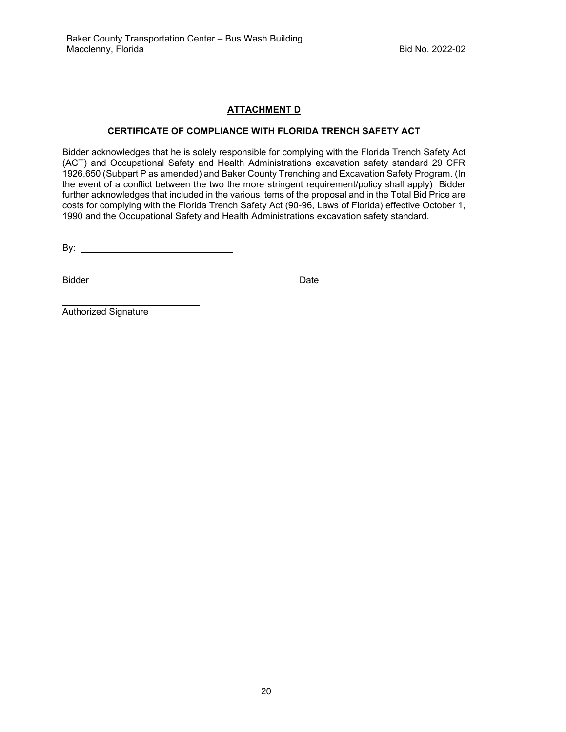## ATTACHMENT D

### CERTIFICATE OF COMPLIANCE WITH FLORIDA TRENCH SAFETY ACT

Bidder acknowledges that he is solely responsible for complying with the Florida Trench Safety Act (ACT) and Occupational Safety and Health Administrations excavation safety standard 29 CFR 1926.650 (Subpart P as amended) and Baker County Trenching and Excavation Safety Program. (In the event of a conflict between the two the more stringent requirement/policy shall apply) Bidder further acknowledges that included in the various items of the proposal and in the Total Bid Price are costs for complying with the Florida Trench Safety Act (90-96, Laws of Florida) effective October 1, 1990 and the Occupational Safety and Health Administrations excavation safety standard.

By: ______________________________

______________________________ ______________________________

Bidder Date

______________________________

Authorized Signature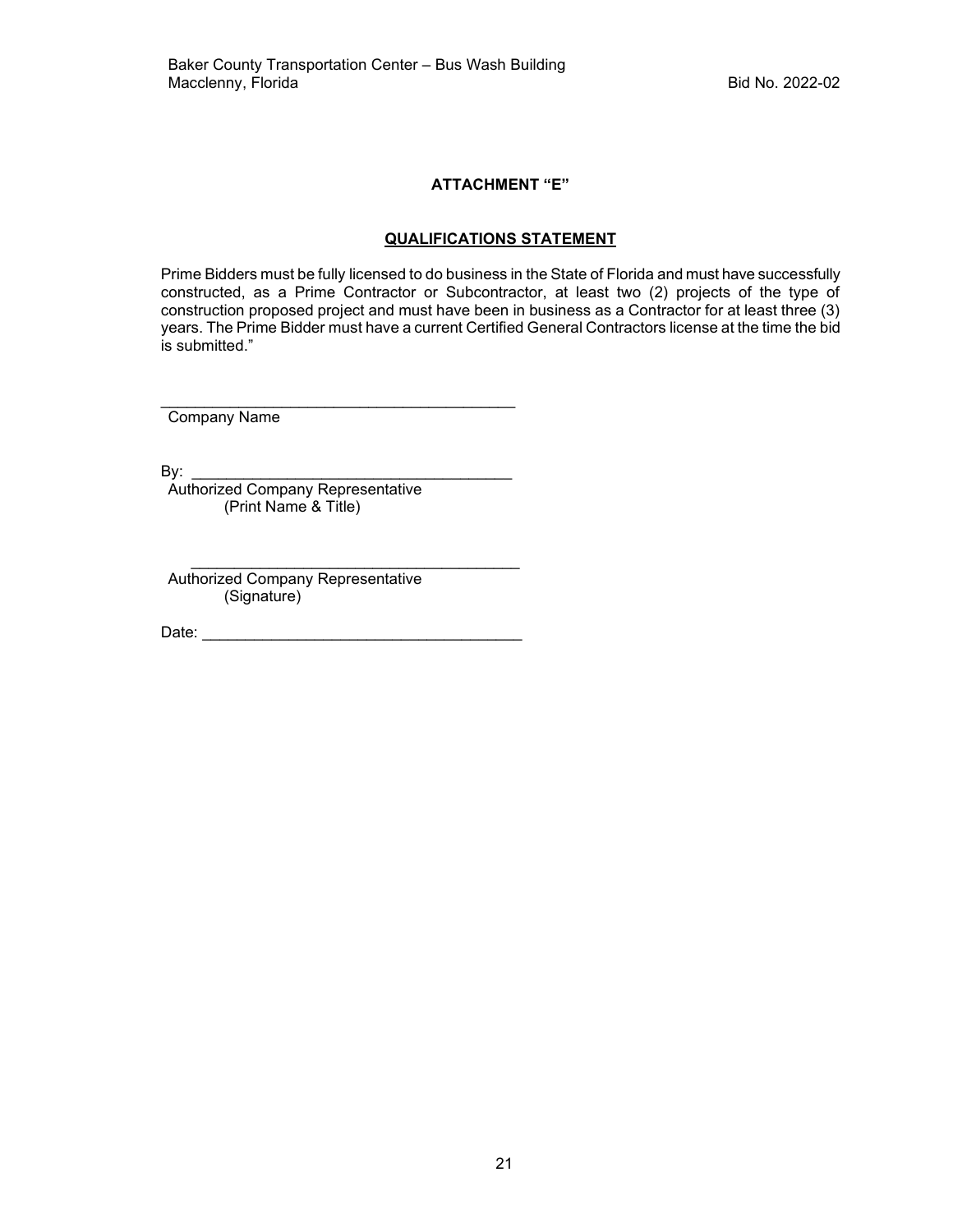## ATTACHMENT "E"

### QUALIFICATIONS STATEMENT

Prime Bidders must be fully licensed to do business in the State of Florida and must have successfully constructed, as a Prime Contractor or Subcontractor, at least two (2) projects of the type of construction proposed project and must have been in business as a Contractor for at least three (3) years. The Prime Bidder must have a current Certified General Contractors license at the time the bid is submitted."

\_\_\_\_\_\_\_\_\_\_\_\_\_\_\_\_\_\_\_\_\_\_\_\_\_\_\_\_\_\_\_\_\_\_\_\_\_\_\_\_\_\_
Company Name

By: \_\_\_\_\_\_\_\_\_\_\_\_\_\_\_\_\_\_\_\_\_\_\_\_\_\_\_\_\_\_\_\_\_\_\_\_\_\_
Authorized Company Representative
(Print Name & Title)

\_\_\_\_\_\_\_\_\_\_\_\_\_\_\_\_\_\_\_\_\_\_\_\_\_\_\_\_\_\_\_\_\_\_\_\_\_\_\_
Authorized Company Representative
(Signature)

Date: \_\_\_\_\_\_\_\_\_\_\_\_\_\_\_\_\_\_\_\_\_\_\_\_\_\_\_\_\_\_\_\_\_\_\_\_\_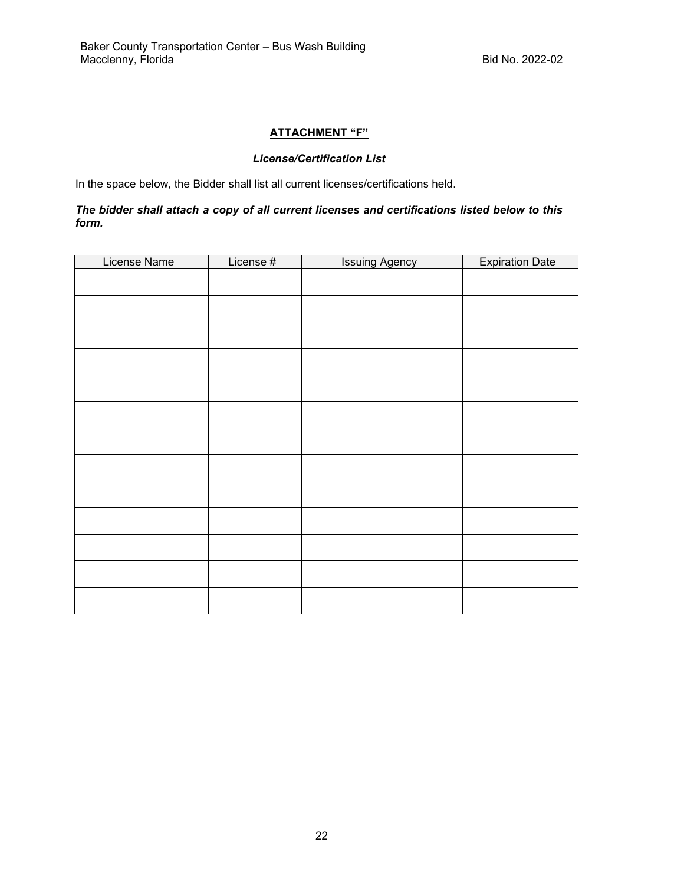## ATTACHMENT "F"

***License/Certification List***

In the space below, the Bidder shall list all current licenses/certifications held.

***The bidder shall attach a copy of all current licenses and certifications listed below to this form.***

| License Name | License # | Issuing Agency | Expiration Date |
|---|---|---|---|
| | | | |
| | | | |
| | | | |
| | | | |
| | | | |
| | | | |
| | | | |
| | | | |
| | | | |
| | | | |
| | | | |
| | | | |
| | | | |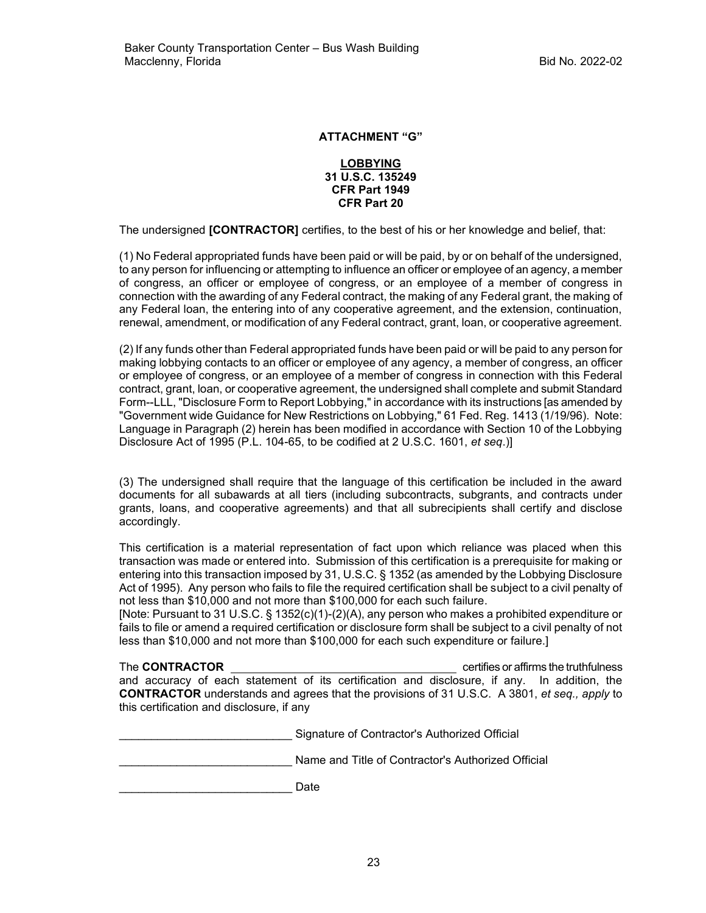**ATTACHMENT "G"**

**LOBBYING**
**31 U.S.C. 135249**
**CFR Part 1949**
**CFR Part 20**

The undersigned **[CONTRACTOR]** certifies, to the best of his or her knowledge and belief, that:

(1) No Federal appropriated funds have been paid or will be paid, by or on behalf of the undersigned, to any person for influencing or attempting to influence an officer or employee of an agency, a member of congress, an officer or employee of congress, or an employee of a member of congress in connection with the awarding of any Federal contract, the making of any Federal grant, the making of any Federal loan, the entering into of any cooperative agreement, and the extension, continuation, renewal, amendment, or modification of any Federal contract, grant, loan, or cooperative agreement.

(2) If any funds other than Federal appropriated funds have been paid or will be paid to any person for making lobbying contacts to an officer or employee of any agency, a member of congress, an officer or employee of congress, or an employee of a member of congress in connection with this Federal contract, grant, loan, or cooperative agreement, the undersigned shall complete and submit Standard Form--LLL, "Disclosure Form to Report Lobbying," in accordance with its instructions [as amended by "Government wide Guidance for New Restrictions on Lobbying," 61 Fed. Reg. 1413 (1/19/96). Note: Language in Paragraph (2) herein has been modified in accordance with Section 10 of the Lobbying Disclosure Act of 1995 (P.L. 104-65, to be codified at 2 U.S.C. 1601, *et seq*.)]

(3) The undersigned shall require that the language of this certification be included in the award documents for all subawards at all tiers (including subcontracts, subgrants, and contracts under grants, loans, and cooperative agreements) and that all subrecipients shall certify and disclose accordingly.

This certification is a material representation of fact upon which reliance was placed when this transaction was made or entered into. Submission of this certification is a prerequisite for making or entering into this transaction imposed by 31, U.S.C. § 1352 (as amended by the Lobbying Disclosure Act of 1995). Any person who fails to file the required certification shall be subject to a civil penalty of not less than $10,000 and not more than $100,000 for each such failure.
[Note: Pursuant to 31 U.S.C. § 1352(c)(1)-(2)(A), any person who makes a prohibited expenditure or fails to file or amend a required certification or disclosure form shall be subject to a civil penalty of not less than $10,000 and not more than $100,000 for each such expenditure or failure.]

The **CONTRACTOR** ___________________________________ certifies or affirms the truthfulness and accuracy of each statement of its certification and disclosure, if any. In addition, the **CONTRACTOR** understands and agrees that the provisions of 31 U.S.C. A 3801, *et seq., apply* to this certification and disclosure, if any

___________________________ Signature of Contractor's Authorized Official

___________________________ Name and Title of Contractor's Authorized Official

___________________________ Date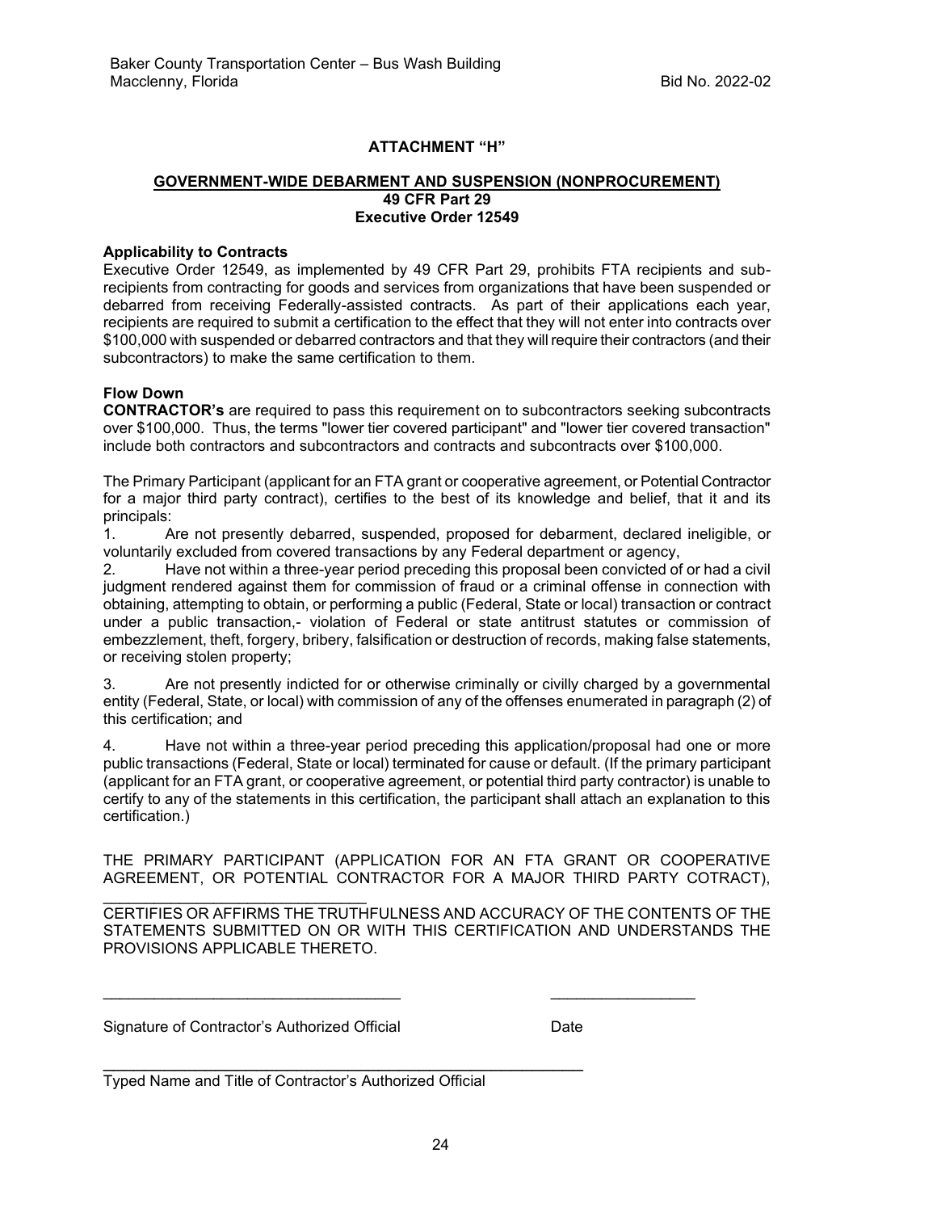## ATTACHMENT "H"

### GOVERNMENT-WIDE DEBARMENT AND SUSPENSION (NONPROCUREMENT)
### 49 CFR Part 29
### Executive Order 12549

**Applicability to Contracts**
Executive Order 12549, as implemented by 49 CFR Part 29, prohibits FTA recipients and sub-recipients from contracting for goods and services from organizations that have been suspended or debarred from receiving Federally-assisted contracts. As part of their applications each year, recipients are required to submit a certification to the effect that they will not enter into contracts over $100,000 with suspended or debarred contractors and that they will require their contractors (and their subcontractors) to make the same certification to them.

**Flow Down**
**CONTRACTOR's** are required to pass this requirement on to subcontractors seeking subcontracts over $100,000. Thus, the terms "lower tier covered participant" and "lower tier covered transaction" include both contractors and subcontractors and contracts and subcontracts over $100,000.

The Primary Participant (applicant for an FTA grant or cooperative agreement, or Potential Contractor for a major third party contract), certifies to the best of its knowledge and belief, that it and its principals:

1. Are not presently debarred, suspended, proposed for debarment, declared ineligible, or voluntarily excluded from covered transactions by any Federal department or agency,
2. Have not within a three-year period preceding this proposal been convicted of or had a civil judgment rendered against them for commission of fraud or a criminal offense in connection with obtaining, attempting to obtain, or performing a public (Federal, State or local) transaction or contract under a public transaction,- violation of Federal or state antitrust statutes or commission of embezzlement, theft, forgery, bribery, falsification or destruction of records, making false statements, or receiving stolen property;
3. Are not presently indicted for or otherwise criminally or civilly charged by a governmental entity (Federal, State, or local) with commission of any of the offenses enumerated in paragraph (2) of this certification; and
4. Have not within a three-year period preceding this application/proposal had one or more public transactions (Federal, State or local) terminated for cause or default. (If the primary participant (applicant for an FTA grant, or cooperative agreement, or potential third party contractor) is unable to certify to any of the statements in this certification, the participant shall attach an explanation to this certification.)

THE PRIMARY PARTICIPANT (APPLICATION FOR AN FTA GRANT OR COOPERATIVE AGREEMENT, OR POTENTIAL CONTRACTOR FOR A MAJOR THIRD PARTY COTRACT), ______________________________ CERTIFIES OR AFFIRMS THE TRUTHFULNESS AND ACCURACY OF THE CONTENTS OF THE STATEMENTS SUBMITTED ON OR WITH THIS CERTIFICATION AND UNDERSTANDS THE PROVISIONS APPLICABLE THERETO.

__________________________________ ________________

Signature of Contractor's Authorized Official Date

________________________________________________________

Typed Name and Title of Contractor's Authorized Official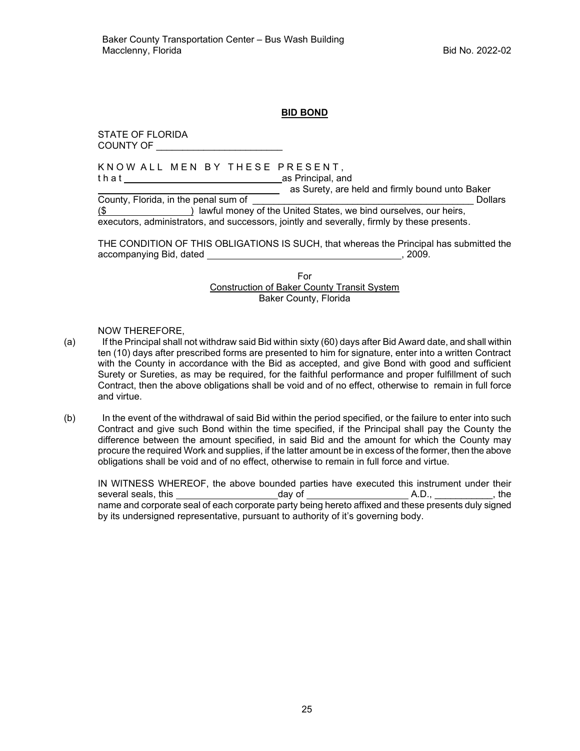## BID BOND

STATE OF FLORIDA
COUNTY OF ________________________

KNOW ALL MEN BY THESE PRESENT,
that ______________________________ as Principal, and
______________________________ as Surety, are held and firmly bound unto Baker County, Florida, in the penal sum of ________________________________________ Dollars ($ ________________) lawful money of the United States, we bind ourselves, our heirs, executors, administrators, and successors, jointly and severally, firmly by these presents.

THE CONDITION OF THIS OBLIGATIONS IS SUCH, that whereas the Principal has submitted the accompanying Bid, dated ____________________________________, 2009.

For
Construction of Baker County Transit System
Baker County, Florida

NOW THEREFORE,

(a) If the Principal shall not withdraw said Bid within sixty (60) days after Bid Award date, and shall within ten (10) days after prescribed forms are presented to him for signature, enter into a written Contract with the County in accordance with the Bid as accepted, and give Bond with good and sufficient Surety or Sureties, as may be required, for the faithful performance and proper fulfillment of such Contract, then the above obligations shall be void and of no effect, otherwise to remain in full force and virtue.

(b) In the event of the withdrawal of said Bid within the period specified, or the failure to enter into such Contract and give such Bond within the time specified, if the Principal shall pay the County the difference between the amount specified, in said Bid and the amount for which the County may procure the required Work and supplies, if the latter amount be in excess of the former, then the above obligations shall be void and of no effect, otherwise to remain in full force and virtue.

IN WITNESS WHEREOF, the above bounded parties have executed this instrument under their several seals, this ____________________ day of ____________________ A.D., ___________, the name and corporate seal of each corporate party being hereto affixed and these presents duly signed by its undersigned representative, pursuant to authority of it's governing body.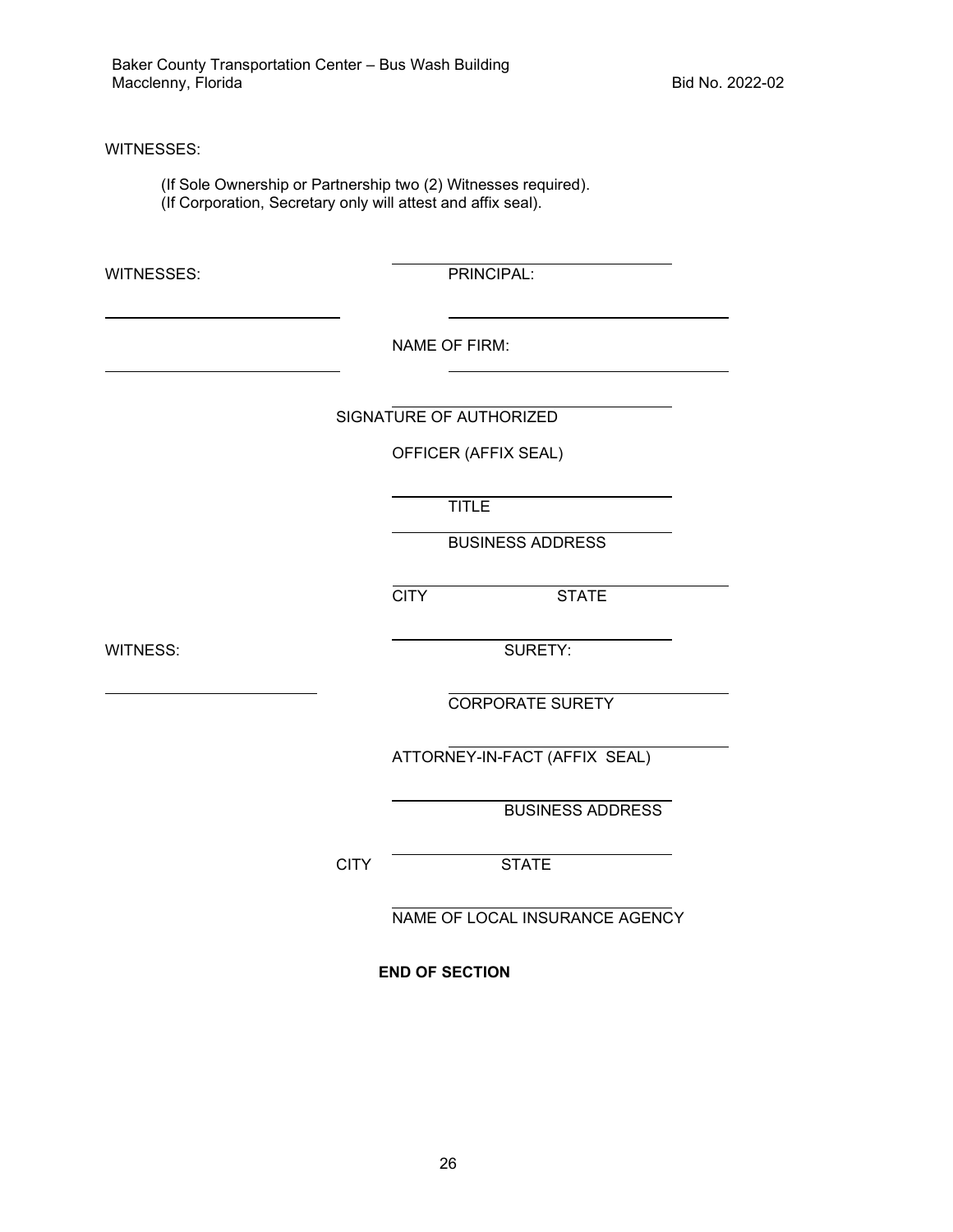WITNESSES:

(If Sole Ownership or Partnership two (2) Witnesses required).
(If Corporation, Secretary only will attest and affix seal).

WITNESSES: PRINCIPAL:

NAME OF FIRM:

SIGNATURE OF AUTHORIZED

OFFICER (AFFIX SEAL)

TITLE

BUSINESS ADDRESS

CITY STATE

WITNESS: SURETY:

CORPORATE SURETY

ATTORNEY-IN-FACT (AFFIX SEAL)

BUSINESS ADDRESS

CITY STATE

NAME OF LOCAL INSURANCE AGENCY

**END OF SECTION**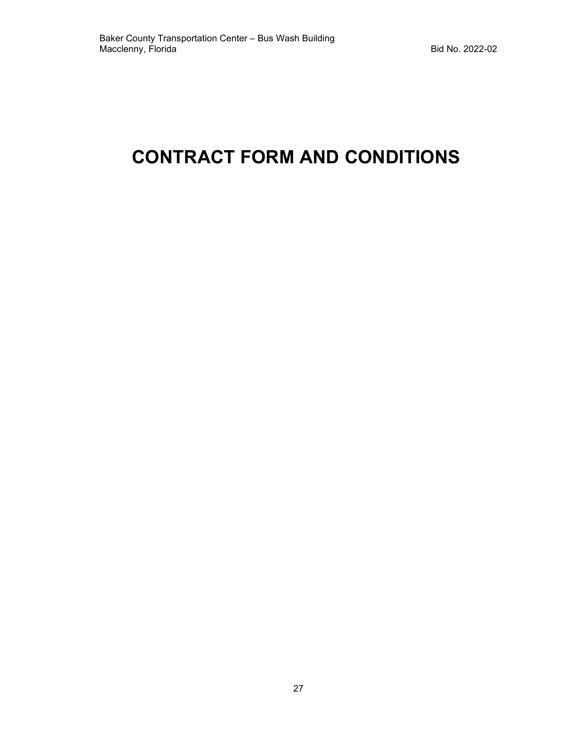# CONTRACT FORM AND CONDITIONS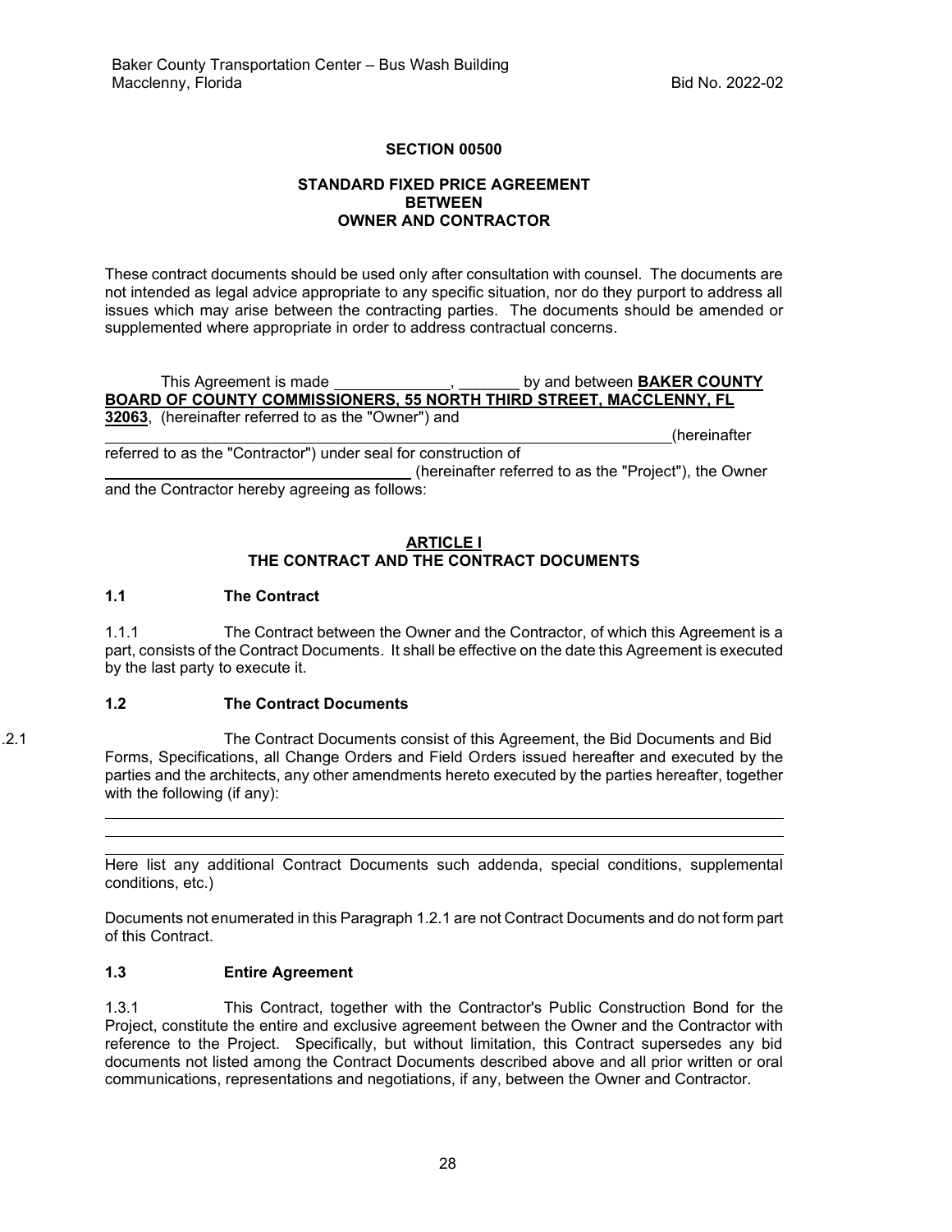## SECTION 00500

## STANDARD FIXED PRICE AGREEMENT BETWEEN OWNER AND CONTRACTOR

These contract documents should be used only after consultation with counsel. The documents are not intended as legal advice appropriate to any specific situation, nor do they purport to address all issues which may arise between the contracting parties. The documents should be amended or supplemented where appropriate in order to address contractual concerns.

This Agreement is made ______________, _______ by and between **BAKER COUNTY BOARD OF COUNTY COMMISSIONERS, 55 NORTH THIRD STREET, MACCLENNY, FL 32063**, (hereinafter referred to as the "Owner") and ________________________________________________________________(hereinafter referred to as the "Contractor") under seal for construction of ______________________________________ (hereinafter referred to as the "Project"), the Owner and the Contractor hereby agreeing as follows:

### ARTICLE I
### THE CONTRACT AND THE CONTRACT DOCUMENTS

**1.1 The Contract**

1.1.1 The Contract between the Owner and the Contractor, of which this Agreement is a part, consists of the Contract Documents. It shall be effective on the date this Agreement is executed by the last party to execute it.

**1.2 The Contract Documents**

1.2.1 The Contract Documents consist of this Agreement, the Bid Documents and Bid Forms, Specifications, all Change Orders and Field Orders issued hereafter and executed by the parties and the architects, any other amendments hereto executed by the parties hereafter, together with the following (if any):

________________________________________________________________________________

________________________________________________________________________________

________________________________________________________________________________

Here list any additional Contract Documents such addenda, special conditions, supplemental conditions, etc.)

Documents not enumerated in this Paragraph 1.2.1 are not Contract Documents and do not form part of this Contract.

**1.3 Entire Agreement**

1.3.1 This Contract, together with the Contractor's Public Construction Bond for the Project, constitute the entire and exclusive agreement between the Owner and the Contractor with reference to the Project. Specifically, but without limitation, this Contract supersedes any bid documents not listed among the Contract Documents described above and all prior written or oral communications, representations and negotiations, if any, between the Owner and Contractor.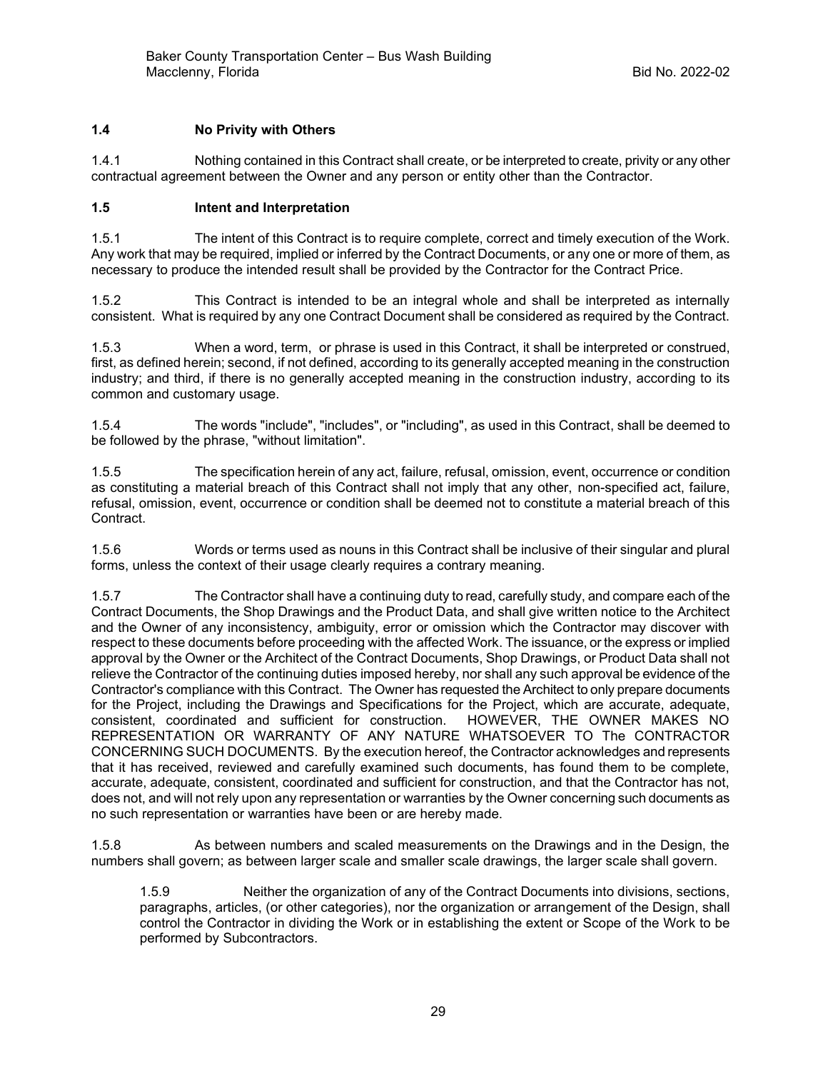### 1.4 No Privity with Others

1.4.1 Nothing contained in this Contract shall create, or be interpreted to create, privity or any other contractual agreement between the Owner and any person or entity other than the Contractor.

### 1.5 Intent and Interpretation

1.5.1 The intent of this Contract is to require complete, correct and timely execution of the Work. Any work that may be required, implied or inferred by the Contract Documents, or any one or more of them, as necessary to produce the intended result shall be provided by the Contractor for the Contract Price.

1.5.2 This Contract is intended to be an integral whole and shall be interpreted as internally consistent. What is required by any one Contract Document shall be considered as required by the Contract.

1.5.3 When a word, term, or phrase is used in this Contract, it shall be interpreted or construed, first, as defined herein; second, if not defined, according to its generally accepted meaning in the construction industry; and third, if there is no generally accepted meaning in the construction industry, according to its common and customary usage.

1.5.4 The words "include", "includes", or "including", as used in this Contract, shall be deemed to be followed by the phrase, "without limitation".

1.5.5 The specification herein of any act, failure, refusal, omission, event, occurrence or condition as constituting a material breach of this Contract shall not imply that any other, non-specified act, failure, refusal, omission, event, occurrence or condition shall be deemed not to constitute a material breach of this Contract.

1.5.6 Words or terms used as nouns in this Contract shall be inclusive of their singular and plural forms, unless the context of their usage clearly requires a contrary meaning.

1.5.7 The Contractor shall have a continuing duty to read, carefully study, and compare each of the Contract Documents, the Shop Drawings and the Product Data, and shall give written notice to the Architect and the Owner of any inconsistency, ambiguity, error or omission which the Contractor may discover with respect to these documents before proceeding with the affected Work. The issuance, or the express or implied approval by the Owner or the Architect of the Contract Documents, Shop Drawings, or Product Data shall not relieve the Contractor of the continuing duties imposed hereby, nor shall any such approval be evidence of the Contractor's compliance with this Contract. The Owner has requested the Architect to only prepare documents for the Project, including the Drawings and Specifications for the Project, which are accurate, adequate, consistent, coordinated and sufficient for construction. HOWEVER, THE OWNER MAKES NO REPRESENTATION OR WARRANTY OF ANY NATURE WHATSOEVER TO The CONTRACTOR CONCERNING SUCH DOCUMENTS. By the execution hereof, the Contractor acknowledges and represents that it has received, reviewed and carefully examined such documents, has found them to be complete, accurate, adequate, consistent, coordinated and sufficient for construction, and that the Contractor has not, does not, and will not rely upon any representation or warranties by the Owner concerning such documents as no such representation or warranties have been or are hereby made.

1.5.8 As between numbers and scaled measurements on the Drawings and in the Design, the numbers shall govern; as between larger scale and smaller scale drawings, the larger scale shall govern.

1.5.9 Neither the organization of any of the Contract Documents into divisions, sections, paragraphs, articles, (or other categories), nor the organization or arrangement of the Design, shall control the Contractor in dividing the Work or in establishing the extent or Scope of the Work to be performed by Subcontractors.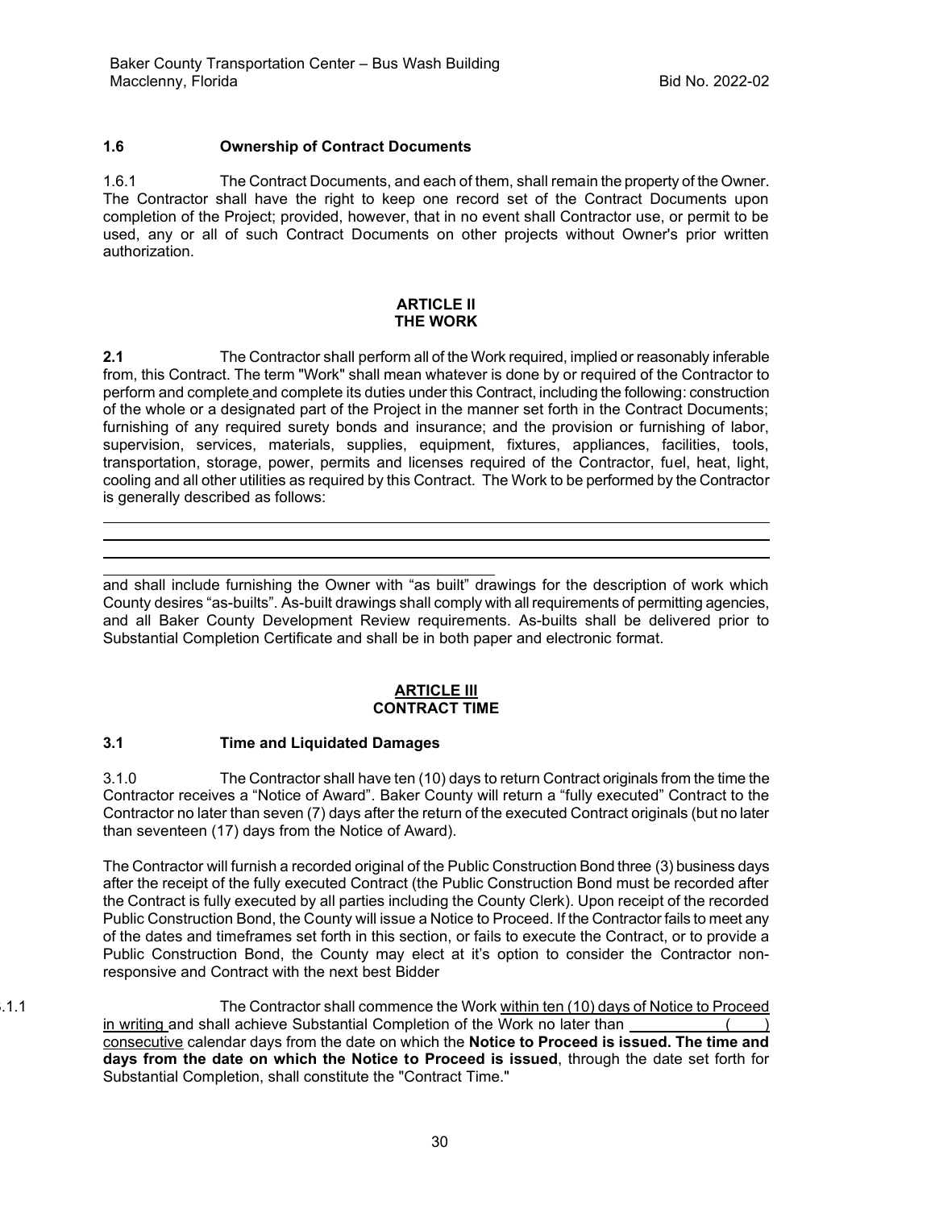**1.6 Ownership of Contract Documents**

1.6.1 The Contract Documents, and each of them, shall remain the property of the Owner. The Contractor shall have the right to keep one record set of the Contract Documents upon completion of the Project; provided, however, that in no event shall Contractor use, or permit to be used, any or all of such Contract Documents on other projects without Owner's prior written authorization.

## ARTICLE II
## THE WORK

**2.1** The Contractor shall perform all of the Work required, implied or reasonably inferable from, this Contract. The term "Work" shall mean whatever is done by or required of the Contractor to perform and complete and complete its duties under this Contract, including the following: construction of the whole or a designated part of the Project in the manner set forth in the Contract Documents; furnishing of any required surety bonds and insurance; and the provision or furnishing of labor, supervision, services, materials, supplies, equipment, fixtures, appliances, facilities, tools, transportation, storage, power, permits and licenses required of the Contractor, fuel, heat, light, cooling and all other utilities as required by this Contract. The Work to be performed by the Contractor is generally described as follows:

______________________________________________________________________________

______________________________________________________________________________

______________________________________________________________________________

________________________________________________ and shall include furnishing the Owner with "as built" drawings for the description of work which County desires "as-builts". As-built drawings shall comply with all requirements of permitting agencies, and all Baker County Development Review requirements. As-builts shall be delivered prior to Substantial Completion Certificate and shall be in both paper and electronic format.

## ARTICLE III
## CONTRACT TIME

**3.1 Time and Liquidated Damages**

3.1.0 The Contractor shall have ten (10) days to return Contract originals from the time the Contractor receives a "Notice of Award". Baker County will return a "fully executed" Contract to the Contractor no later than seven (7) days after the return of the executed Contract originals (but no later than seventeen (17) days from the Notice of Award).

The Contractor will furnish a recorded original of the Public Construction Bond three (3) business days after the receipt of the fully executed Contract (the Public Construction Bond must be recorded after the Contract is fully executed by all parties including the County Clerk). Upon receipt of the recorded Public Construction Bond, the County will issue a Notice to Proceed. If the Contractor fails to meet any of the dates and timeframes set forth in this section, or fails to execute the Contract, or to provide a Public Construction Bond, the County may elect at it's option to consider the Contractor non-responsive and Contract with the next best Bidder

3.1.1 The Contractor shall commence the Work within ten (10) days of Notice to Proceed in writing and shall achieve Substantial Completion of the Work no later than ____________ (____) consecutive calendar days from the date on which the **Notice to Proceed is issued. The time and days from the date on which the Notice to Proceed is issued**, through the date set forth for Substantial Completion, shall constitute the "Contract Time."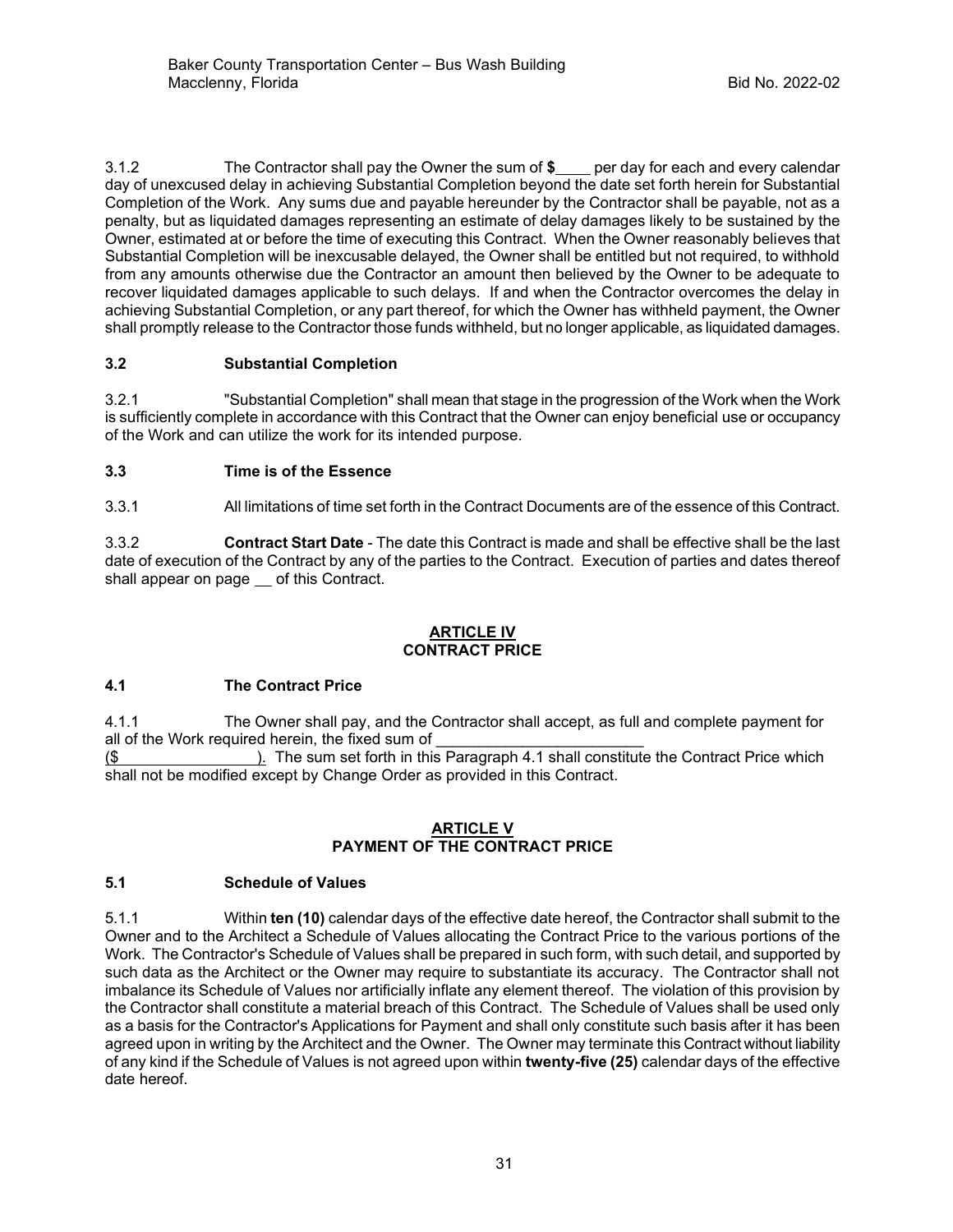3.1.2 The Contractor shall pay the Owner the sum of **$____** per day for each and every calendar day of unexcused delay in achieving Substantial Completion beyond the date set forth herein for Substantial Completion of the Work. Any sums due and payable hereunder by the Contractor shall be payable, not as a penalty, but as liquidated damages representing an estimate of delay damages likely to be sustained by the Owner, estimated at or before the time of executing this Contract. When the Owner reasonably believes that Substantial Completion will be inexcusable delayed, the Owner shall be entitled but not required, to withhold from any amounts otherwise due the Contractor an amount then believed by the Owner to be adequate to recover liquidated damages applicable to such delays. If and when the Contractor overcomes the delay in achieving Substantial Completion, or any part thereof, for which the Owner has withheld payment, the Owner shall promptly release to the Contractor those funds withheld, but no longer applicable, as liquidated damages.

### 3.2 Substantial Completion

3.2.1 "Substantial Completion" shall mean that stage in the progression of the Work when the Work is sufficiently complete in accordance with this Contract that the Owner can enjoy beneficial use or occupancy of the Work and can utilize the work for its intended purpose.

### 3.3 Time is of the Essence

3.3.1 All limitations of time set forth in the Contract Documents are of the essence of this Contract.

3.3.2 **Contract Start Date** - The date this Contract is made and shall be effective shall be the last date of execution of the Contract by any of the parties to the Contract. Execution of parties and dates thereof shall appear on page __ of this Contract.

## ARTICLE IV
## CONTRACT PRICE

### 4.1 The Contract Price

4.1.1 The Owner shall pay, and the Contractor shall accept, as full and complete payment for all of the Work required herein, the fixed sum of ________________________ ($________________). The sum set forth in this Paragraph 4.1 shall constitute the Contract Price which shall not be modified except by Change Order as provided in this Contract.

## ARTICLE V
## PAYMENT OF THE CONTRACT PRICE

### 5.1 Schedule of Values

5.1.1 Within **ten (10)** calendar days of the effective date hereof, the Contractor shall submit to the Owner and to the Architect a Schedule of Values allocating the Contract Price to the various portions of the Work. The Contractor's Schedule of Values shall be prepared in such form, with such detail, and supported by such data as the Architect or the Owner may require to substantiate its accuracy. The Contractor shall not imbalance its Schedule of Values nor artificially inflate any element thereof. The violation of this provision by the Contractor shall constitute a material breach of this Contract. The Schedule of Values shall be used only as a basis for the Contractor's Applications for Payment and shall only constitute such basis after it has been agreed upon in writing by the Architect and the Owner. The Owner may terminate this Contract without liability of any kind if the Schedule of Values is not agreed upon within **twenty-five (25)** calendar days of the effective date hereof.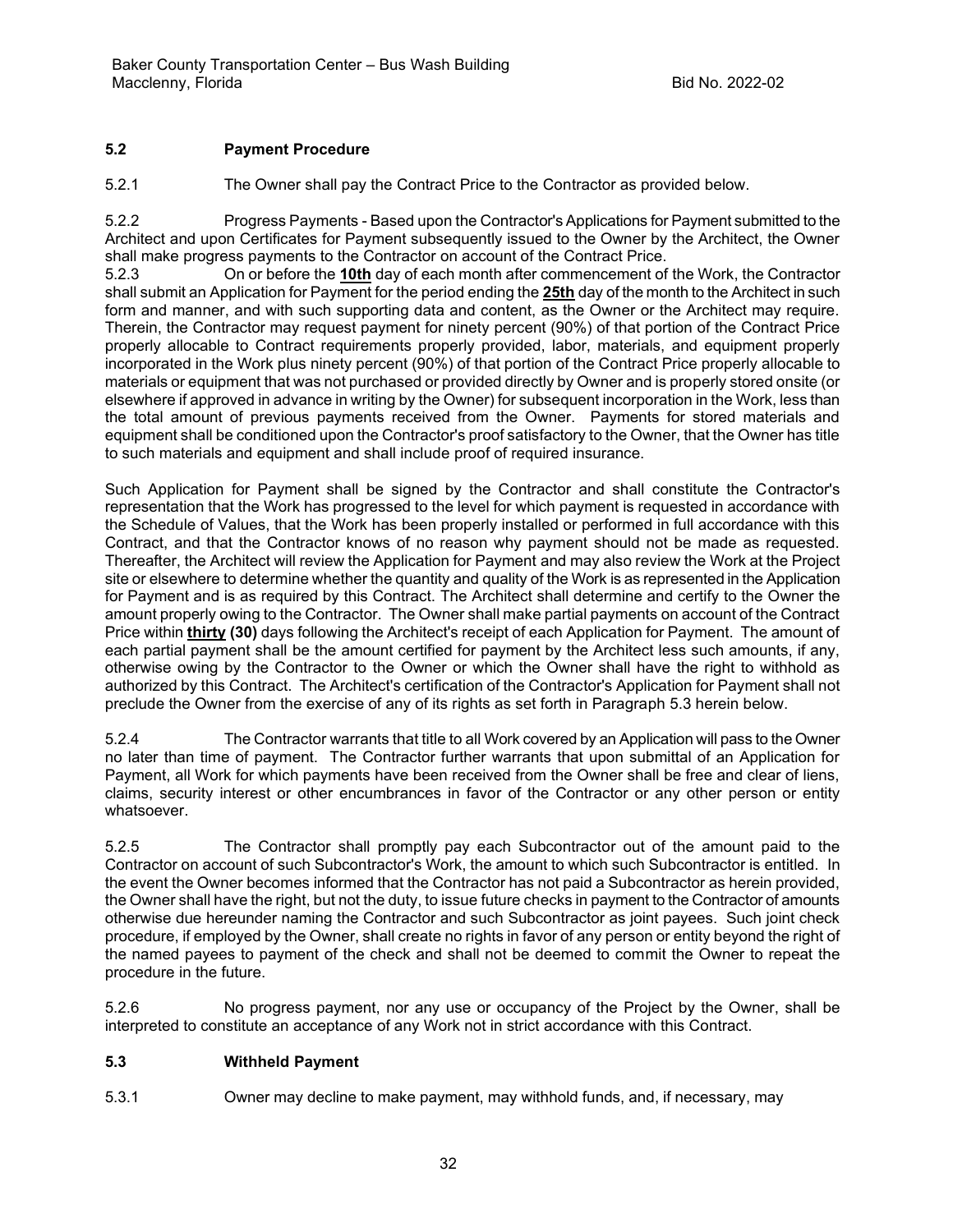### 5.2 Payment Procedure

5.2.1 The Owner shall pay the Contract Price to the Contractor as provided below.

5.2.2 Progress Payments - Based upon the Contractor's Applications for Payment submitted to the Architect and upon Certificates for Payment subsequently issued to the Owner by the Architect, the Owner shall make progress payments to the Contractor on account of the Contract Price.

5.2.3 On or before the **10th** day of each month after commencement of the Work, the Contractor shall submit an Application for Payment for the period ending the **25th** day of the month to the Architect in such form and manner, and with such supporting data and content, as the Owner or the Architect may require. Therein, the Contractor may request payment for ninety percent (90%) of that portion of the Contract Price properly allocable to Contract requirements properly provided, labor, materials, and equipment properly incorporated in the Work plus ninety percent (90%) of that portion of the Contract Price properly allocable to materials or equipment that was not purchased or provided directly by Owner and is properly stored onsite (or elsewhere if approved in advance in writing by the Owner) for subsequent incorporation in the Work, less than the total amount of previous payments received from the Owner. Payments for stored materials and equipment shall be conditioned upon the Contractor's proof satisfactory to the Owner, that the Owner has title to such materials and equipment and shall include proof of required insurance.

Such Application for Payment shall be signed by the Contractor and shall constitute the Contractor's representation that the Work has progressed to the level for which payment is requested in accordance with the Schedule of Values, that the Work has been properly installed or performed in full accordance with this Contract, and that the Contractor knows of no reason why payment should not be made as requested. Thereafter, the Architect will review the Application for Payment and may also review the Work at the Project site or elsewhere to determine whether the quantity and quality of the Work is as represented in the Application for Payment and is as required by this Contract. The Architect shall determine and certify to the Owner the amount properly owing to the Contractor. The Owner shall make partial payments on account of the Contract Price within **thirty (30)** days following the Architect's receipt of each Application for Payment. The amount of each partial payment shall be the amount certified for payment by the Architect less such amounts, if any, otherwise owing by the Contractor to the Owner or which the Owner shall have the right to withhold as authorized by this Contract. The Architect's certification of the Contractor's Application for Payment shall not preclude the Owner from the exercise of any of its rights as set forth in Paragraph 5.3 herein below.

5.2.4 The Contractor warrants that title to all Work covered by an Application will pass to the Owner no later than time of payment. The Contractor further warrants that upon submittal of an Application for Payment, all Work for which payments have been received from the Owner shall be free and clear of liens, claims, security interest or other encumbrances in favor of the Contractor or any other person or entity whatsoever.

5.2.5 The Contractor shall promptly pay each Subcontractor out of the amount paid to the Contractor on account of such Subcontractor's Work, the amount to which such Subcontractor is entitled. In the event the Owner becomes informed that the Contractor has not paid a Subcontractor as herein provided, the Owner shall have the right, but not the duty, to issue future checks in payment to the Contractor of amounts otherwise due hereunder naming the Contractor and such Subcontractor as joint payees. Such joint check procedure, if employed by the Owner, shall create no rights in favor of any person or entity beyond the right of the named payees to payment of the check and shall not be deemed to commit the Owner to repeat the procedure in the future.

5.2.6 No progress payment, nor any use or occupancy of the Project by the Owner, shall be interpreted to constitute an acceptance of any Work not in strict accordance with this Contract.

### 5.3 Withheld Payment

5.3.1 Owner may decline to make payment, may withhold funds, and, if necessary, may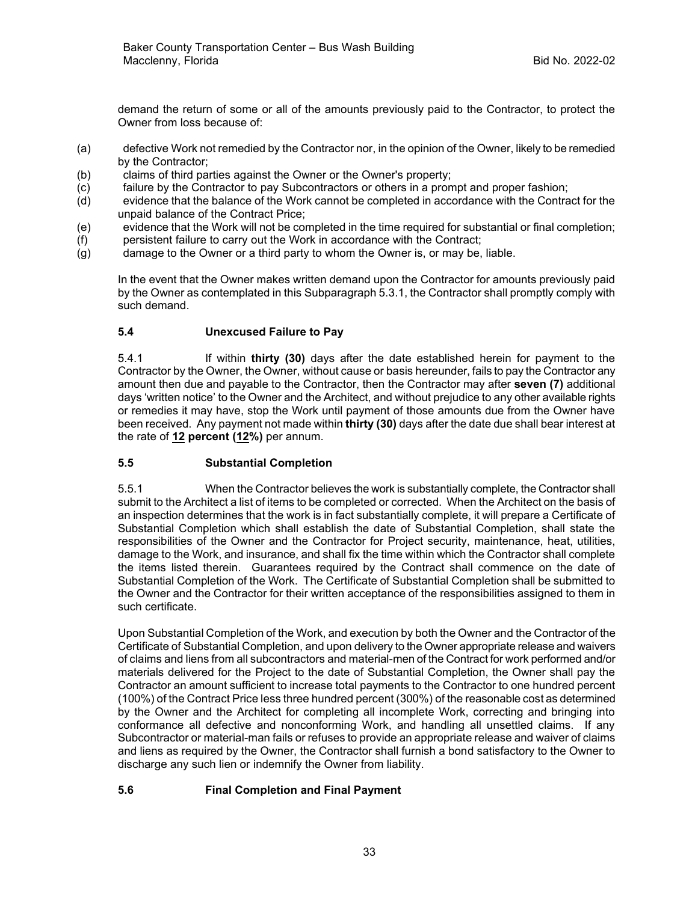demand the return of some or all of the amounts previously paid to the Contractor, to protect the Owner from loss because of:

(a) defective Work not remedied by the Contractor nor, in the opinion of the Owner, likely to be remedied by the Contractor;
(b) claims of third parties against the Owner or the Owner's property;
(c) failure by the Contractor to pay Subcontractors or others in a prompt and proper fashion;
(d) evidence that the balance of the Work cannot be completed in accordance with the Contract for the unpaid balance of the Contract Price;
(e) evidence that the Work will not be completed in the time required for substantial or final completion;
(f) persistent failure to carry out the Work in accordance with the Contract;
(g) damage to the Owner or a third party to whom the Owner is, or may be, liable.

In the event that the Owner makes written demand upon the Contractor for amounts previously paid by the Owner as contemplated in this Subparagraph 5.3.1, the Contractor shall promptly comply with such demand.

### 5.4 Unexcused Failure to Pay

5.4.1 If within **thirty (30)** days after the date established herein for payment to the Contractor by the Owner, the Owner, without cause or basis hereunder, fails to pay the Contractor any amount then due and payable to the Contractor, then the Contractor may after **seven (7)** additional days 'written notice' to the Owner and the Architect, and without prejudice to any other available rights or remedies it may have, stop the Work until payment of those amounts due from the Owner have been received. Any payment not made within **thirty (30)** days after the date due shall bear interest at the rate of **12 percent (12%)** per annum.

### 5.5 Substantial Completion

5.5.1 When the Contractor believes the work is substantially complete, the Contractor shall submit to the Architect a list of items to be completed or corrected. When the Architect on the basis of an inspection determines that the work is in fact substantially complete, it will prepare a Certificate of Substantial Completion which shall establish the date of Substantial Completion, shall state the responsibilities of the Owner and the Contractor for Project security, maintenance, heat, utilities, damage to the Work, and insurance, and shall fix the time within which the Contractor shall complete the items listed therein. Guarantees required by the Contract shall commence on the date of Substantial Completion of the Work. The Certificate of Substantial Completion shall be submitted to the Owner and the Contractor for their written acceptance of the responsibilities assigned to them in such certificate.

Upon Substantial Completion of the Work, and execution by both the Owner and the Contractor of the Certificate of Substantial Completion, and upon delivery to the Owner appropriate release and waivers of claims and liens from all subcontractors and material-men of the Contract for work performed and/or materials delivered for the Project to the date of Substantial Completion, the Owner shall pay the Contractor an amount sufficient to increase total payments to the Contractor to one hundred percent (100%) of the Contract Price less three hundred percent (300%) of the reasonable cost as determined by the Owner and the Architect for completing all incomplete Work, correcting and bringing into conformance all defective and nonconforming Work, and handling all unsettled claims. If any Subcontractor or material-man fails or refuses to provide an appropriate release and waiver of claims and liens as required by the Owner, the Contractor shall furnish a bond satisfactory to the Owner to discharge any such lien or indemnify the Owner from liability.

### 5.6 Final Completion and Final Payment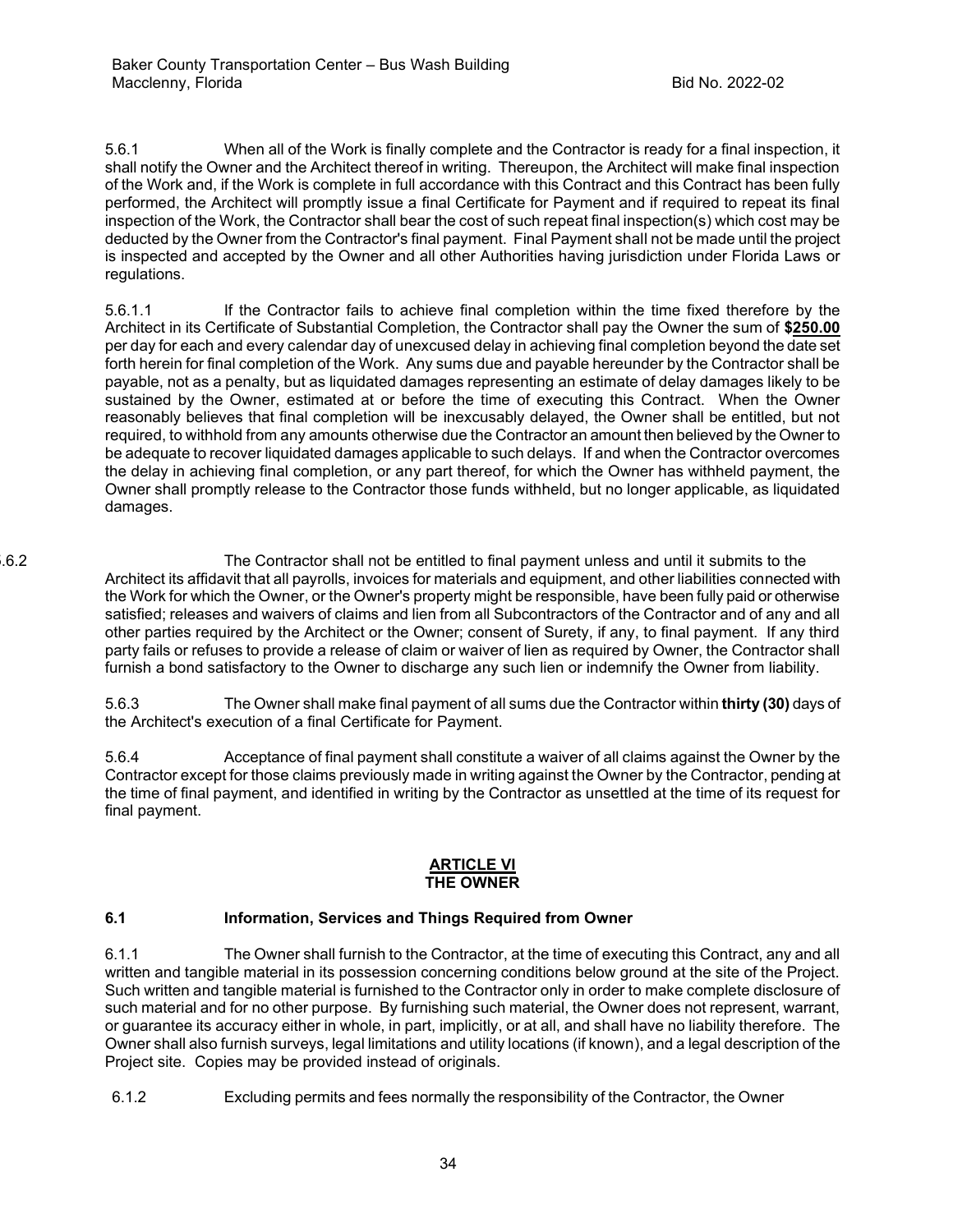5.6.1 When all of the Work is finally complete and the Contractor is ready for a final inspection, it shall notify the Owner and the Architect thereof in writing. Thereupon, the Architect will make final inspection of the Work and, if the Work is complete in full accordance with this Contract and this Contract has been fully performed, the Architect will promptly issue a final Certificate for Payment and if required to repeat its final inspection of the Work, the Contractor shall bear the cost of such repeat final inspection(s) which cost may be deducted by the Owner from the Contractor's final payment. Final Payment shall not be made until the project is inspected and accepted by the Owner and all other Authorities having jurisdiction under Florida Laws or regulations.

5.6.1.1 If the Contractor fails to achieve final completion within the time fixed therefore by the Architect in its Certificate of Substantial Completion, the Contractor shall pay the Owner the sum of **$250.00** per day for each and every calendar day of unexcused delay in achieving final completion beyond the date set forth herein for final completion of the Work. Any sums due and payable hereunder by the Contractor shall be payable, not as a penalty, but as liquidated damages representing an estimate of delay damages likely to be sustained by the Owner, estimated at or before the time of executing this Contract. When the Owner reasonably believes that final completion will be inexcusably delayed, the Owner shall be entitled, but not required, to withhold from any amounts otherwise due the Contractor an amount then believed by the Owner to be adequate to recover liquidated damages applicable to such delays. If and when the Contractor overcomes the delay in achieving final completion, or any part thereof, for which the Owner has withheld payment, the Owner shall promptly release to the Contractor those funds withheld, but no longer applicable, as liquidated damages.

5.6.2 The Contractor shall not be entitled to final payment unless and until it submits to the Architect its affidavit that all payrolls, invoices for materials and equipment, and other liabilities connected with the Work for which the Owner, or the Owner's property might be responsible, have been fully paid or otherwise satisfied; releases and waivers of claims and lien from all Subcontractors of the Contractor and of any and all other parties required by the Architect or the Owner; consent of Surety, if any, to final payment. If any third party fails or refuses to provide a release of claim or waiver of lien as required by Owner, the Contractor shall furnish a bond satisfactory to the Owner to discharge any such lien or indemnify the Owner from liability.

5.6.3 The Owner shall make final payment of all sums due the Contractor within **thirty (30)** days of the Architect's execution of a final Certificate for Payment.

5.6.4 Acceptance of final payment shall constitute a waiver of all claims against the Owner by the Contractor except for those claims previously made in writing against the Owner by the Contractor, pending at the time of final payment, and identified in writing by the Contractor as unsettled at the time of its request for final payment.

## ARTICLE VI
## THE OWNER

### 6.1 Information, Services and Things Required from Owner

6.1.1 The Owner shall furnish to the Contractor, at the time of executing this Contract, any and all written and tangible material in its possession concerning conditions below ground at the site of the Project. Such written and tangible material is furnished to the Contractor only in order to make complete disclosure of such material and for no other purpose. By furnishing such material, the Owner does not represent, warrant, or guarantee its accuracy either in whole, in part, implicitly, or at all, and shall have no liability therefore. The Owner shall also furnish surveys, legal limitations and utility locations (if known), and a legal description of the Project site. Copies may be provided instead of originals.

6.1.2 Excluding permits and fees normally the responsibility of the Contractor, the Owner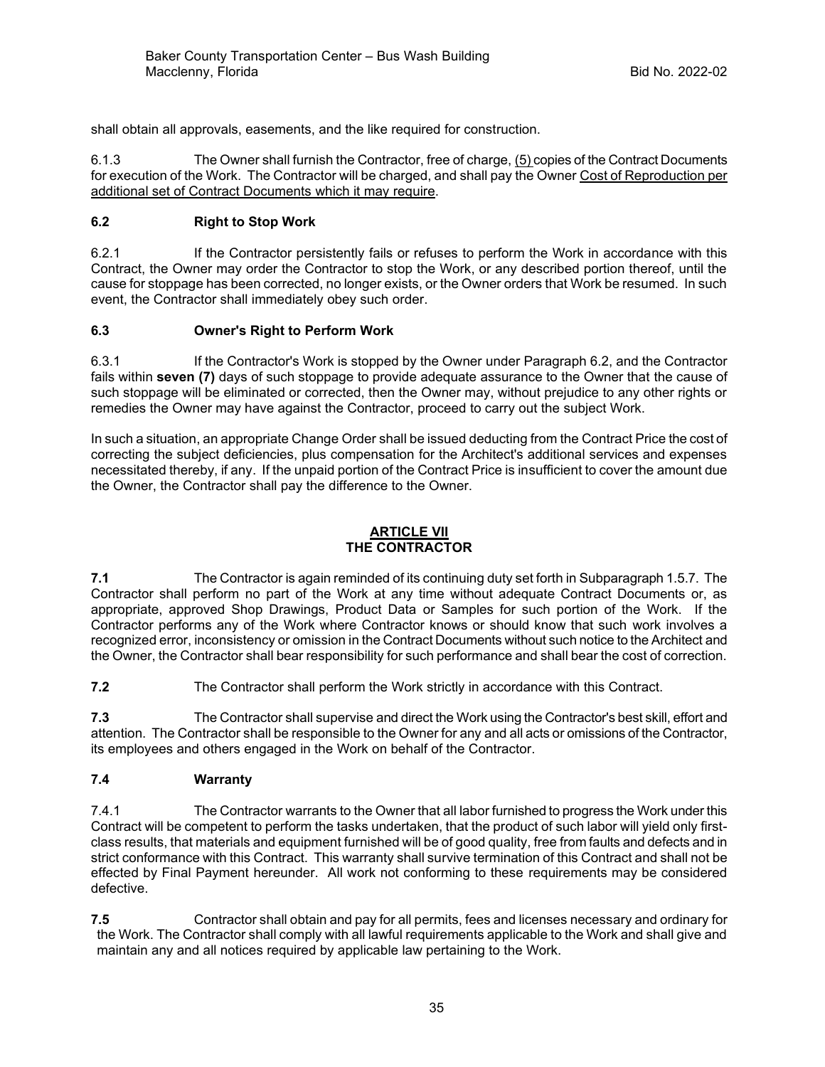shall obtain all approvals, easements, and the like required for construction.

6.1.3 The Owner shall furnish the Contractor, free of charge, (5) copies of the Contract Documents for execution of the Work. The Contractor will be charged, and shall pay the Owner Cost of Reproduction per additional set of Contract Documents which it may require.

**6.2 Right to Stop Work**

6.2.1 If the Contractor persistently fails or refuses to perform the Work in accordance with this Contract, the Owner may order the Contractor to stop the Work, or any described portion thereof, until the cause for stoppage has been corrected, no longer exists, or the Owner orders that Work be resumed. In such event, the Contractor shall immediately obey such order.

**6.3 Owner's Right to Perform Work**

6.3.1 If the Contractor's Work is stopped by the Owner under Paragraph 6.2, and the Contractor fails within **seven (7)** days of such stoppage to provide adequate assurance to the Owner that the cause of such stoppage will be eliminated or corrected, then the Owner may, without prejudice to any other rights or remedies the Owner may have against the Contractor, proceed to carry out the subject Work.

In such a situation, an appropriate Change Order shall be issued deducting from the Contract Price the cost of correcting the subject deficiencies, plus compensation for the Architect's additional services and expenses necessitated thereby, if any. If the unpaid portion of the Contract Price is insufficient to cover the amount due the Owner, the Contractor shall pay the difference to the Owner.

## ARTICLE VII
## THE CONTRACTOR

**7.1** The Contractor is again reminded of its continuing duty set forth in Subparagraph 1.5.7. The Contractor shall perform no part of the Work at any time without adequate Contract Documents or, as appropriate, approved Shop Drawings, Product Data or Samples for such portion of the Work. If the Contractor performs any of the Work where Contractor knows or should know that such work involves a recognized error, inconsistency or omission in the Contract Documents without such notice to the Architect and the Owner, the Contractor shall bear responsibility for such performance and shall bear the cost of correction.

**7.2** The Contractor shall perform the Work strictly in accordance with this Contract.

**7.3** The Contractor shall supervise and direct the Work using the Contractor's best skill, effort and attention. The Contractor shall be responsible to the Owner for any and all acts or omissions of the Contractor, its employees and others engaged in the Work on behalf of the Contractor.

**7.4 Warranty**

7.4.1 The Contractor warrants to the Owner that all labor furnished to progress the Work under this Contract will be competent to perform the tasks undertaken, that the product of such labor will yield only first-class results, that materials and equipment furnished will be of good quality, free from faults and defects and in strict conformance with this Contract. This warranty shall survive termination of this Contract and shall not be effected by Final Payment hereunder. All work not conforming to these requirements may be considered defective.

**7.5** Contractor shall obtain and pay for all permits, fees and licenses necessary and ordinary for the Work. The Contractor shall comply with all lawful requirements applicable to the Work and shall give and maintain any and all notices required by applicable law pertaining to the Work.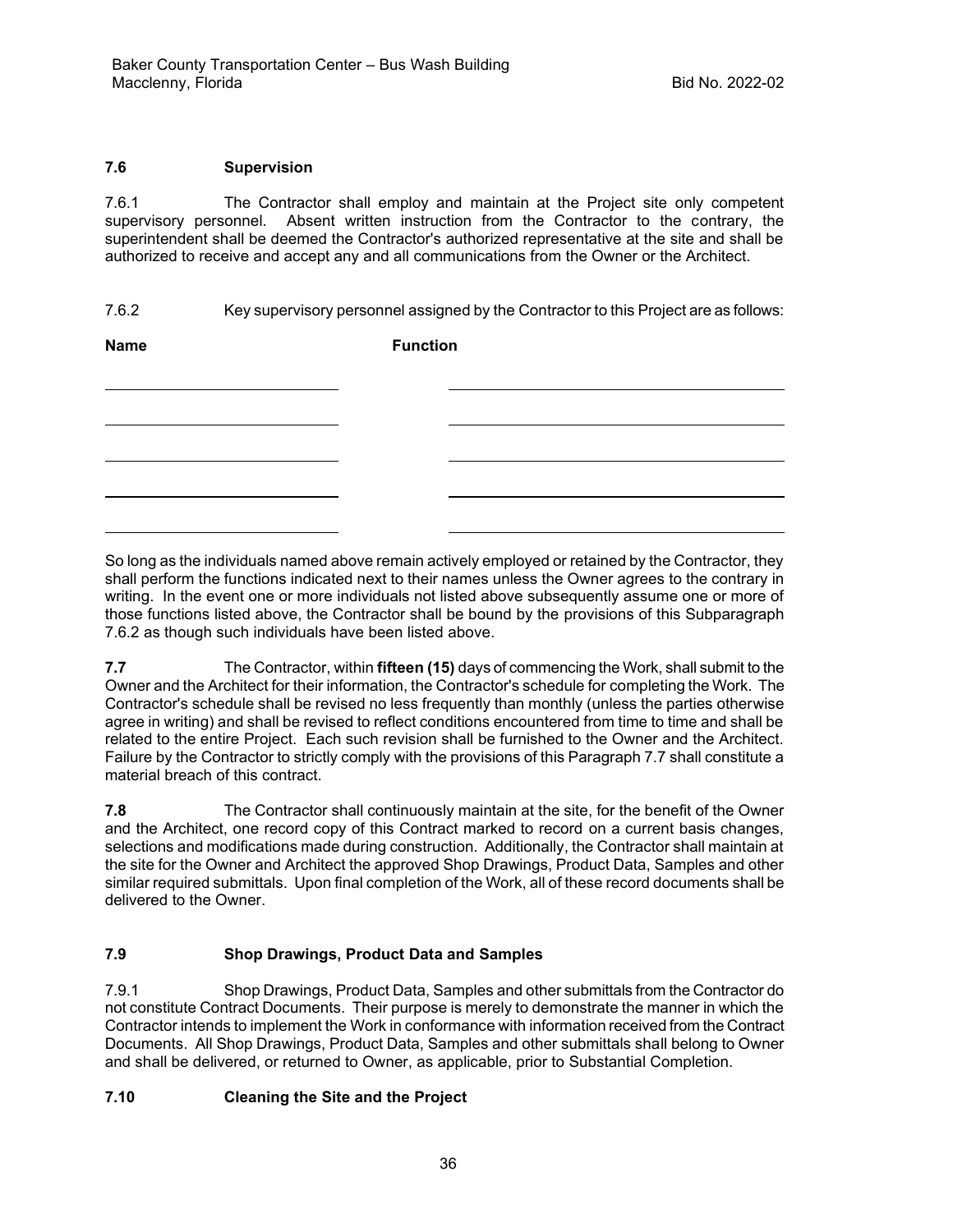### 7.6 Supervision

7.6.1 The Contractor shall employ and maintain at the Project site only competent supervisory personnel. Absent written instruction from the Contractor to the contrary, the superintendent shall be deemed the Contractor's authorized representative at the site and shall be authorized to receive and accept any and all communications from the Owner or the Architect.

7.6.2 Key supervisory personnel assigned by the Contractor to this Project are as follows:

| Name | Function |
| --- | --- |
| | |
| | |
| | |
| | |
| | |

So long as the individuals named above remain actively employed or retained by the Contractor, they shall perform the functions indicated next to their names unless the Owner agrees to the contrary in writing. In the event one or more individuals not listed above subsequently assume one or more of those functions listed above, the Contractor shall be bound by the provisions of this Subparagraph 7.6.2 as though such individuals have been listed above.

**7.7** The Contractor, within **fifteen (15)** days of commencing the Work, shall submit to the Owner and the Architect for their information, the Contractor's schedule for completing the Work. The Contractor's schedule shall be revised no less frequently than monthly (unless the parties otherwise agree in writing) and shall be revised to reflect conditions encountered from time to time and shall be related to the entire Project. Each such revision shall be furnished to the Owner and the Architect. Failure by the Contractor to strictly comply with the provisions of this Paragraph 7.7 shall constitute a material breach of this contract.

**7.8** The Contractor shall continuously maintain at the site, for the benefit of the Owner and the Architect, one record copy of this Contract marked to record on a current basis changes, selections and modifications made during construction. Additionally, the Contractor shall maintain at the site for the Owner and Architect the approved Shop Drawings, Product Data, Samples and other similar required submittals. Upon final completion of the Work, all of these record documents shall be delivered to the Owner.

### 7.9 Shop Drawings, Product Data and Samples

7.9.1 Shop Drawings, Product Data, Samples and other submittals from the Contractor do not constitute Contract Documents. Their purpose is merely to demonstrate the manner in which the Contractor intends to implement the Work in conformance with information received from the Contract Documents. All Shop Drawings, Product Data, Samples and other submittals shall belong to Owner and shall be delivered, or returned to Owner, as applicable, prior to Substantial Completion.

### 7.10 Cleaning the Site and the Project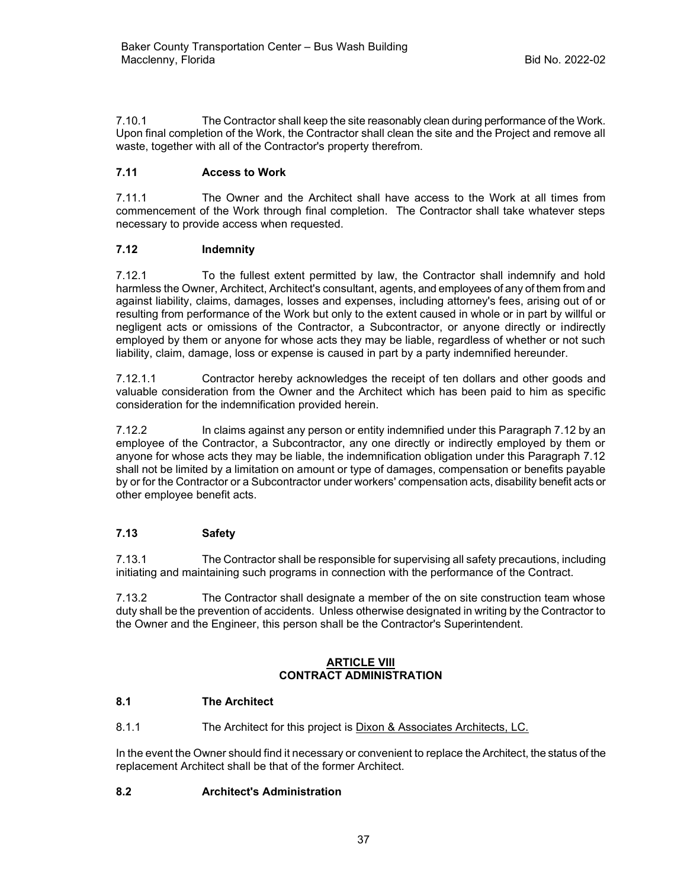7.10.1 The Contractor shall keep the site reasonably clean during performance of the Work. Upon final completion of the Work, the Contractor shall clean the site and the Project and remove all waste, together with all of the Contractor's property therefrom.

### 7.11 Access to Work

7.11.1 The Owner and the Architect shall have access to the Work at all times from commencement of the Work through final completion. The Contractor shall take whatever steps necessary to provide access when requested.

### 7.12 Indemnity

7.12.1 To the fullest extent permitted by law, the Contractor shall indemnify and hold harmless the Owner, Architect, Architect's consultant, agents, and employees of any of them from and against liability, claims, damages, losses and expenses, including attorney's fees, arising out of or resulting from performance of the Work but only to the extent caused in whole or in part by willful or negligent acts or omissions of the Contractor, a Subcontractor, or anyone directly or indirectly employed by them or anyone for whose acts they may be liable, regardless of whether or not such liability, claim, damage, loss or expense is caused in part by a party indemnified hereunder.

7.12.1.1 Contractor hereby acknowledges the receipt of ten dollars and other goods and valuable consideration from the Owner and the Architect which has been paid to him as specific consideration for the indemnification provided herein.

7.12.2 In claims against any person or entity indemnified under this Paragraph 7.12 by an employee of the Contractor, a Subcontractor, any one directly or indirectly employed by them or anyone for whose acts they may be liable, the indemnification obligation under this Paragraph 7.12 shall not be limited by a limitation on amount or type of damages, compensation or benefits payable by or for the Contractor or a Subcontractor under workers' compensation acts, disability benefit acts or other employee benefit acts.

### 7.13 Safety

7.13.1 The Contractor shall be responsible for supervising all safety precautions, including initiating and maintaining such programs in connection with the performance of the Contract.

7.13.2 The Contractor shall designate a member of the on site construction team whose duty shall be the prevention of accidents. Unless otherwise designated in writing by the Contractor to the Owner and the Engineer, this person shall be the Contractor's Superintendent.

## ARTICLE VIII
## CONTRACT ADMINISTRATION

### 8.1 The Architect

8.1.1 The Architect for this project is Dixon & Associates Architects, LC.

In the event the Owner should find it necessary or convenient to replace the Architect, the status of the replacement Architect shall be that of the former Architect.

### 8.2 Architect's Administration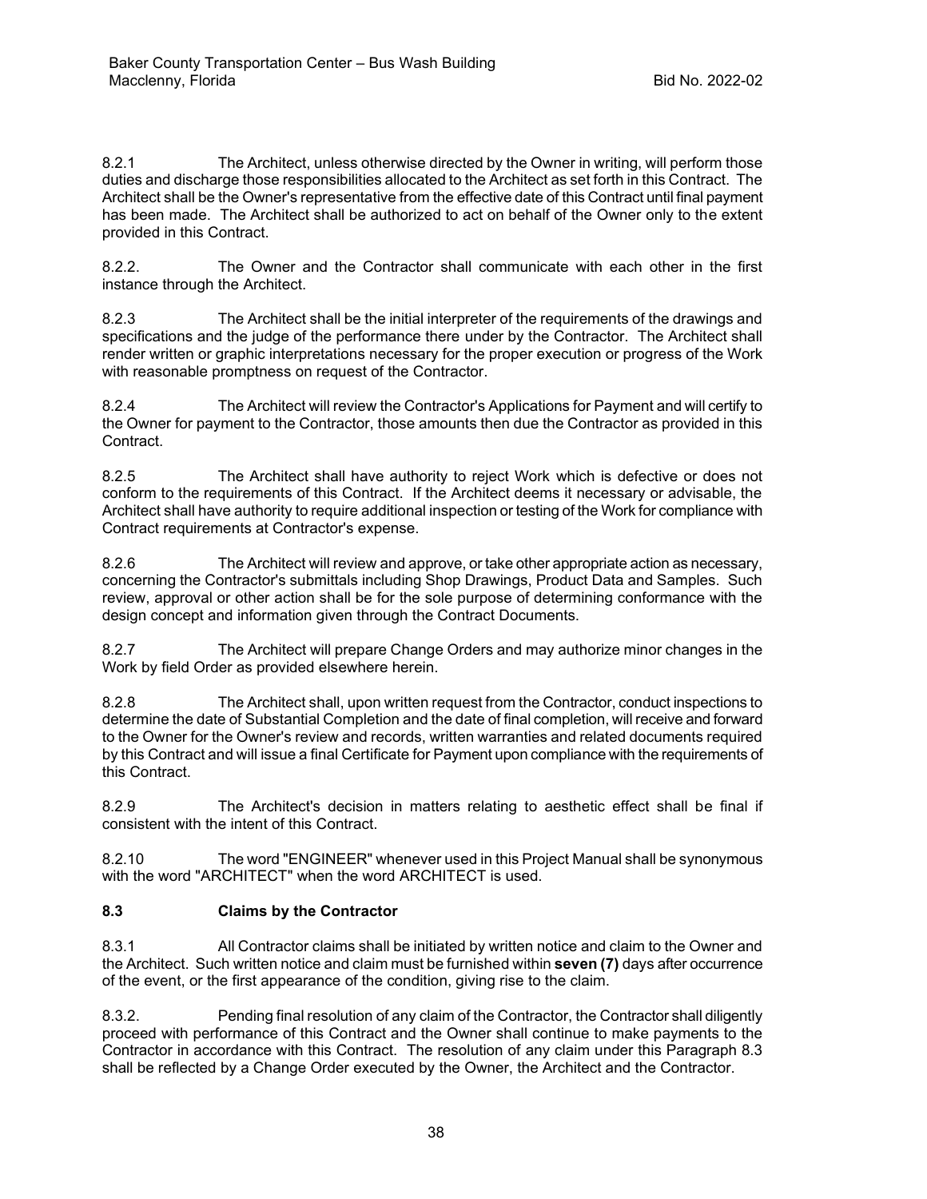8.2.1 The Architect, unless otherwise directed by the Owner in writing, will perform those duties and discharge those responsibilities allocated to the Architect as set forth in this Contract. The Architect shall be the Owner's representative from the effective date of this Contract until final payment has been made. The Architect shall be authorized to act on behalf of the Owner only to the extent provided in this Contract.

8.2.2. The Owner and the Contractor shall communicate with each other in the first instance through the Architect.

8.2.3 The Architect shall be the initial interpreter of the requirements of the drawings and specifications and the judge of the performance there under by the Contractor. The Architect shall render written or graphic interpretations necessary for the proper execution or progress of the Work with reasonable promptness on request of the Contractor.

8.2.4 The Architect will review the Contractor's Applications for Payment and will certify to the Owner for payment to the Contractor, those amounts then due the Contractor as provided in this Contract.

8.2.5 The Architect shall have authority to reject Work which is defective or does not conform to the requirements of this Contract. If the Architect deems it necessary or advisable, the Architect shall have authority to require additional inspection or testing of the Work for compliance with Contract requirements at Contractor's expense.

8.2.6 The Architect will review and approve, or take other appropriate action as necessary, concerning the Contractor's submittals including Shop Drawings, Product Data and Samples. Such review, approval or other action shall be for the sole purpose of determining conformance with the design concept and information given through the Contract Documents.

8.2.7 The Architect will prepare Change Orders and may authorize minor changes in the Work by field Order as provided elsewhere herein.

8.2.8 The Architect shall, upon written request from the Contractor, conduct inspections to determine the date of Substantial Completion and the date of final completion, will receive and forward to the Owner for the Owner's review and records, written warranties and related documents required by this Contract and will issue a final Certificate for Payment upon compliance with the requirements of this Contract.

8.2.9 The Architect's decision in matters relating to aesthetic effect shall be final if consistent with the intent of this Contract.

8.2.10 The word "ENGINEER" whenever used in this Project Manual shall be synonymous with the word "ARCHITECT" when the word ARCHITECT is used.

### 8.3 Claims by the Contractor

8.3.1 All Contractor claims shall be initiated by written notice and claim to the Owner and the Architect. Such written notice and claim must be furnished within **seven (7)** days after occurrence of the event, or the first appearance of the condition, giving rise to the claim.

8.3.2. Pending final resolution of any claim of the Contractor, the Contractor shall diligently proceed with performance of this Contract and the Owner shall continue to make payments to the Contractor in accordance with this Contract. The resolution of any claim under this Paragraph 8.3 shall be reflected by a Change Order executed by the Owner, the Architect and the Contractor.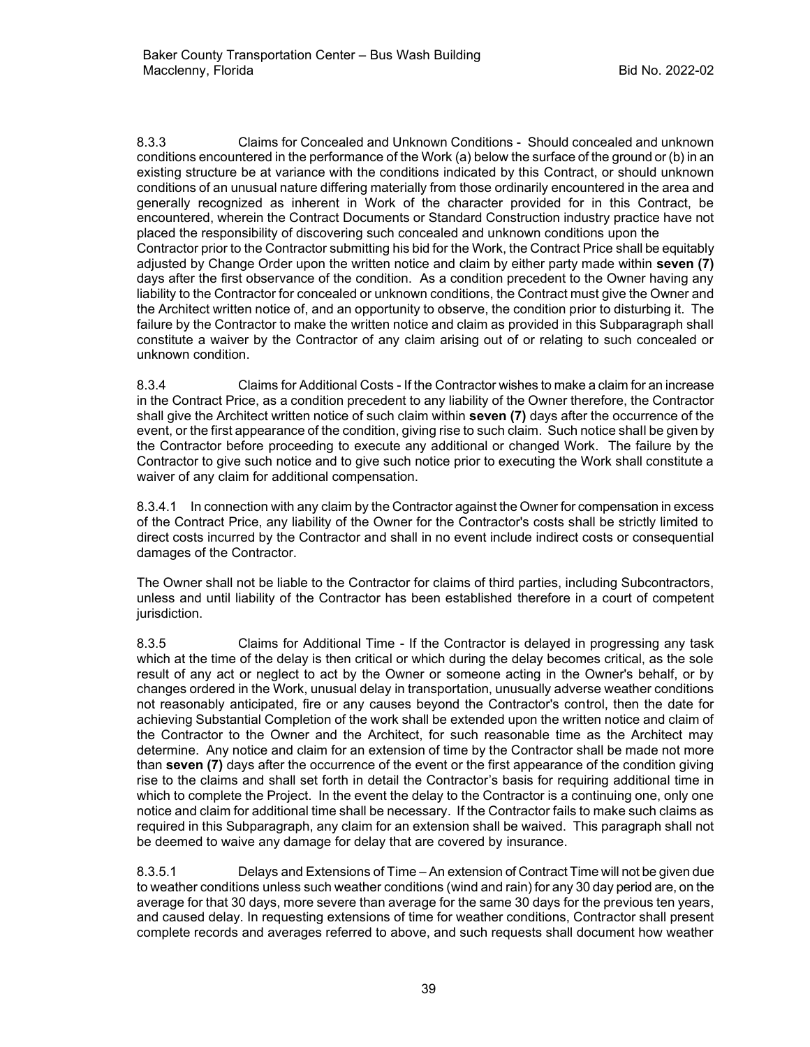8.3.3 Claims for Concealed and Unknown Conditions - Should concealed and unknown conditions encountered in the performance of the Work (a) below the surface of the ground or (b) in an existing structure be at variance with the conditions indicated by this Contract, or should unknown conditions of an unusual nature differing materially from those ordinarily encountered in the area and generally recognized as inherent in Work of the character provided for in this Contract, be encountered, wherein the Contract Documents or Standard Construction industry practice have not placed the responsibility of discovering such concealed and unknown conditions upon the Contractor prior to the Contractor submitting his bid for the Work, the Contract Price shall be equitably adjusted by Change Order upon the written notice and claim by either party made within **seven (7)** days after the first observance of the condition. As a condition precedent to the Owner having any liability to the Contractor for concealed or unknown conditions, the Contract must give the Owner and the Architect written notice of, and an opportunity to observe, the condition prior to disturbing it. The failure by the Contractor to make the written notice and claim as provided in this Subparagraph shall constitute a waiver by the Contractor of any claim arising out of or relating to such concealed or unknown condition.

8.3.4 Claims for Additional Costs - If the Contractor wishes to make a claim for an increase in the Contract Price, as a condition precedent to any liability of the Owner therefore, the Contractor shall give the Architect written notice of such claim within **seven (7)** days after the occurrence of the event, or the first appearance of the condition, giving rise to such claim. Such notice shall be given by the Contractor before proceeding to execute any additional or changed Work. The failure by the Contractor to give such notice and to give such notice prior to executing the Work shall constitute a waiver of any claim for additional compensation.

8.3.4.1 In connection with any claim by the Contractor against the Owner for compensation in excess of the Contract Price, any liability of the Owner for the Contractor's costs shall be strictly limited to direct costs incurred by the Contractor and shall in no event include indirect costs or consequential damages of the Contractor.

The Owner shall not be liable to the Contractor for claims of third parties, including Subcontractors, unless and until liability of the Contractor has been established therefore in a court of competent jurisdiction.

8.3.5 Claims for Additional Time - If the Contractor is delayed in progressing any task which at the time of the delay is then critical or which during the delay becomes critical, as the sole result of any act or neglect to act by the Owner or someone acting in the Owner's behalf, or by changes ordered in the Work, unusual delay in transportation, unusually adverse weather conditions not reasonably anticipated, fire or any causes beyond the Contractor's control, then the date for achieving Substantial Completion of the work shall be extended upon the written notice and claim of the Contractor to the Owner and the Architect, for such reasonable time as the Architect may determine. Any notice and claim for an extension of time by the Contractor shall be made not more than **seven (7)** days after the occurrence of the event or the first appearance of the condition giving rise to the claims and shall set forth in detail the Contractor's basis for requiring additional time in which to complete the Project. In the event the delay to the Contractor is a continuing one, only one notice and claim for additional time shall be necessary. If the Contractor fails to make such claims as required in this Subparagraph, any claim for an extension shall be waived. This paragraph shall not be deemed to waive any damage for delay that are covered by insurance.

8.3.5.1 Delays and Extensions of Time – An extension of Contract Time will not be given due to weather conditions unless such weather conditions (wind and rain) for any 30 day period are, on the average for that 30 days, more severe than average for the same 30 days for the previous ten years, and caused delay. In requesting extensions of time for weather conditions, Contractor shall present complete records and averages referred to above, and such requests shall document how weather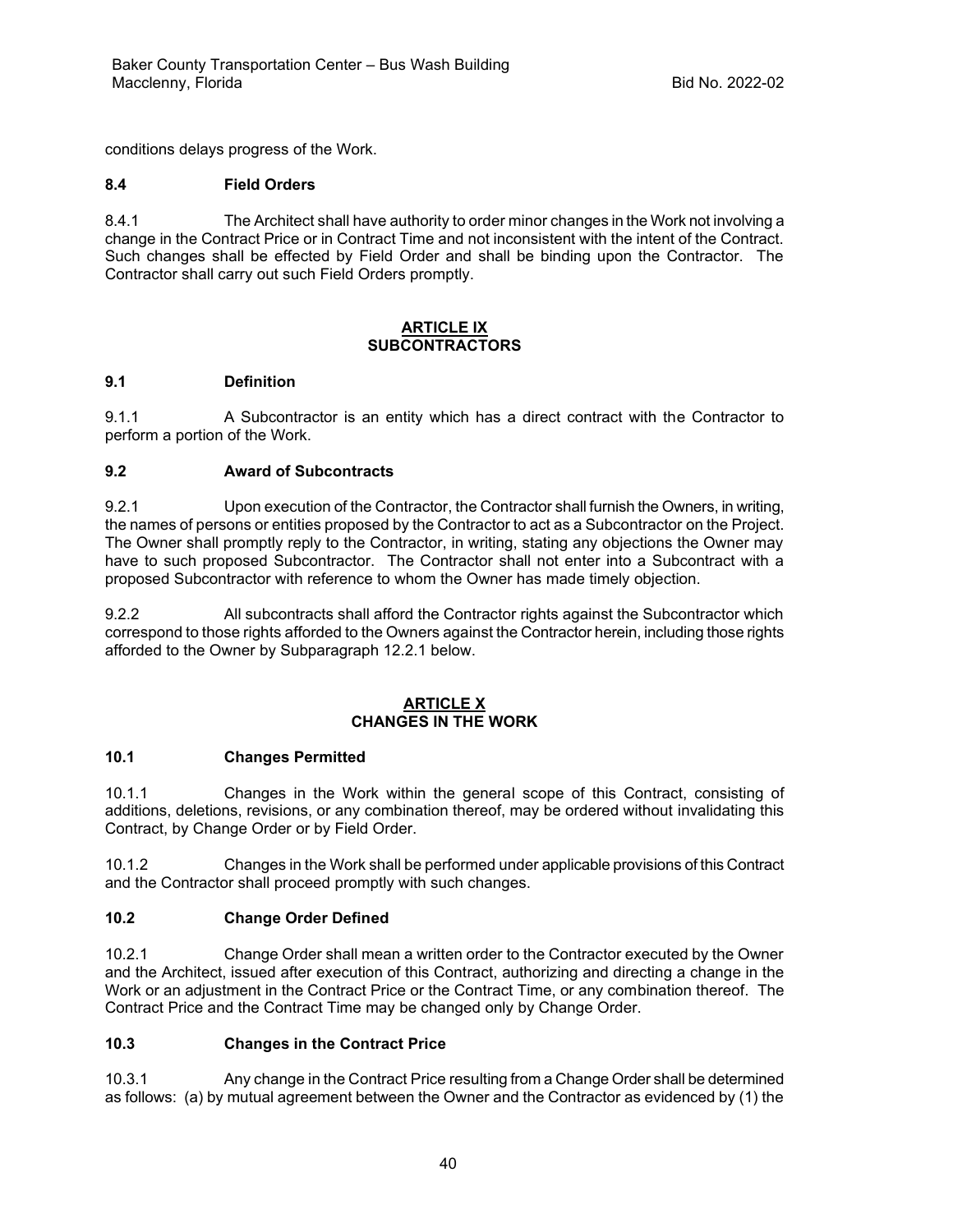conditions delays progress of the Work.

### 8.4 Field Orders

8.4.1 The Architect shall have authority to order minor changes in the Work not involving a change in the Contract Price or in Contract Time and not inconsistent with the intent of the Contract. Such changes shall be effected by Field Order and shall be binding upon the Contractor. The Contractor shall carry out such Field Orders promptly.

## ARTICLE IX
## SUBCONTRACTORS

### 9.1 Definition

9.1.1 A Subcontractor is an entity which has a direct contract with the Contractor to perform a portion of the Work.

### 9.2 Award of Subcontracts

9.2.1 Upon execution of the Contractor, the Contractor shall furnish the Owners, in writing, the names of persons or entities proposed by the Contractor to act as a Subcontractor on the Project. The Owner shall promptly reply to the Contractor, in writing, stating any objections the Owner may have to such proposed Subcontractor. The Contractor shall not enter into a Subcontract with a proposed Subcontractor with reference to whom the Owner has made timely objection.

9.2.2 All subcontracts shall afford the Contractor rights against the Subcontractor which correspond to those rights afforded to the Owners against the Contractor herein, including those rights afforded to the Owner by Subparagraph 12.2.1 below.

## ARTICLE X
## CHANGES IN THE WORK

### 10.1 Changes Permitted

10.1.1 Changes in the Work within the general scope of this Contract, consisting of additions, deletions, revisions, or any combination thereof, may be ordered without invalidating this Contract, by Change Order or by Field Order.

10.1.2 Changes in the Work shall be performed under applicable provisions of this Contract and the Contractor shall proceed promptly with such changes.

### 10.2 Change Order Defined

10.2.1 Change Order shall mean a written order to the Contractor executed by the Owner and the Architect, issued after execution of this Contract, authorizing and directing a change in the Work or an adjustment in the Contract Price or the Contract Time, or any combination thereof. The Contract Price and the Contract Time may be changed only by Change Order.

### 10.3 Changes in the Contract Price

10.3.1 Any change in the Contract Price resulting from a Change Order shall be determined as follows: (a) by mutual agreement between the Owner and the Contractor as evidenced by (1) the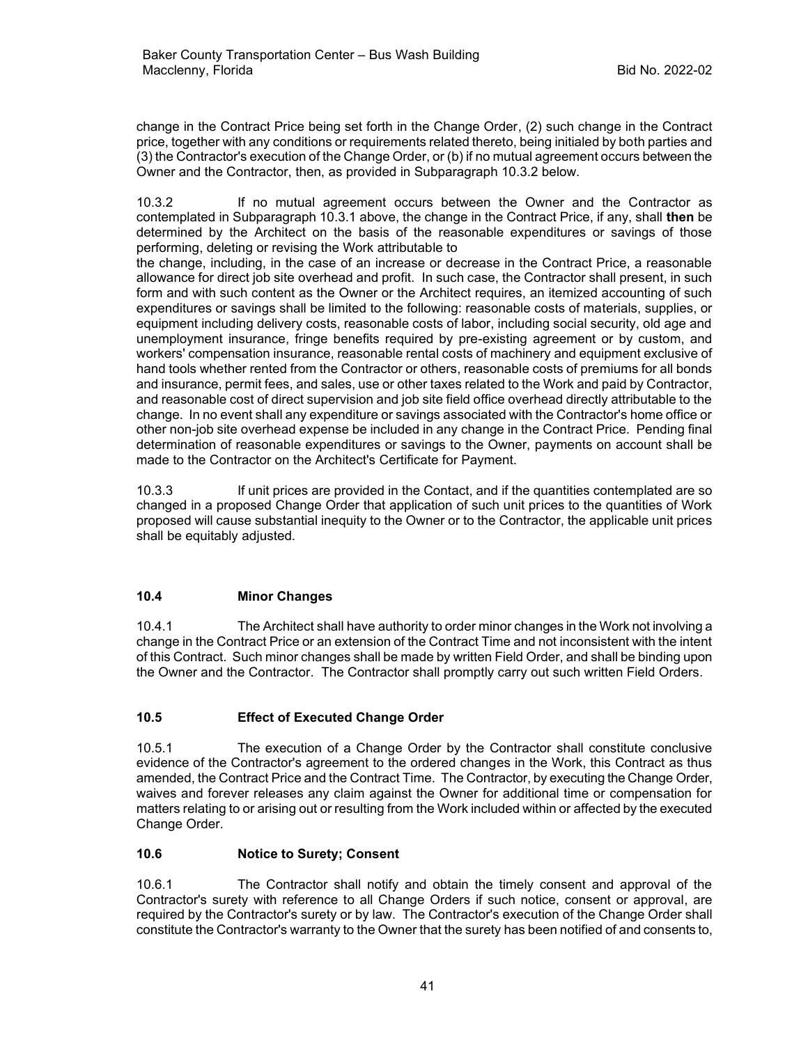change in the Contract Price being set forth in the Change Order, (2) such change in the Contract price, together with any conditions or requirements related thereto, being initialed by both parties and (3) the Contractor's execution of the Change Order, or (b) if no mutual agreement occurs between the Owner and the Contractor, then, as provided in Subparagraph 10.3.2 below.

10.3.2 If no mutual agreement occurs between the Owner and the Contractor as contemplated in Subparagraph 10.3.1 above, the change in the Contract Price, if any, shall **then** be determined by the Architect on the basis of the reasonable expenditures or savings of those performing, deleting or revising the Work attributable to the change, including, in the case of an increase or decrease in the Contract Price, a reasonable allowance for direct job site overhead and profit. In such case, the Contractor shall present, in such form and with such content as the Owner or the Architect requires, an itemized accounting of such expenditures or savings shall be limited to the following: reasonable costs of materials, supplies, or equipment including delivery costs, reasonable costs of labor, including social security, old age and unemployment insurance, fringe benefits required by pre-existing agreement or by custom, and workers' compensation insurance, reasonable rental costs of machinery and equipment exclusive of hand tools whether rented from the Contractor or others, reasonable costs of premiums for all bonds and insurance, permit fees, and sales, use or other taxes related to the Work and paid by Contractor, and reasonable cost of direct supervision and job site field office overhead directly attributable to the change. In no event shall any expenditure or savings associated with the Contractor's home office or other non-job site overhead expense be included in any change in the Contract Price. Pending final determination of reasonable expenditures or savings to the Owner, payments on account shall be made to the Contractor on the Architect's Certificate for Payment.

10.3.3 If unit prices are provided in the Contact, and if the quantities contemplated are so changed in a proposed Change Order that application of such unit prices to the quantities of Work proposed will cause substantial inequity to the Owner or to the Contractor, the applicable unit prices shall be equitably adjusted.

### 10.4 Minor Changes

10.4.1 The Architect shall have authority to order minor changes in the Work not involving a change in the Contract Price or an extension of the Contract Time and not inconsistent with the intent of this Contract. Such minor changes shall be made by written Field Order, and shall be binding upon the Owner and the Contractor. The Contractor shall promptly carry out such written Field Orders.

### 10.5 Effect of Executed Change Order

10.5.1 The execution of a Change Order by the Contractor shall constitute conclusive evidence of the Contractor's agreement to the ordered changes in the Work, this Contract as thus amended, the Contract Price and the Contract Time. The Contractor, by executing the Change Order, waives and forever releases any claim against the Owner for additional time or compensation for matters relating to or arising out or resulting from the Work included within or affected by the executed Change Order.

### 10.6 Notice to Surety; Consent

10.6.1 The Contractor shall notify and obtain the timely consent and approval of the Contractor's surety with reference to all Change Orders if such notice, consent or approval, are required by the Contractor's surety or by law. The Contractor's execution of the Change Order shall constitute the Contractor's warranty to the Owner that the surety has been notified of and consents to,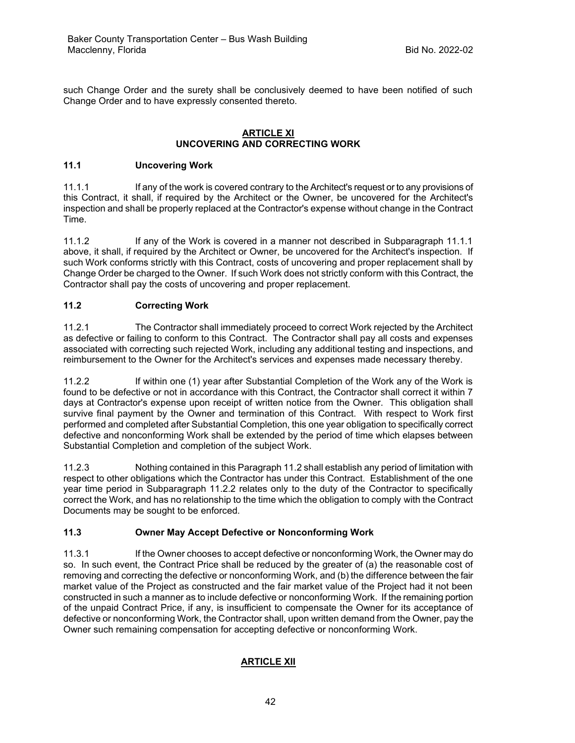such Change Order and the surety shall be conclusively deemed to have been notified of such Change Order and to have expressly consented thereto.

## ARTICLE XI
## UNCOVERING AND CORRECTING WORK

### 11.1 Uncovering Work

11.1.1 If any of the work is covered contrary to the Architect's request or to any provisions of this Contract, it shall, if required by the Architect or the Owner, be uncovered for the Architect's inspection and shall be properly replaced at the Contractor's expense without change in the Contract Time.

11.1.2 If any of the Work is covered in a manner not described in Subparagraph 11.1.1 above, it shall, if required by the Architect or Owner, be uncovered for the Architect's inspection. If such Work conforms strictly with this Contract, costs of uncovering and proper replacement shall by Change Order be charged to the Owner. If such Work does not strictly conform with this Contract, the Contractor shall pay the costs of uncovering and proper replacement.

### 11.2 Correcting Work

11.2.1 The Contractor shall immediately proceed to correct Work rejected by the Architect as defective or failing to conform to this Contract. The Contractor shall pay all costs and expenses associated with correcting such rejected Work, including any additional testing and inspections, and reimbursement to the Owner for the Architect's services and expenses made necessary thereby.

11.2.2 If within one (1) year after Substantial Completion of the Work any of the Work is found to be defective or not in accordance with this Contract, the Contractor shall correct it within 7 days at Contractor's expense upon receipt of written notice from the Owner. This obligation shall survive final payment by the Owner and termination of this Contract. With respect to Work first performed and completed after Substantial Completion, this one year obligation to specifically correct defective and nonconforming Work shall be extended by the period of time which elapses between Substantial Completion and completion of the subject Work.

11.2.3 Nothing contained in this Paragraph 11.2 shall establish any period of limitation with respect to other obligations which the Contractor has under this Contract. Establishment of the one year time period in Subparagraph 11.2.2 relates only to the duty of the Contractor to specifically correct the Work, and has no relationship to the time which the obligation to comply with the Contract Documents may be sought to be enforced.

### 11.3 Owner May Accept Defective or Nonconforming Work

11.3.1 If the Owner chooses to accept defective or nonconforming Work, the Owner may do so. In such event, the Contract Price shall be reduced by the greater of (a) the reasonable cost of removing and correcting the defective or nonconforming Work, and (b) the difference between the fair market value of the Project as constructed and the fair market value of the Project had it not been constructed in such a manner as to include defective or nonconforming Work. If the remaining portion of the unpaid Contract Price, if any, is insufficient to compensate the Owner for its acceptance of defective or nonconforming Work, the Contractor shall, upon written demand from the Owner, pay the Owner such remaining compensation for accepting defective or nonconforming Work.

## ARTICLE XII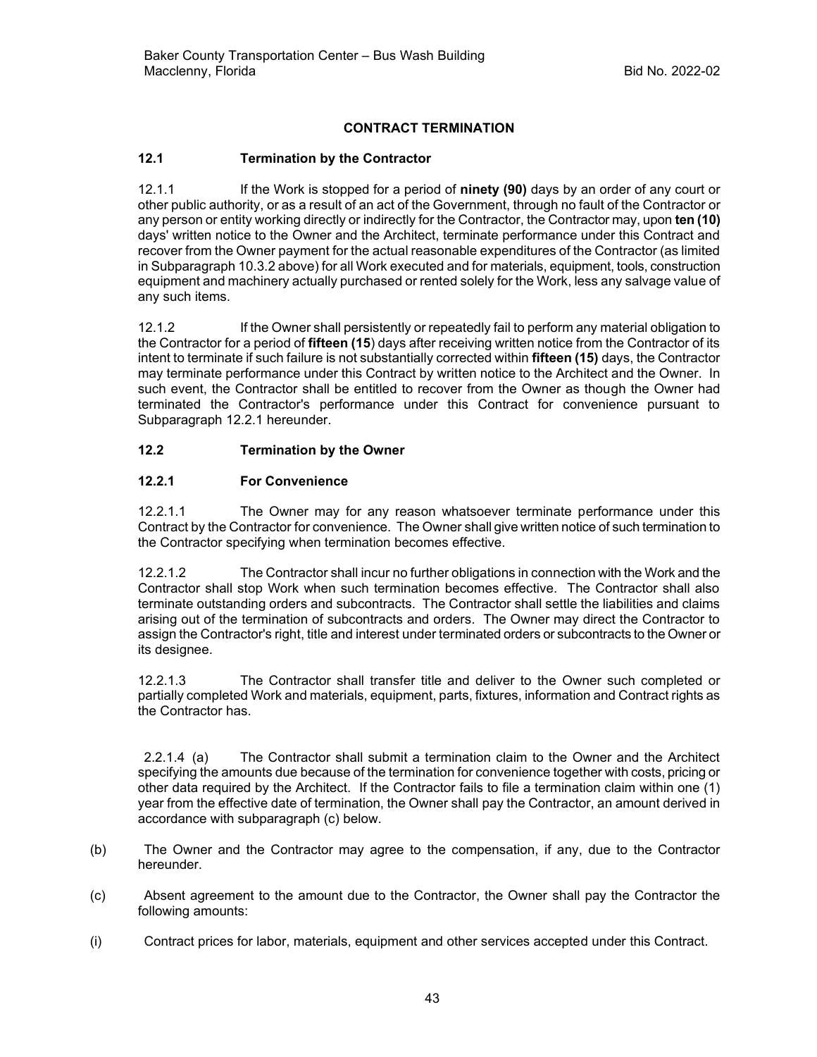## CONTRACT TERMINATION

### 12.1 Termination by the Contractor

12.1.1 If the Work is stopped for a period of **ninety (90)** days by an order of any court or other public authority, or as a result of an act of the Government, through no fault of the Contractor or any person or entity working directly or indirectly for the Contractor, the Contractor may, upon **ten (10)** days' written notice to the Owner and the Architect, terminate performance under this Contract and recover from the Owner payment for the actual reasonable expenditures of the Contractor (as limited in Subparagraph 10.3.2 above) for all Work executed and for materials, equipment, tools, construction equipment and machinery actually purchased or rented solely for the Work, less any salvage value of any such items.

12.1.2 If the Owner shall persistently or repeatedly fail to perform any material obligation to the Contractor for a period of **fifteen (15**) days after receiving written notice from the Contractor of its intent to terminate if such failure is not substantially corrected within **fifteen (15)** days, the Contractor may terminate performance under this Contract by written notice to the Architect and the Owner. In such event, the Contractor shall be entitled to recover from the Owner as though the Owner had terminated the Contractor's performance under this Contract for convenience pursuant to Subparagraph 12.2.1 hereunder.

### 12.2 Termination by the Owner

### 12.2.1 For Convenience

12.2.1.1 The Owner may for any reason whatsoever terminate performance under this Contract by the Contractor for convenience. The Owner shall give written notice of such termination to the Contractor specifying when termination becomes effective.

12.2.1.2 The Contractor shall incur no further obligations in connection with the Work and the Contractor shall stop Work when such termination becomes effective. The Contractor shall also terminate outstanding orders and subcontracts. The Contractor shall settle the liabilities and claims arising out of the termination of subcontracts and orders. The Owner may direct the Contractor to assign the Contractor's right, title and interest under terminated orders or subcontracts to the Owner or its designee.

12.2.1.3 The Contractor shall transfer title and deliver to the Owner such completed or partially completed Work and materials, equipment, parts, fixtures, information and Contract rights as the Contractor has.

2.2.1.4 (a) The Contractor shall submit a termination claim to the Owner and the Architect specifying the amounts due because of the termination for convenience together with costs, pricing or other data required by the Architect. If the Contractor fails to file a termination claim within one (1) year from the effective date of termination, the Owner shall pay the Contractor, an amount derived in accordance with subparagraph (c) below.

(b) The Owner and the Contractor may agree to the compensation, if any, due to the Contractor hereunder.

(c) Absent agreement to the amount due to the Contractor, the Owner shall pay the Contractor the following amounts:

(i) Contract prices for labor, materials, equipment and other services accepted under this Contract.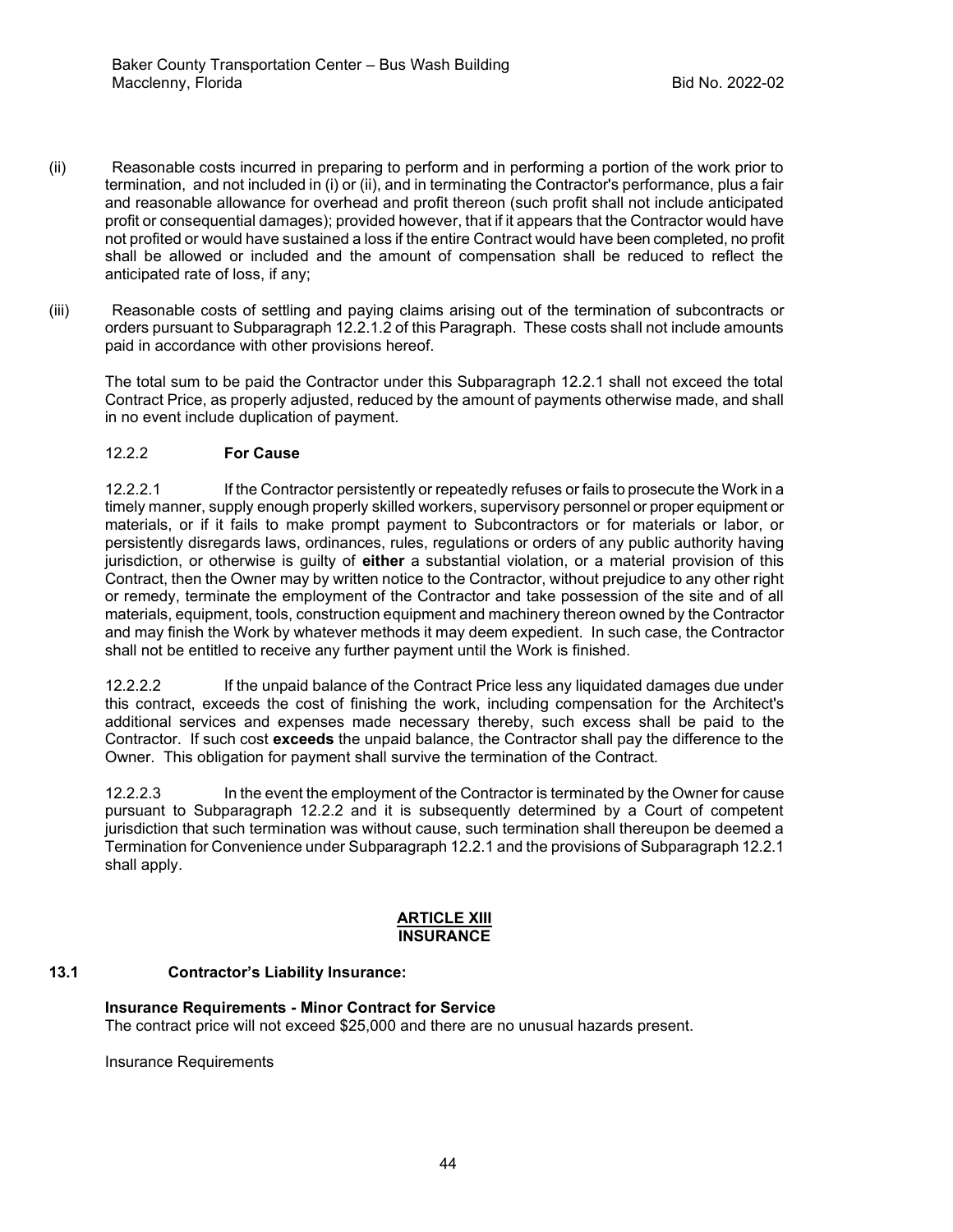(ii) Reasonable costs incurred in preparing to perform and in performing a portion of the work prior to termination, and not included in (i) or (ii), and in terminating the Contractor's performance, plus a fair and reasonable allowance for overhead and profit thereon (such profit shall not include anticipated profit or consequential damages); provided however, that if it appears that the Contractor would have not profited or would have sustained a loss if the entire Contract would have been completed, no profit shall be allowed or included and the amount of compensation shall be reduced to reflect the anticipated rate of loss, if any;

(iii) Reasonable costs of settling and paying claims arising out of the termination of subcontracts or orders pursuant to Subparagraph 12.2.1.2 of this Paragraph. These costs shall not include amounts paid in accordance with other provisions hereof.

The total sum to be paid the Contractor under this Subparagraph 12.2.1 shall not exceed the total Contract Price, as properly adjusted, reduced by the amount of payments otherwise made, and shall in no event include duplication of payment.

12.2.2 **For Cause**

12.2.2.1 If the Contractor persistently or repeatedly refuses or fails to prosecute the Work in a timely manner, supply enough properly skilled workers, supervisory personnel or proper equipment or materials, or if it fails to make prompt payment to Subcontractors or for materials or labor, or persistently disregards laws, ordinances, rules, regulations or orders of any public authority having jurisdiction, or otherwise is guilty of **either** a substantial violation, or a material provision of this Contract, then the Owner may by written notice to the Contractor, without prejudice to any other right or remedy, terminate the employment of the Contractor and take possession of the site and of all materials, equipment, tools, construction equipment and machinery thereon owned by the Contractor and may finish the Work by whatever methods it may deem expedient. In such case, the Contractor shall not be entitled to receive any further payment until the Work is finished.

12.2.2.2 If the unpaid balance of the Contract Price less any liquidated damages due under this contract, exceeds the cost of finishing the work, including compensation for the Architect's additional services and expenses made necessary thereby, such excess shall be paid to the Contractor. If such cost **exceeds** the unpaid balance, the Contractor shall pay the difference to the Owner. This obligation for payment shall survive the termination of the Contract.

12.2.2.3 In the event the employment of the Contractor is terminated by the Owner for cause pursuant to Subparagraph 12.2.2 and it is subsequently determined by a Court of competent jurisdiction that such termination was without cause, such termination shall thereupon be deemed a Termination for Convenience under Subparagraph 12.2.1 and the provisions of Subparagraph 12.2.1 shall apply.

## ARTICLE XIII
## INSURANCE

### 13.1 Contractor's Liability Insurance:

**Insurance Requirements - Minor Contract for Service**
The contract price will not exceed $25,000 and there are no unusual hazards present.

Insurance Requirements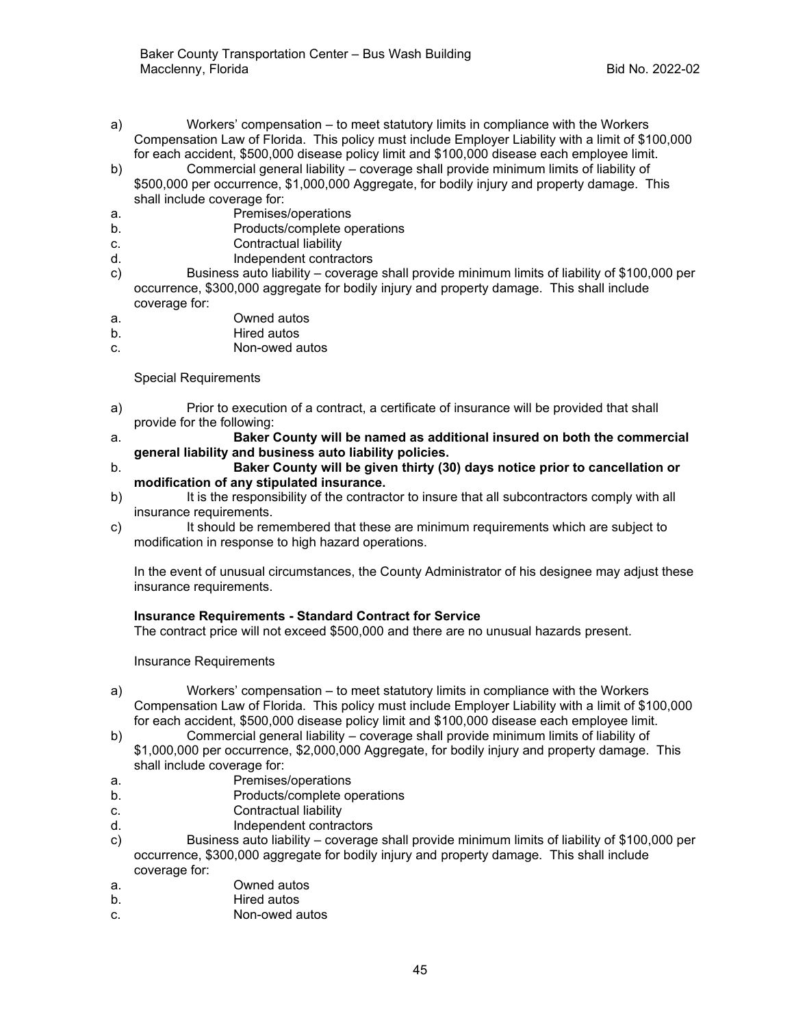a) Workers' compensation – to meet statutory limits in compliance with the Workers Compensation Law of Florida. This policy must include Employer Liability with a limit of $100,000 for each accident, $500,000 disease policy limit and $100,000 disease each employee limit.

b) Commercial general liability – coverage shall provide minimum limits of liability of $500,000 per occurrence, $1,000,000 Aggregate, for bodily injury and property damage. This shall include coverage for:

a. Premises/operations
b. Products/complete operations
c. Contractual liability
d. Independent contractors

c) Business auto liability – coverage shall provide minimum limits of liability of $100,000 per occurrence, $300,000 aggregate for bodily injury and property damage. This shall include coverage for:

a. Owned autos
b. Hired autos
c. Non-owed autos

Special Requirements

a) Prior to execution of a contract, a certificate of insurance will be provided that shall provide for the following:

a. **Baker County will be named as additional insured on both the commercial general liability and business auto liability policies.**
b. **Baker County will be given thirty (30) days notice prior to cancellation or modification of any stipulated insurance.**

b) It is the responsibility of the contractor to insure that all subcontractors comply with all insurance requirements.

c) It should be remembered that these are minimum requirements which are subject to modification in response to high hazard operations.

In the event of unusual circumstances, the County Administrator of his designee may adjust these insurance requirements.

**Insurance Requirements - Standard Contract for Service**

The contract price will not exceed $500,000 and there are no unusual hazards present.

Insurance Requirements

a) Workers' compensation – to meet statutory limits in compliance with the Workers Compensation Law of Florida. This policy must include Employer Liability with a limit of $100,000 for each accident, $500,000 disease policy limit and $100,000 disease each employee limit.

b) Commercial general liability – coverage shall provide minimum limits of liability of $1,000,000 per occurrence, $2,000,000 Aggregate, for bodily injury and property damage. This shall include coverage for:

a. Premises/operations
b. Products/complete operations
c. Contractual liability
d. Independent contractors

c) Business auto liability – coverage shall provide minimum limits of liability of $100,000 per occurrence, $300,000 aggregate for bodily injury and property damage. This shall include coverage for:

a. Owned autos
b. Hired autos
c. Non-owed autos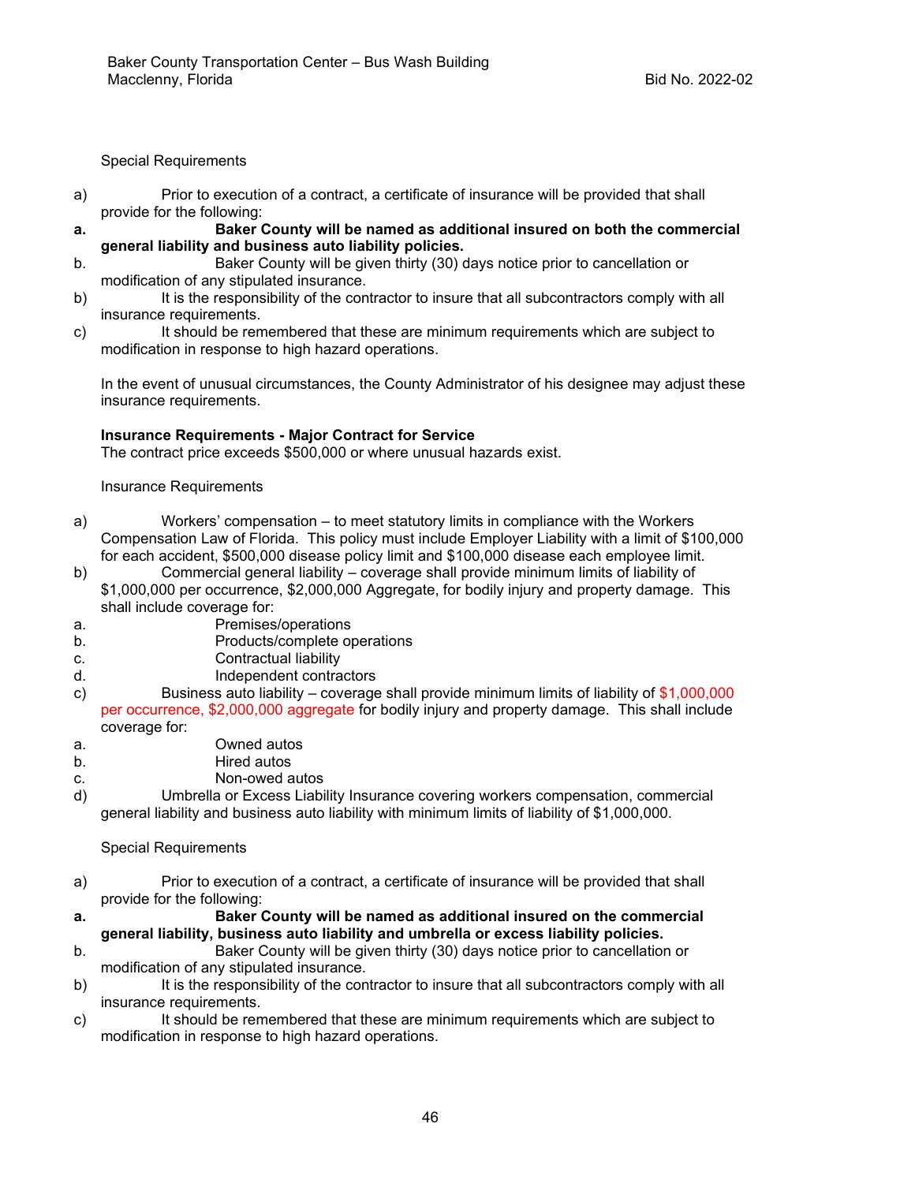Special Requirements

a) Prior to execution of a contract, a certificate of insurance will be provided that shall provide for the following:

**a. Baker County will be named as additional insured on both the commercial general liability and business auto liability policies.**

b. Baker County will be given thirty (30) days notice prior to cancellation or modification of any stipulated insurance.

b) It is the responsibility of the contractor to insure that all subcontractors comply with all insurance requirements.

c) It should be remembered that these are minimum requirements which are subject to modification in response to high hazard operations.

In the event of unusual circumstances, the County Administrator of his designee may adjust these insurance requirements.

**Insurance Requirements - Major Contract for Service**

The contract price exceeds $500,000 or where unusual hazards exist.

Insurance Requirements

a) Workers' compensation – to meet statutory limits in compliance with the Workers Compensation Law of Florida. This policy must include Employer Liability with a limit of $100,000 for each accident, $500,000 disease policy limit and $100,000 disease each employee limit.

b) Commercial general liability – coverage shall provide minimum limits of liability of $1,000,000 per occurrence, $2,000,000 Aggregate, for bodily injury and property damage. This shall include coverage for:

a. Premises/operations

b. Products/complete operations

c. Contractual liability

d. Independent contractors

c) Business auto liability – coverage shall provide minimum limits of liability of $1,000,000 per occurrence, $2,000,000 aggregate for bodily injury and property damage. This shall include coverage for:

a. Owned autos

b. Hired autos

c. Non-owed autos

d) Umbrella or Excess Liability Insurance covering workers compensation, commercial general liability and business auto liability with minimum limits of liability of $1,000,000.

Special Requirements

a) Prior to execution of a contract, a certificate of insurance will be provided that shall provide for the following:

**a. Baker County will be named as additional insured on the commercial general liability, business auto liability and umbrella or excess liability policies.**

b. Baker County will be given thirty (30) days notice prior to cancellation or modification of any stipulated insurance.

b) It is the responsibility of the contractor to insure that all subcontractors comply with all insurance requirements.

c) It should be remembered that these are minimum requirements which are subject to modification in response to high hazard operations.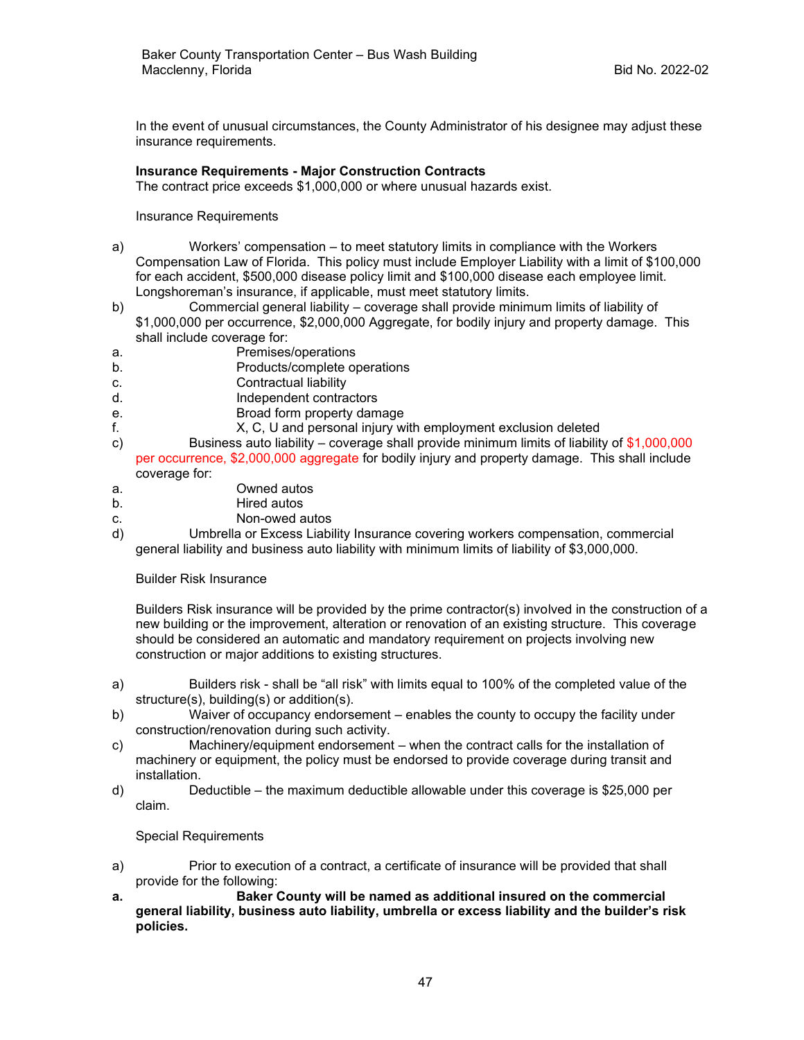In the event of unusual circumstances, the County Administrator of his designee may adjust these insurance requirements.

**Insurance Requirements - Major Construction Contracts**
The contract price exceeds $1,000,000 or where unusual hazards exist.

Insurance Requirements

a) Workers' compensation – to meet statutory limits in compliance with the Workers Compensation Law of Florida. This policy must include Employer Liability with a limit of $100,000 for each accident, $500,000 disease policy limit and $100,000 disease each employee limit. Longshoreman's insurance, if applicable, must meet statutory limits.

b) Commercial general liability – coverage shall provide minimum limits of liability of $1,000,000 per occurrence, $2,000,000 Aggregate, for bodily injury and property damage. This shall include coverage for:
   a. Premises/operations
   b. Products/complete operations
   c. Contractual liability
   d. Independent contractors
   e. Broad form property damage
   f. X, C, U and personal injury with employment exclusion deleted

c) Business auto liability – coverage shall provide minimum limits of liability of $1,000,000 per occurrence, $2,000,000 aggregate for bodily injury and property damage. This shall include coverage for:
   a. Owned autos
   b. Hired autos
   c. Non-owed autos

d) Umbrella or Excess Liability Insurance covering workers compensation, commercial general liability and business auto liability with minimum limits of liability of $3,000,000.

Builder Risk Insurance

Builders Risk insurance will be provided by the prime contractor(s) involved in the construction of a new building or the improvement, alteration or renovation of an existing structure. This coverage should be considered an automatic and mandatory requirement on projects involving new construction or major additions to existing structures.

a) Builders risk - shall be "all risk" with limits equal to 100% of the completed value of the structure(s), building(s) or addition(s).

b) Waiver of occupancy endorsement – enables the county to occupy the facility under construction/renovation during such activity.

c) Machinery/equipment endorsement – when the contract calls for the installation of machinery or equipment, the policy must be endorsed to provide coverage during transit and installation.

d) Deductible – the maximum deductible allowable under this coverage is $25,000 per claim.

Special Requirements

a) Prior to execution of a contract, a certificate of insurance will be provided that shall provide for the following:
   **a. Baker County will be named as additional insured on the commercial general liability, business auto liability, umbrella or excess liability and the builder's risk policies.**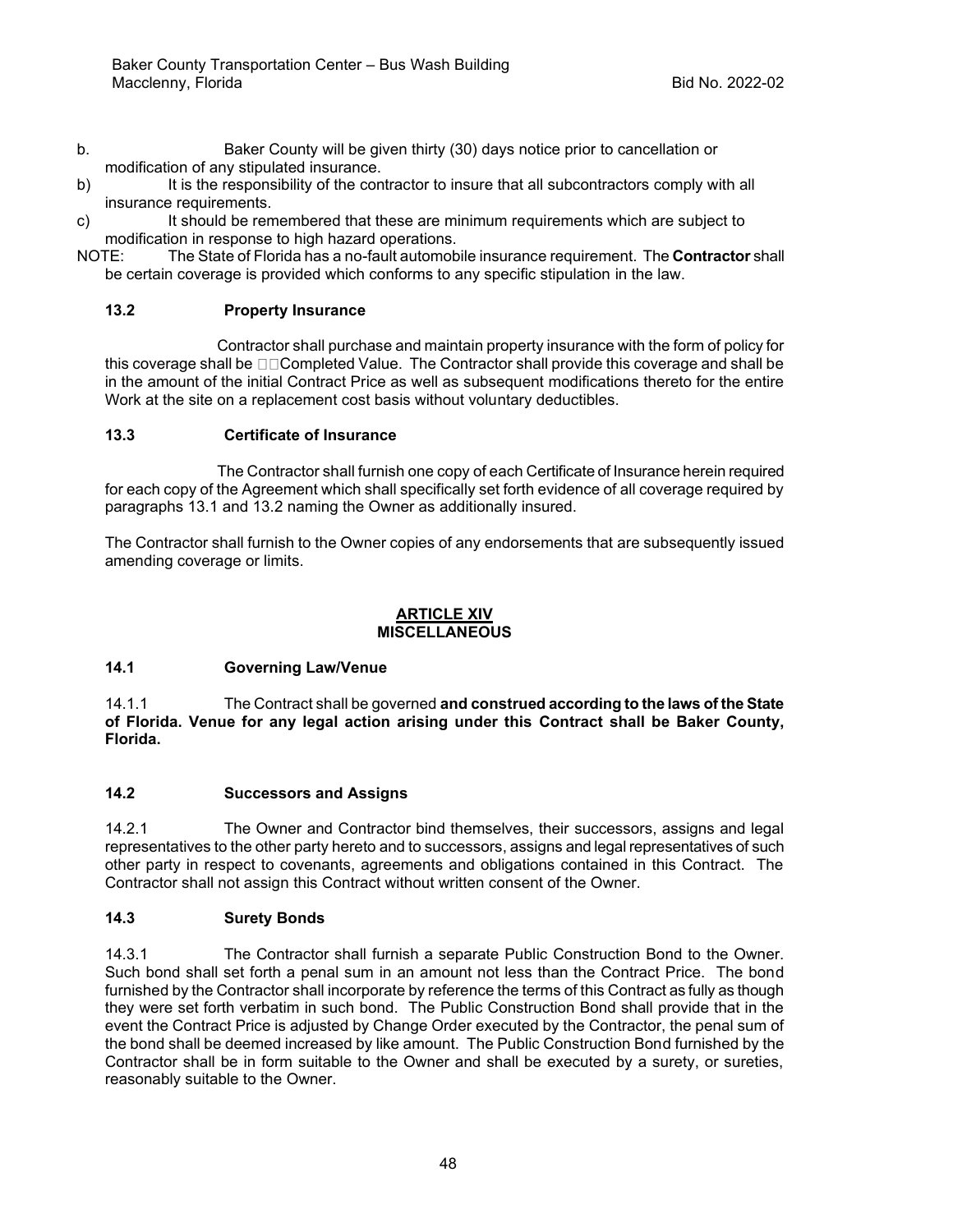b. Baker County will be given thirty (30) days notice prior to cancellation or modification of any stipulated insurance.

b) It is the responsibility of the contractor to insure that all subcontractors comply with all insurance requirements.

c) It should be remembered that these are minimum requirements which are subject to modification in response to high hazard operations.

NOTE: The State of Florida has a no-fault automobile insurance requirement. The **Contractor** shall be certain coverage is provided which conforms to any specific stipulation in the law.

### 13.2 Property Insurance

Contractor shall purchase and maintain property insurance with the form of policy for this coverage shall be Completed Value. The Contractor shall provide this coverage and shall be in the amount of the initial Contract Price as well as subsequent modifications thereto for the entire Work at the site on a replacement cost basis without voluntary deductibles.

### 13.3 Certificate of Insurance

The Contractor shall furnish one copy of each Certificate of Insurance herein required for each copy of the Agreement which shall specifically set forth evidence of all coverage required by paragraphs 13.1 and 13.2 naming the Owner as additionally insured.

The Contractor shall furnish to the Owner copies of any endorsements that are subsequently issued amending coverage or limits.

## ARTICLE XIV
## MISCELLANEOUS

### 14.1 Governing Law/Venue

14.1.1 The Contract shall be governed **and construed according to the laws of the State of Florida. Venue for any legal action arising under this Contract shall be Baker County, Florida.**

### 14.2 Successors and Assigns

14.2.1 The Owner and Contractor bind themselves, their successors, assigns and legal representatives to the other party hereto and to successors, assigns and legal representatives of such other party in respect to covenants, agreements and obligations contained in this Contract. The Contractor shall not assign this Contract without written consent of the Owner.

### 14.3 Surety Bonds

14.3.1 The Contractor shall furnish a separate Public Construction Bond to the Owner. Such bond shall set forth a penal sum in an amount not less than the Contract Price. The bond furnished by the Contractor shall incorporate by reference the terms of this Contract as fully as though they were set forth verbatim in such bond. The Public Construction Bond shall provide that in the event the Contract Price is adjusted by Change Order executed by the Contractor, the penal sum of the bond shall be deemed increased by like amount. The Public Construction Bond furnished by the Contractor shall be in form suitable to the Owner and shall be executed by a surety, or sureties, reasonably suitable to the Owner.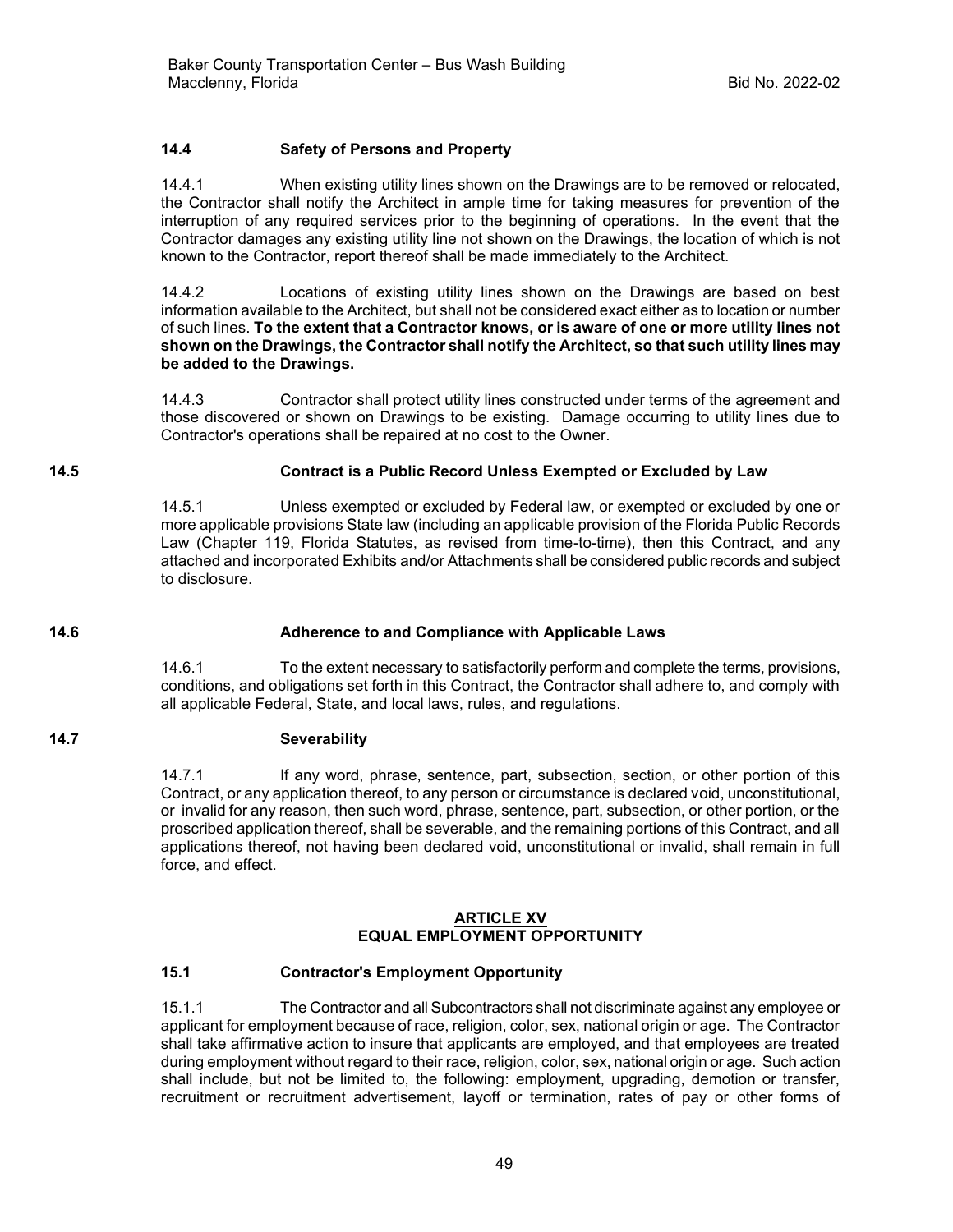### 14.4 Safety of Persons and Property

14.4.1 When existing utility lines shown on the Drawings are to be removed or relocated, the Contractor shall notify the Architect in ample time for taking measures for prevention of the interruption of any required services prior to the beginning of operations. In the event that the Contractor damages any existing utility line not shown on the Drawings, the location of which is not known to the Contractor, report thereof shall be made immediately to the Architect.

14.4.2 Locations of existing utility lines shown on the Drawings are based on best information available to the Architect, but shall not be considered exact either as to location or number of such lines. **To the extent that a Contractor knows, or is aware of one or more utility lines not shown on the Drawings, the Contractor shall notify the Architect, so that such utility lines may be added to the Drawings.**

14.4.3 Contractor shall protect utility lines constructed under terms of the agreement and those discovered or shown on Drawings to be existing. Damage occurring to utility lines due to Contractor's operations shall be repaired at no cost to the Owner.

### 14.5 Contract is a Public Record Unless Exempted or Excluded by Law

14.5.1 Unless exempted or excluded by Federal law, or exempted or excluded by one or more applicable provisions State law (including an applicable provision of the Florida Public Records Law (Chapter 119, Florida Statutes, as revised from time-to-time), then this Contract, and any attached and incorporated Exhibits and/or Attachments shall be considered public records and subject to disclosure.

### 14.6 Adherence to and Compliance with Applicable Laws

14.6.1 To the extent necessary to satisfactorily perform and complete the terms, provisions, conditions, and obligations set forth in this Contract, the Contractor shall adhere to, and comply with all applicable Federal, State, and local laws, rules, and regulations.

### 14.7 Severability

14.7.1 If any word, phrase, sentence, part, subsection, section, or other portion of this Contract, or any application thereof, to any person or circumstance is declared void, unconstitutional, or invalid for any reason, then such word, phrase, sentence, part, subsection, or other portion, or the proscribed application thereof, shall be severable, and the remaining portions of this Contract, and all applications thereof, not having been declared void, unconstitutional or invalid, shall remain in full force, and effect.

## ARTICLE XV
## EQUAL EMPLOYMENT OPPORTUNITY

### 15.1 Contractor's Employment Opportunity

15.1.1 The Contractor and all Subcontractors shall not discriminate against any employee or applicant for employment because of race, religion, color, sex, national origin or age. The Contractor shall take affirmative action to insure that applicants are employed, and that employees are treated during employment without regard to their race, religion, color, sex, national origin or age. Such action shall include, but not be limited to, the following: employment, upgrading, demotion or transfer, recruitment or recruitment advertisement, layoff or termination, rates of pay or other forms of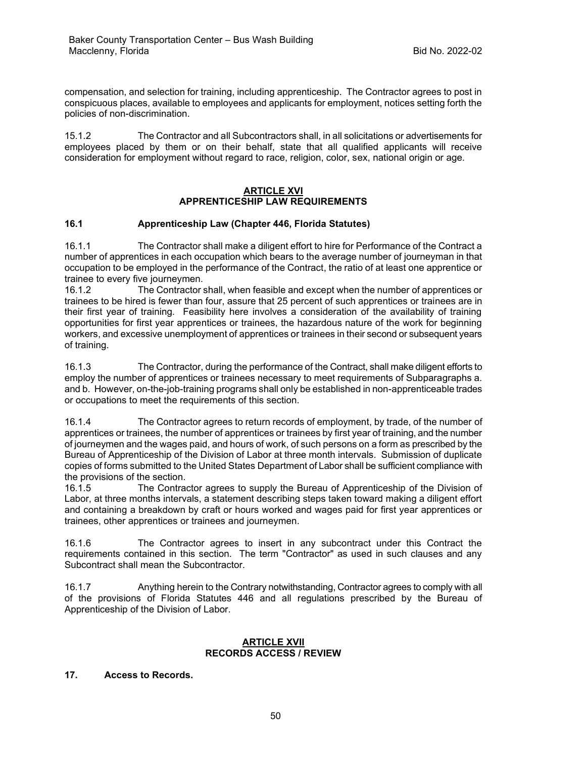compensation, and selection for training, including apprenticeship. The Contractor agrees to post in conspicuous places, available to employees and applicants for employment, notices setting forth the policies of non-discrimination.

15.1.2 The Contractor and all Subcontractors shall, in all solicitations or advertisements for employees placed by them or on their behalf, state that all qualified applicants will receive consideration for employment without regard to race, religion, color, sex, national origin or age.

## ARTICLE XVI
## APPRENTICESHIP LAW REQUIREMENTS

### 16.1 Apprenticeship Law (Chapter 446, Florida Statutes)

16.1.1 The Contractor shall make a diligent effort to hire for Performance of the Contract a number of apprentices in each occupation which bears to the average number of journeyman in that occupation to be employed in the performance of the Contract, the ratio of at least one apprentice or trainee to every five journeymen.

16.1.2 The Contractor shall, when feasible and except when the number of apprentices or trainees to be hired is fewer than four, assure that 25 percent of such apprentices or trainees are in their first year of training. Feasibility here involves a consideration of the availability of training opportunities for first year apprentices or trainees, the hazardous nature of the work for beginning workers, and excessive unemployment of apprentices or trainees in their second or subsequent years of training.

16.1.3 The Contractor, during the performance of the Contract, shall make diligent efforts to employ the number of apprentices or trainees necessary to meet requirements of Subparagraphs a. and b. However, on-the-job-training programs shall only be established in non-apprenticeable trades or occupations to meet the requirements of this section.

16.1.4 The Contractor agrees to return records of employment, by trade, of the number of apprentices or trainees, the number of apprentices or trainees by first year of training, and the number of journeymen and the wages paid, and hours of work, of such persons on a form as prescribed by the Bureau of Apprenticeship of the Division of Labor at three month intervals. Submission of duplicate copies of forms submitted to the United States Department of Labor shall be sufficient compliance with the provisions of the section.

16.1.5 The Contractor agrees to supply the Bureau of Apprenticeship of the Division of Labor, at three months intervals, a statement describing steps taken toward making a diligent effort and containing a breakdown by craft or hours worked and wages paid for first year apprentices or trainees, other apprentices or trainees and journeymen.

16.1.6 The Contractor agrees to insert in any subcontract under this Contract the requirements contained in this section. The term "Contractor" as used in such clauses and any Subcontract shall mean the Subcontractor.

16.1.7 Anything herein to the Contrary notwithstanding, Contractor agrees to comply with all of the provisions of Florida Statutes 446 and all regulations prescribed by the Bureau of Apprenticeship of the Division of Labor.

## ARTICLE XVII
## RECORDS ACCESS / REVIEW

### 17. Access to Records.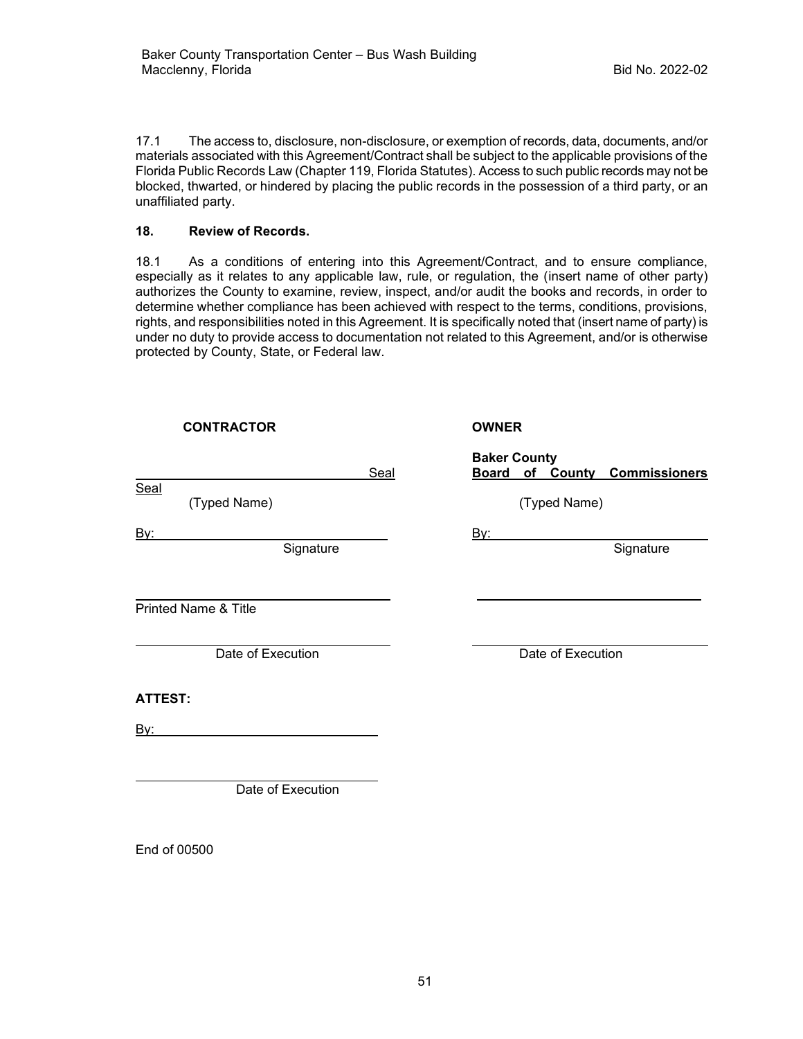17.1 The access to, disclosure, non-disclosure, or exemption of records, data, documents, and/or materials associated with this Agreement/Contract shall be subject to the applicable provisions of the Florida Public Records Law (Chapter 119, Florida Statutes). Access to such public records may not be blocked, thwarted, or hindered by placing the public records in the possession of a third party, or an unaffiliated party.

**18. Review of Records.**

18.1 As a conditions of entering into this Agreement/Contract, and to ensure compliance, especially as it relates to any applicable law, rule, or regulation, the (insert name of other party) authorizes the County to examine, review, inspect, and/or audit the books and records, in order to determine whether compliance has been achieved with respect to the terms, conditions, provisions, rights, and responsibilities noted in this Agreement. It is specifically noted that (insert name of party) is under no duty to provide access to documentation not related to this Agreement, and/or is otherwise protected by County, State, or Federal law.

| **CONTRACTOR** | **OWNER** |
|---|---|
| \_\_\_\_\_\_\_\_\_\_\_\_\_\_\_\_\_\_\_\_ Seal | **Baker County** |
| Seal | **Board of County Commissioners** |
| (Typed Name) | (Typed Name) |
| By: \_\_\_\_\_\_\_\_\_\_\_\_\_\_\_\_\_\_\_\_ | By: \_\_\_\_\_\_\_\_\_\_\_\_\_\_\_\_\_\_\_\_ |
| Signature | Signature |
| \_\_\_\_\_\_\_\_\_\_\_\_\_\_\_\_\_\_\_\_ | \_\_\_\_\_\_\_\_\_\_\_\_\_\_\_\_\_\_\_\_ |
| Printed Name & Title | |
| \_\_\_\_\_\_\_\_\_\_\_\_\_\_\_\_\_\_\_\_ | \_\_\_\_\_\_\_\_\_\_\_\_\_\_\_\_\_\_\_\_ |
| Date of Execution | Date of Execution |

**ATTEST:**

By: \_\_\_\_\_\_\_\_\_\_\_\_\_\_\_\_\_\_\_\_

\_\_\_\_\_\_\_\_\_\_\_\_\_\_\_\_\_\_\_\_

Date of Execution

End of 00500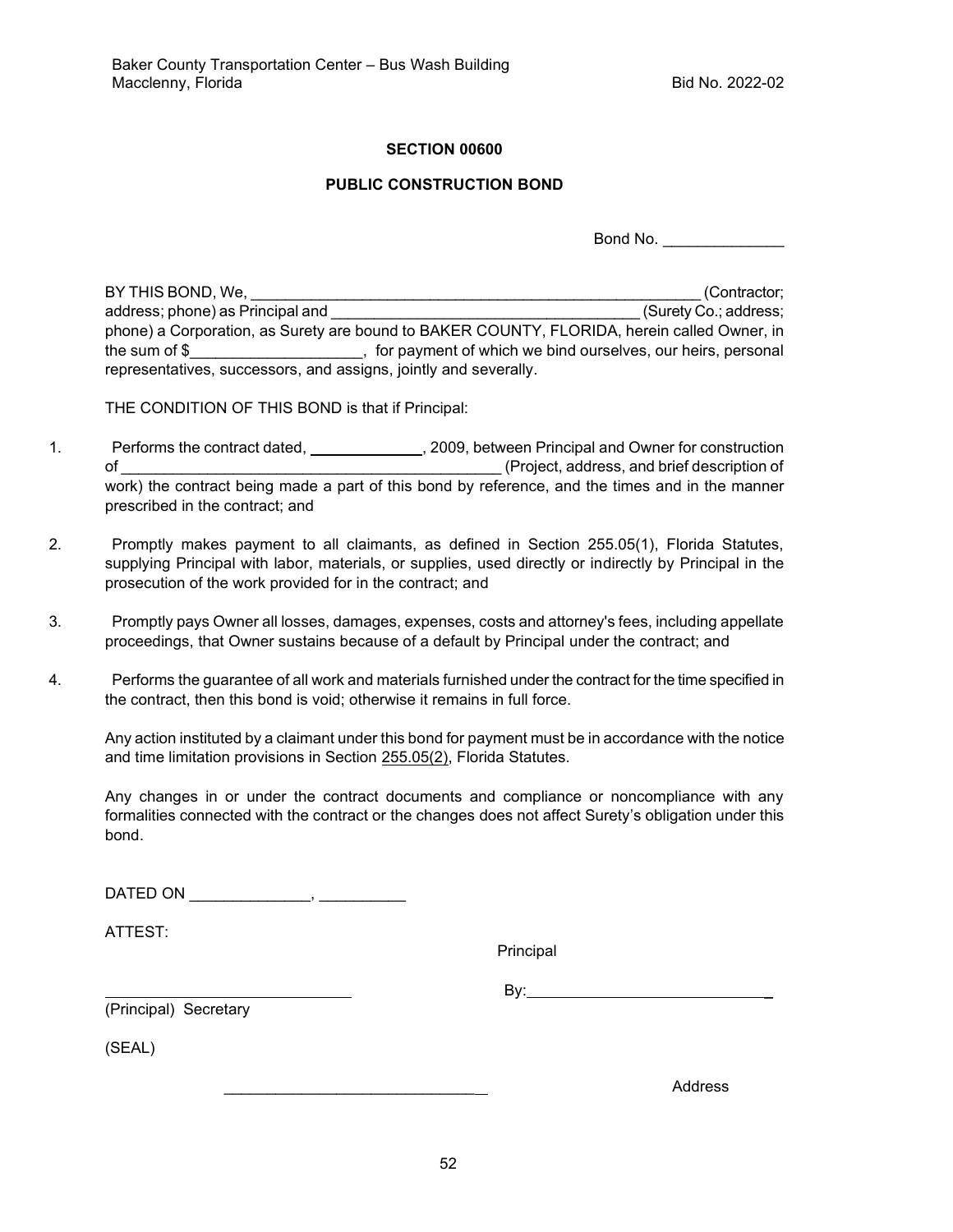## SECTION 00600

## PUBLIC CONSTRUCTION BOND

Bond No. ______________

BY THIS BOND, We, _______________________________________________________ (Contractor; address; phone) as Principal and ____________________________________ (Surety Co.; address; phone) a Corporation, as Surety are bound to BAKER COUNTY, FLORIDA, herein called Owner, in the sum of $____________________, for payment of which we bind ourselves, our heirs, personal representatives, successors, and assigns, jointly and severally.

THE CONDITION OF THIS BOND is that if Principal:

1. Performs the contract dated, _____________, 2009, between Principal and Owner for construction of ____________________________________________ (Project, address, and brief description of work) the contract being made a part of this bond by reference, and the times and in the manner prescribed in the contract; and

2. Promptly makes payment to all claimants, as defined in Section 255.05(1), Florida Statutes, supplying Principal with labor, materials, or supplies, used directly or indirectly by Principal in the prosecution of the work provided for in the contract; and

3. Promptly pays Owner all losses, damages, expenses, costs and attorney's fees, including appellate proceedings, that Owner sustains because of a default by Principal under the contract; and

4. Performs the guarantee of all work and materials furnished under the contract for the time specified in the contract, then this bond is void; otherwise it remains in full force.

Any action instituted by a claimant under this bond for payment must be in accordance with the notice and time limitation provisions in Section 255.05(2), Florida Statutes.

Any changes in or under the contract documents and compliance or noncompliance with any formalities connected with the contract or the changes does not affect Surety's obligation under this bond.

DATED ON ______________, __________

ATTEST:

Principal

____________________________ By: ____________________________

(Principal) Secretary

(SEAL)

______________________________ Address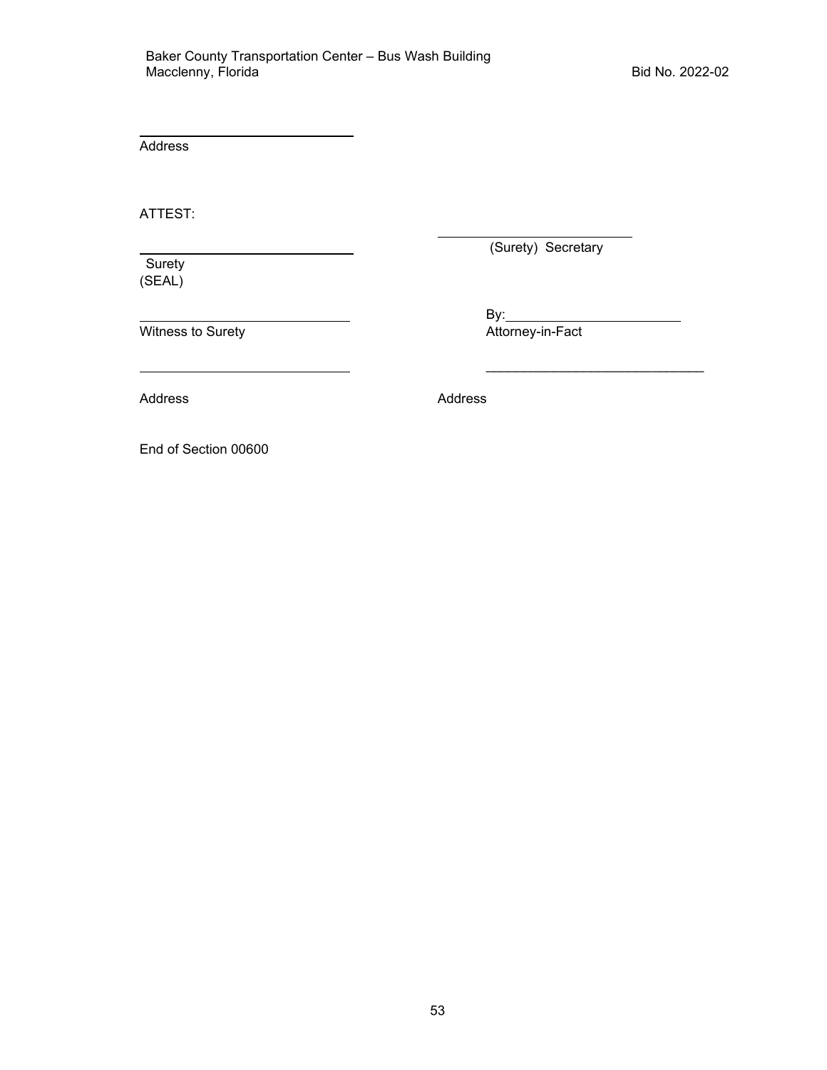______________________________
Address

ATTEST:

______________________________
Surety
(SEAL)

______________________________
(Surety) Secretary

______________________________
Witness to Surety

By:______________________________
Attorney-in-Fact

______________________________
Address

______________________________
Address

End of Section 00600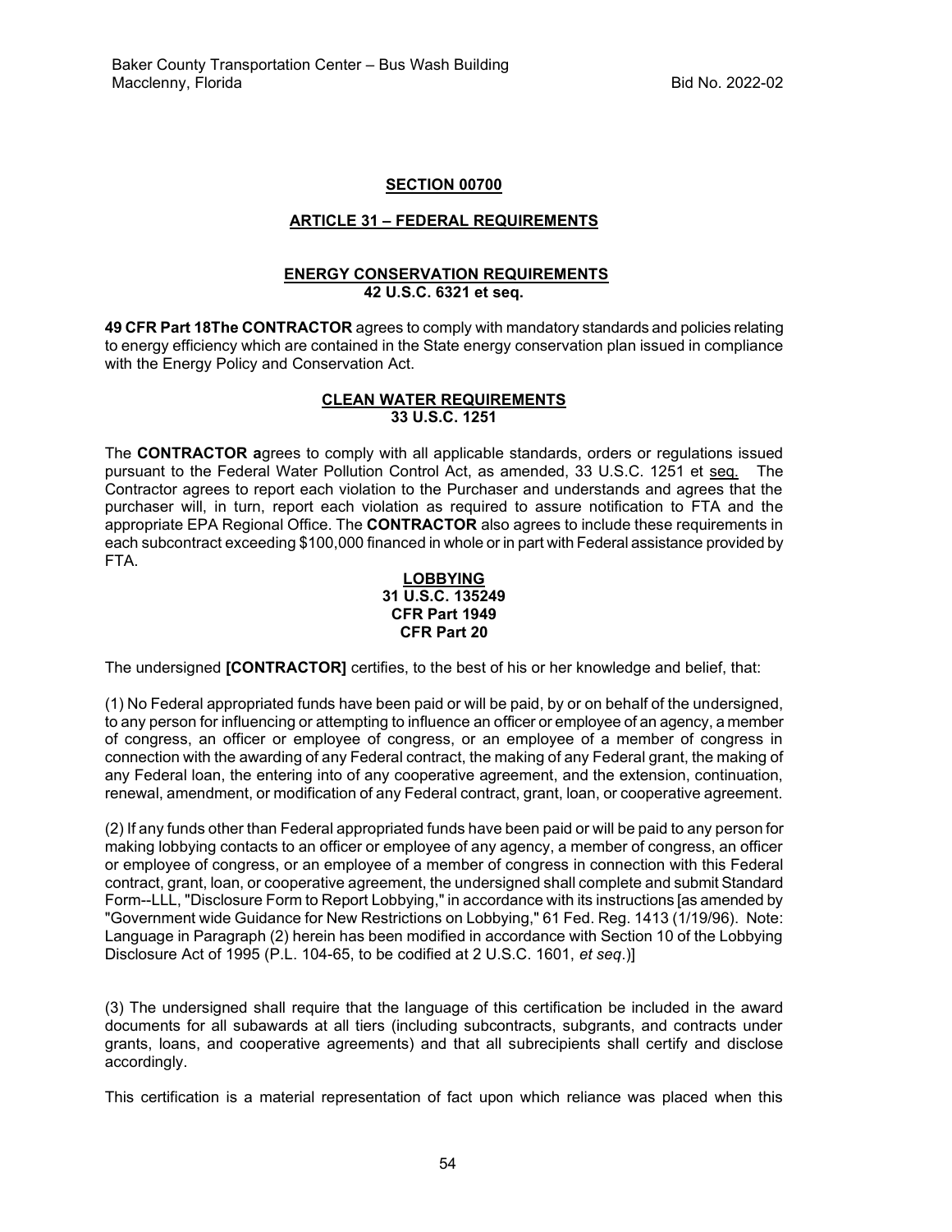**SECTION 00700**

**ARTICLE 31 – FEDERAL REQUIREMENTS**

**ENERGY CONSERVATION REQUIREMENTS**
**42 U.S.C. 6321 et seq.**

**49 CFR Part 18The CONTRACTOR** agrees to comply with mandatory standards and policies relating to energy efficiency which are contained in the State energy conservation plan issued in compliance with the Energy Policy and Conservation Act.

**CLEAN WATER REQUIREMENTS**
**33 U.S.C. 1251**

The **CONTRACTOR a**grees to comply with all applicable standards, orders or regulations issued pursuant to the Federal Water Pollution Control Act, as amended, 33 U.S.C. 1251 et seq. The Contractor agrees to report each violation to the Purchaser and understands and agrees that the purchaser will, in turn, report each violation as required to assure notification to FTA and the appropriate EPA Regional Office. The **CONTRACTOR** also agrees to include these requirements in each subcontract exceeding $100,000 financed in whole or in part with Federal assistance provided by FTA.

**LOBBYING**
**31 U.S.C. 135249**
**CFR Part 1949**
**CFR Part 20**

The undersigned **[CONTRACTOR]** certifies, to the best of his or her knowledge and belief, that:

(1) No Federal appropriated funds have been paid or will be paid, by or on behalf of the undersigned, to any person for influencing or attempting to influence an officer or employee of an agency, a member of congress, an officer or employee of congress, or an employee of a member of congress in connection with the awarding of any Federal contract, the making of any Federal grant, the making of any Federal loan, the entering into of any cooperative agreement, and the extension, continuation, renewal, amendment, or modification of any Federal contract, grant, loan, or cooperative agreement.

(2) If any funds other than Federal appropriated funds have been paid or will be paid to any person for making lobbying contacts to an officer or employee of any agency, a member of congress, an officer or employee of congress, or an employee of a member of congress in connection with this Federal contract, grant, loan, or cooperative agreement, the undersigned shall complete and submit Standard Form--LLL, "Disclosure Form to Report Lobbying," in accordance with its instructions [as amended by "Government wide Guidance for New Restrictions on Lobbying," 61 Fed. Reg. 1413 (1/19/96). Note: Language in Paragraph (2) herein has been modified in accordance with Section 10 of the Lobbying Disclosure Act of 1995 (P.L. 104-65, to be codified at 2 U.S.C. 1601, *et seq*.)]

(3) The undersigned shall require that the language of this certification be included in the award documents for all subawards at all tiers (including subcontracts, subgrants, and contracts under grants, loans, and cooperative agreements) and that all subrecipients shall certify and disclose accordingly.

This certification is a material representation of fact upon which reliance was placed when this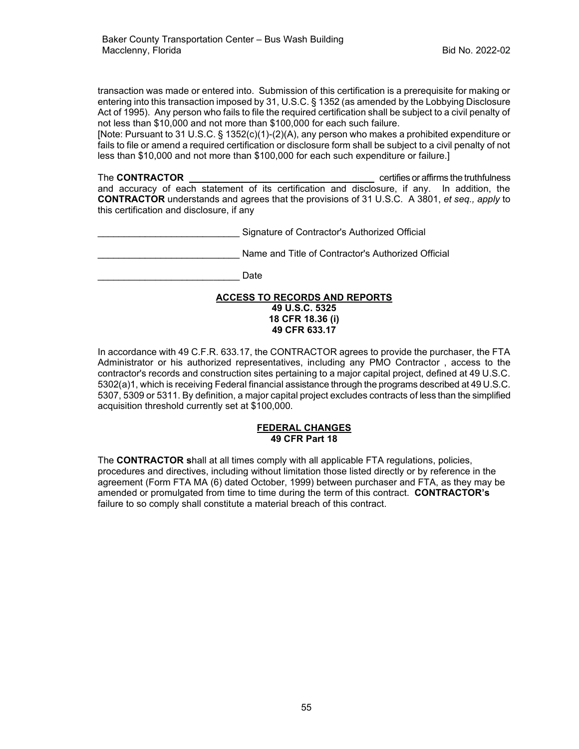transaction was made or entered into. Submission of this certification is a prerequisite for making or entering into this transaction imposed by 31, U.S.C. § 1352 (as amended by the Lobbying Disclosure Act of 1995). Any person who fails to file the required certification shall be subject to a civil penalty of not less than $10,000 and not more than $100,000 for each such failure.
[Note: Pursuant to 31 U.S.C. § 1352(c)(1)-(2)(A), any person who makes a prohibited expenditure or fails to file or amend a required certification or disclosure form shall be subject to a civil penalty of not less than $10,000 and not more than $100,000 for each such expenditure or failure.]

The **CONTRACTOR** ___________________________________ certifies or affirms the truthfulness and accuracy of each statement of its certification and disclosure, if any. In addition, the **CONTRACTOR** understands and agrees that the provisions of 31 U.S.C. A 3801, *et seq., apply* to this certification and disclosure, if any

___________________________ Signature of Contractor's Authorized Official

___________________________ Name and Title of Contractor's Authorized Official

___________________________ Date

## ACCESS TO RECORDS AND REPORTS
**49 U.S.C. 5325**
**18 CFR 18.36 (i)**
**49 CFR 633.17**

In accordance with 49 C.F.R. 633.17, the CONTRACTOR agrees to provide the purchaser, the FTA Administrator or his authorized representatives, including any PMO Contractor , access to the contractor's records and construction sites pertaining to a major capital project, defined at 49 U.S.C. 5302(a)1, which is receiving Federal financial assistance through the programs described at 49 U.S.C. 5307, 5309 or 5311. By definition, a major capital project excludes contracts of less than the simplified acquisition threshold currently set at $100,000.

## FEDERAL CHANGES
**49 CFR Part 18**

The **CONTRACTOR s**hall at all times comply with all applicable FTA regulations, policies, procedures and directives, including without limitation those listed directly or by reference in the agreement (Form FTA MA (6) dated October, 1999) between purchaser and FTA, as they may be amended or promulgated from time to time during the term of this contract. **CONTRACTOR's** failure to so comply shall constitute a material breach of this contract.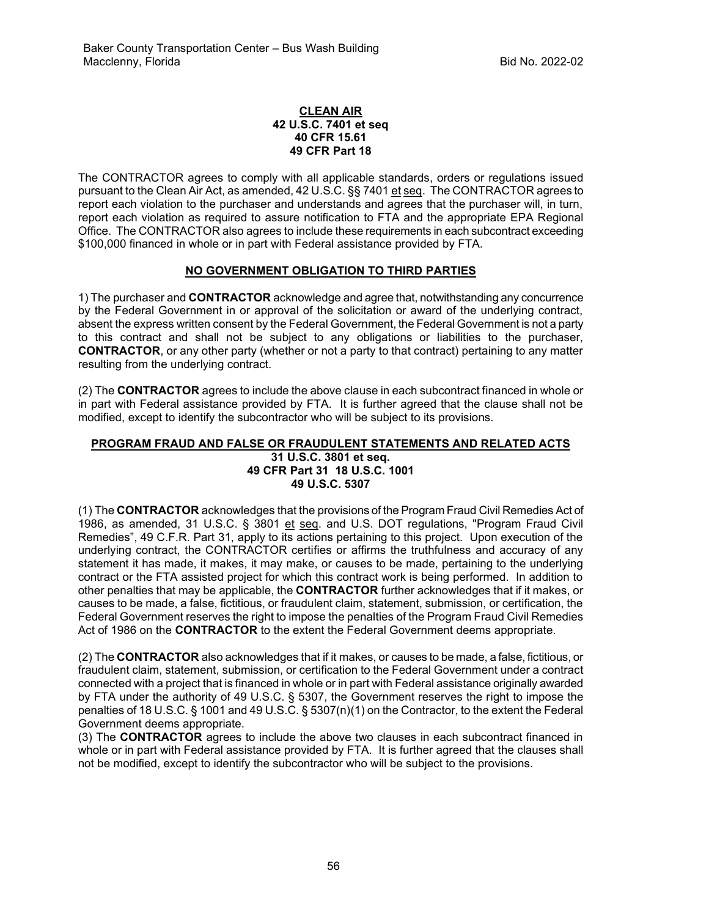## CLEAN AIR
**42 U.S.C. 7401 et seq**
**40 CFR 15.61**
**49 CFR Part 18**

The CONTRACTOR agrees to comply with all applicable standards, orders or regulations issued pursuant to the Clean Air Act, as amended, 42 U.S.C. §§ 7401 et seq. The CONTRACTOR agrees to report each violation to the purchaser and understands and agrees that the purchaser will, in turn, report each violation as required to assure notification to FTA and the appropriate EPA Regional Office. The CONTRACTOR also agrees to include these requirements in each subcontract exceeding $100,000 financed in whole or in part with Federal assistance provided by FTA.

## NO GOVERNMENT OBLIGATION TO THIRD PARTIES

1) The purchaser and **CONTRACTOR** acknowledge and agree that, notwithstanding any concurrence by the Federal Government in or approval of the solicitation or award of the underlying contract, absent the express written consent by the Federal Government, the Federal Government is not a party to this contract and shall not be subject to any obligations or liabilities to the purchaser, **CONTRACTOR**, or any other party (whether or not a party to that contract) pertaining to any matter resulting from the underlying contract.

(2) The **CONTRACTOR** agrees to include the above clause in each subcontract financed in whole or in part with Federal assistance provided by FTA. It is further agreed that the clause shall not be modified, except to identify the subcontractor who will be subject to its provisions.

## PROGRAM FRAUD AND FALSE OR FRAUDULENT STATEMENTS AND RELATED ACTS
**31 U.S.C. 3801 et seq.**
**49 CFR Part 31 18 U.S.C. 1001**
**49 U.S.C. 5307**

(1) The **CONTRACTOR** acknowledges that the provisions of the Program Fraud Civil Remedies Act of 1986, as amended, 31 U.S.C. § 3801 et seq. and U.S. DOT regulations, "Program Fraud Civil Remedies", 49 C.F.R. Part 31, apply to its actions pertaining to this project. Upon execution of the underlying contract, the CONTRACTOR certifies or affirms the truthfulness and accuracy of any statement it has made, it makes, it may make, or causes to be made, pertaining to the underlying contract or the FTA assisted project for which this contract work is being performed. In addition to other penalties that may be applicable, the **CONTRACTOR** further acknowledges that if it makes, or causes to be made, a false, fictitious, or fraudulent claim, statement, submission, or certification, the Federal Government reserves the right to impose the penalties of the Program Fraud Civil Remedies Act of 1986 on the **CONTRACTOR** to the extent the Federal Government deems appropriate.

(2) The **CONTRACTOR** also acknowledges that if it makes, or causes to be made, a false, fictitious, or fraudulent claim, statement, submission, or certification to the Federal Government under a contract connected with a project that is financed in whole or in part with Federal assistance originally awarded by FTA under the authority of 49 U.S.C. § 5307, the Government reserves the right to impose the penalties of 18 U.S.C. § 1001 and 49 U.S.C. § 5307(n)(1) on the Contractor, to the extent the Federal Government deems appropriate.

(3) The **CONTRACTOR** agrees to include the above two clauses in each subcontract financed in whole or in part with Federal assistance provided by FTA. It is further agreed that the clauses shall not be modified, except to identify the subcontractor who will be subject to the provisions.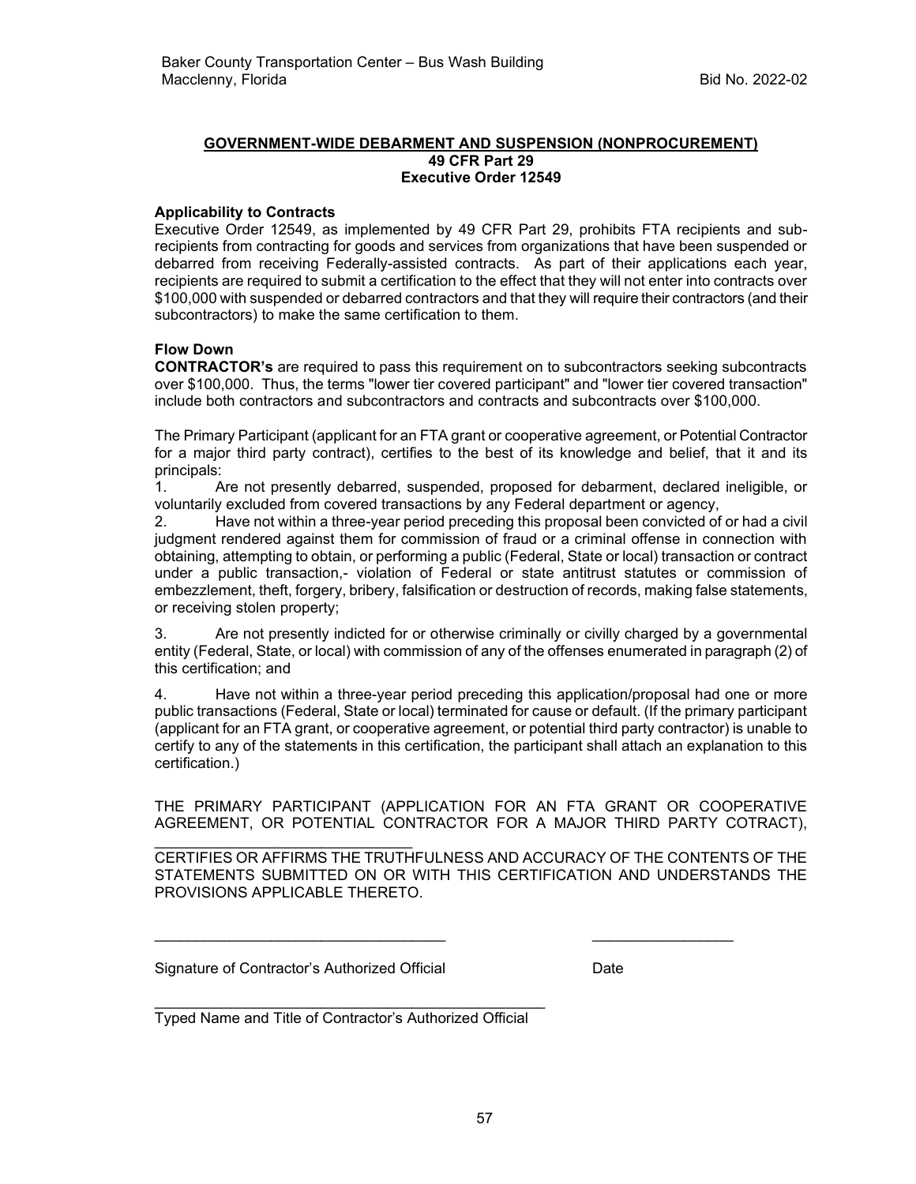**GOVERNMENT-WIDE DEBARMENT AND SUSPENSION (NONPROCUREMENT)**
**49 CFR Part 29**
**Executive Order 12549**

**Applicability to Contracts**
Executive Order 12549, as implemented by 49 CFR Part 29, prohibits FTA recipients and sub-recipients from contracting for goods and services from organizations that have been suspended or debarred from receiving Federally-assisted contracts. As part of their applications each year, recipients are required to submit a certification to the effect that they will not enter into contracts over $100,000 with suspended or debarred contractors and that they will require their contractors (and their subcontractors) to make the same certification to them.

**Flow Down**
**CONTRACTOR's** are required to pass this requirement on to subcontractors seeking subcontracts over $100,000. Thus, the terms "lower tier covered participant" and "lower tier covered transaction" include both contractors and subcontractors and contracts and subcontracts over $100,000.

The Primary Participant (applicant for an FTA grant or cooperative agreement, or Potential Contractor for a major third party contract), certifies to the best of its knowledge and belief, that it and its principals:

1. Are not presently debarred, suspended, proposed for debarment, declared ineligible, or voluntarily excluded from covered transactions by any Federal department or agency,
2. Have not within a three-year period preceding this proposal been convicted of or had a civil judgment rendered against them for commission of fraud or a criminal offense in connection with obtaining, attempting to obtain, or performing a public (Federal, State or local) transaction or contract under a public transaction,- violation of Federal or state antitrust statutes or commission of embezzlement, theft, forgery, bribery, falsification or destruction of records, making false statements, or receiving stolen property;
3. Are not presently indicted for or otherwise criminally or civilly charged by a governmental entity (Federal, State, or local) with commission of any of the offenses enumerated in paragraph (2) of this certification; and
4. Have not within a three-year period preceding this application/proposal had one or more public transactions (Federal, State or local) terminated for cause or default. (If the primary participant (applicant for an FTA grant, or cooperative agreement, or potential third party contractor) is unable to certify to any of the statements in this certification, the participant shall attach an explanation to this certification.)

THE PRIMARY PARTICIPANT (APPLICATION FOR AN FTA GRANT OR COOPERATIVE AGREEMENT, OR POTENTIAL CONTRACTOR FOR A MAJOR THIRD PARTY COTRACT), ______________________________ CERTIFIES OR AFFIRMS THE TRUTHFULNESS AND ACCURACY OF THE CONTENTS OF THE STATEMENTS SUBMITTED ON OR WITH THIS CERTIFICATION AND UNDERSTANDS THE PROVISIONS APPLICABLE THERETO.

___________________________________ _________________

Signature of Contractor's Authorized Official Date

_______________________________________________
Typed Name and Title of Contractor's Authorized Official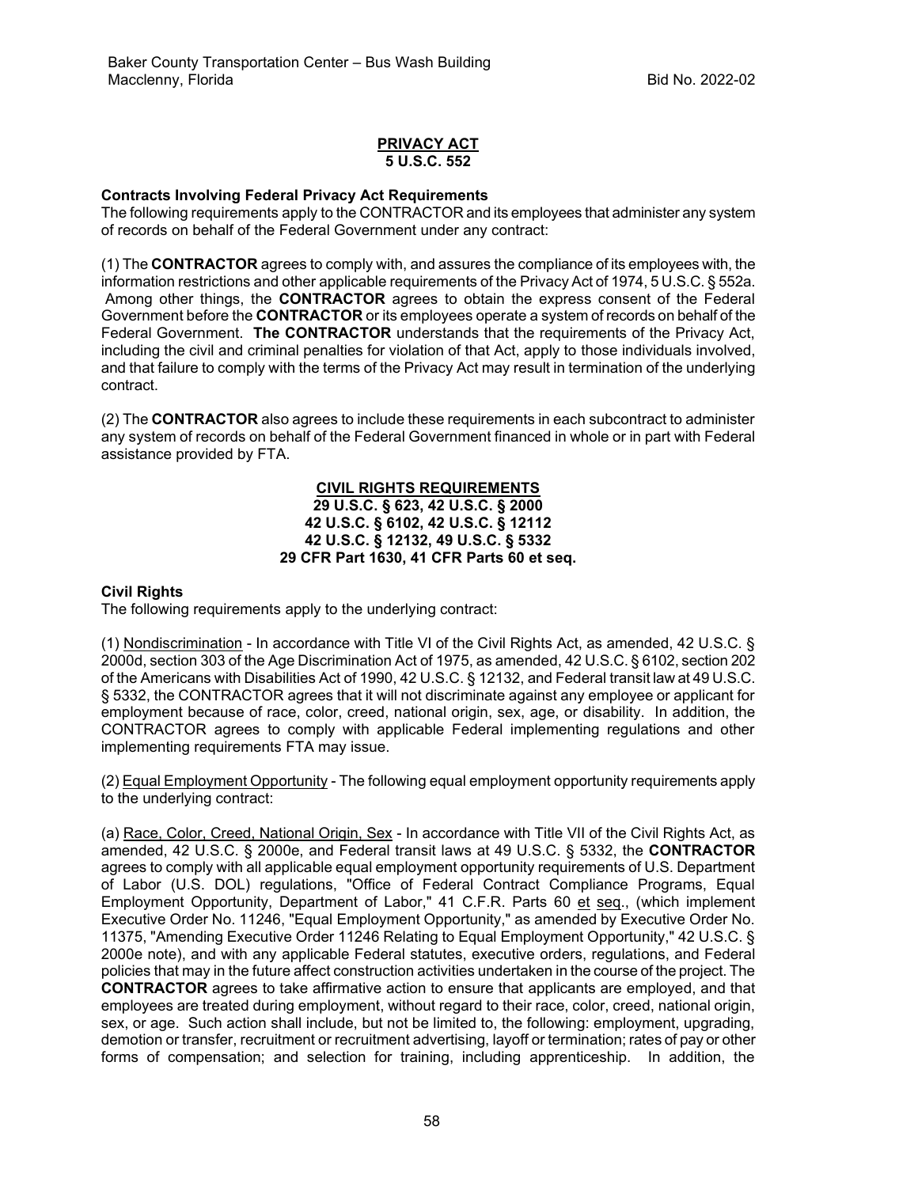## PRIVACY ACT
**5 U.S.C. 552**

**Contracts Involving Federal Privacy Act Requirements**
The following requirements apply to the CONTRACTOR and its employees that administer any system of records on behalf of the Federal Government under any contract:

(1) The **CONTRACTOR** agrees to comply with, and assures the compliance of its employees with, the information restrictions and other applicable requirements of the Privacy Act of 1974, 5 U.S.C. § 552a. Among other things, the **CONTRACTOR** agrees to obtain the express consent of the Federal Government before the **CONTRACTOR** or its employees operate a system of records on behalf of the Federal Government. **The CONTRACTOR** understands that the requirements of the Privacy Act, including the civil and criminal penalties for violation of that Act, apply to those individuals involved, and that failure to comply with the terms of the Privacy Act may result in termination of the underlying contract.

(2) The **CONTRACTOR** also agrees to include these requirements in each subcontract to administer any system of records on behalf of the Federal Government financed in whole or in part with Federal assistance provided by FTA.

## CIVIL RIGHTS REQUIREMENTS
**29 U.S.C. § 623, 42 U.S.C. § 2000**
**42 U.S.C. § 6102, 42 U.S.C. § 12112**
**42 U.S.C. § 12132, 49 U.S.C. § 5332**
**29 CFR Part 1630, 41 CFR Parts 60 et seq.**

**Civil Rights**
The following requirements apply to the underlying contract:

(1) Nondiscrimination - In accordance with Title VI of the Civil Rights Act, as amended, 42 U.S.C. § 2000d, section 303 of the Age Discrimination Act of 1975, as amended, 42 U.S.C. § 6102, section 202 of the Americans with Disabilities Act of 1990, 42 U.S.C. § 12132, and Federal transit law at 49 U.S.C. § 5332, the CONTRACTOR agrees that it will not discriminate against any employee or applicant for employment because of race, color, creed, national origin, sex, age, or disability. In addition, the CONTRACTOR agrees to comply with applicable Federal implementing regulations and other implementing requirements FTA may issue.

(2) Equal Employment Opportunity - The following equal employment opportunity requirements apply to the underlying contract:

(a) Race, Color, Creed, National Origin, Sex - In accordance with Title VII of the Civil Rights Act, as amended, 42 U.S.C. § 2000e, and Federal transit laws at 49 U.S.C. § 5332, the **CONTRACTOR** agrees to comply with all applicable equal employment opportunity requirements of U.S. Department of Labor (U.S. DOL) regulations, "Office of Federal Contract Compliance Programs, Equal Employment Opportunity, Department of Labor," 41 C.F.R. Parts 60 et seq., (which implement Executive Order No. 11246, "Equal Employment Opportunity," as amended by Executive Order No. 11375, "Amending Executive Order 11246 Relating to Equal Employment Opportunity," 42 U.S.C. § 2000e note), and with any applicable Federal statutes, executive orders, regulations, and Federal policies that may in the future affect construction activities undertaken in the course of the project. The **CONTRACTOR** agrees to take affirmative action to ensure that applicants are employed, and that employees are treated during employment, without regard to their race, color, creed, national origin, sex, or age. Such action shall include, but not be limited to, the following: employment, upgrading, demotion or transfer, recruitment or recruitment advertising, layoff or termination; rates of pay or other forms of compensation; and selection for training, including apprenticeship. In addition, the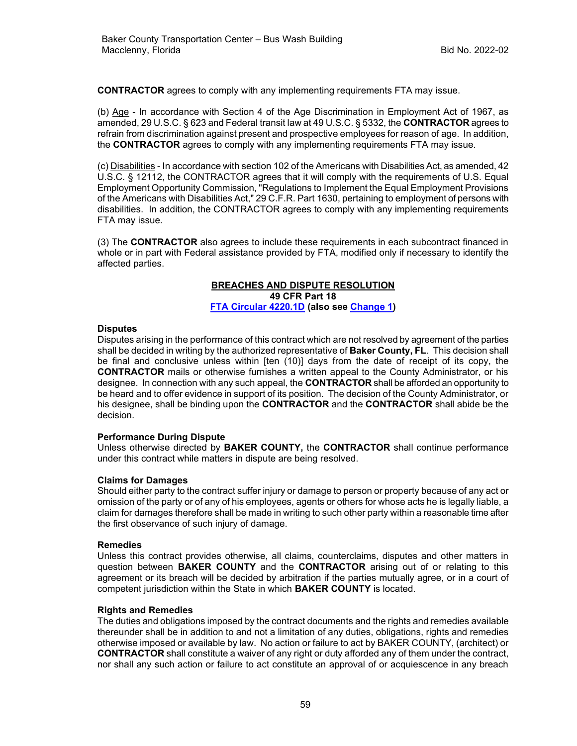**CONTRACTOR** agrees to comply with any implementing requirements FTA may issue.

(b) Age - In accordance with Section 4 of the Age Discrimination in Employment Act of 1967, as amended, 29 U.S.C. § 623 and Federal transit law at 49 U.S.C. § 5332, the **CONTRACTOR** agrees to refrain from discrimination against present and prospective employees for reason of age. In addition, the **CONTRACTOR** agrees to comply with any implementing requirements FTA may issue.

(c) Disabilities - In accordance with section 102 of the Americans with Disabilities Act, as amended, 42 U.S.C. § 12112, the CONTRACTOR agrees that it will comply with the requirements of U.S. Equal Employment Opportunity Commission, "Regulations to Implement the Equal Employment Provisions of the Americans with Disabilities Act," 29 C.F.R. Part 1630, pertaining to employment of persons with disabilities. In addition, the CONTRACTOR agrees to comply with any implementing requirements FTA may issue.

(3) The **CONTRACTOR** also agrees to include these requirements in each subcontract financed in whole or in part with Federal assistance provided by FTA, modified only if necessary to identify the affected parties.

## BREACHES AND DISPUTE RESOLUTION
**49 CFR Part 18**
**FTA Circular 4220.1D (also see Change 1)**

**Disputes**
Disputes arising in the performance of this contract which are not resolved by agreement of the parties shall be decided in writing by the authorized representative of **Baker County, FL**. This decision shall be final and conclusive unless within [ten (10)] days from the date of receipt of its copy, the **CONTRACTOR** mails or otherwise furnishes a written appeal to the County Administrator, or his designee. In connection with any such appeal, the **CONTRACTOR** shall be afforded an opportunity to be heard and to offer evidence in support of its position. The decision of the County Administrator, or his designee, shall be binding upon the **CONTRACTOR** and the **CONTRACTOR** shall abide be the decision.

**Performance During Dispute**
Unless otherwise directed by **BAKER COUNTY,** the **CONTRACTOR** shall continue performance under this contract while matters in dispute are being resolved.

**Claims for Damages**
Should either party to the contract suffer injury or damage to person or property because of any act or omission of the party or of any of his employees, agents or others for whose acts he is legally liable, a claim for damages therefore shall be made in writing to such other party within a reasonable time after the first observance of such injury of damage.

**Remedies**
Unless this contract provides otherwise, all claims, counterclaims, disputes and other matters in question between **BAKER COUNTY** and the **CONTRACTOR** arising out of or relating to this agreement or its breach will be decided by arbitration if the parties mutually agree, or in a court of competent jurisdiction within the State in which **BAKER COUNTY** is located.

**Rights and Remedies**
The duties and obligations imposed by the contract documents and the rights and remedies available thereunder shall be in addition to and not a limitation of any duties, obligations, rights and remedies otherwise imposed or available by law. No action or failure to act by BAKER COUNTY, (architect) or **CONTRACTOR** shall constitute a waiver of any right or duty afforded any of them under the contract, nor shall any such action or failure to act constitute an approval of or acquiescence in any breach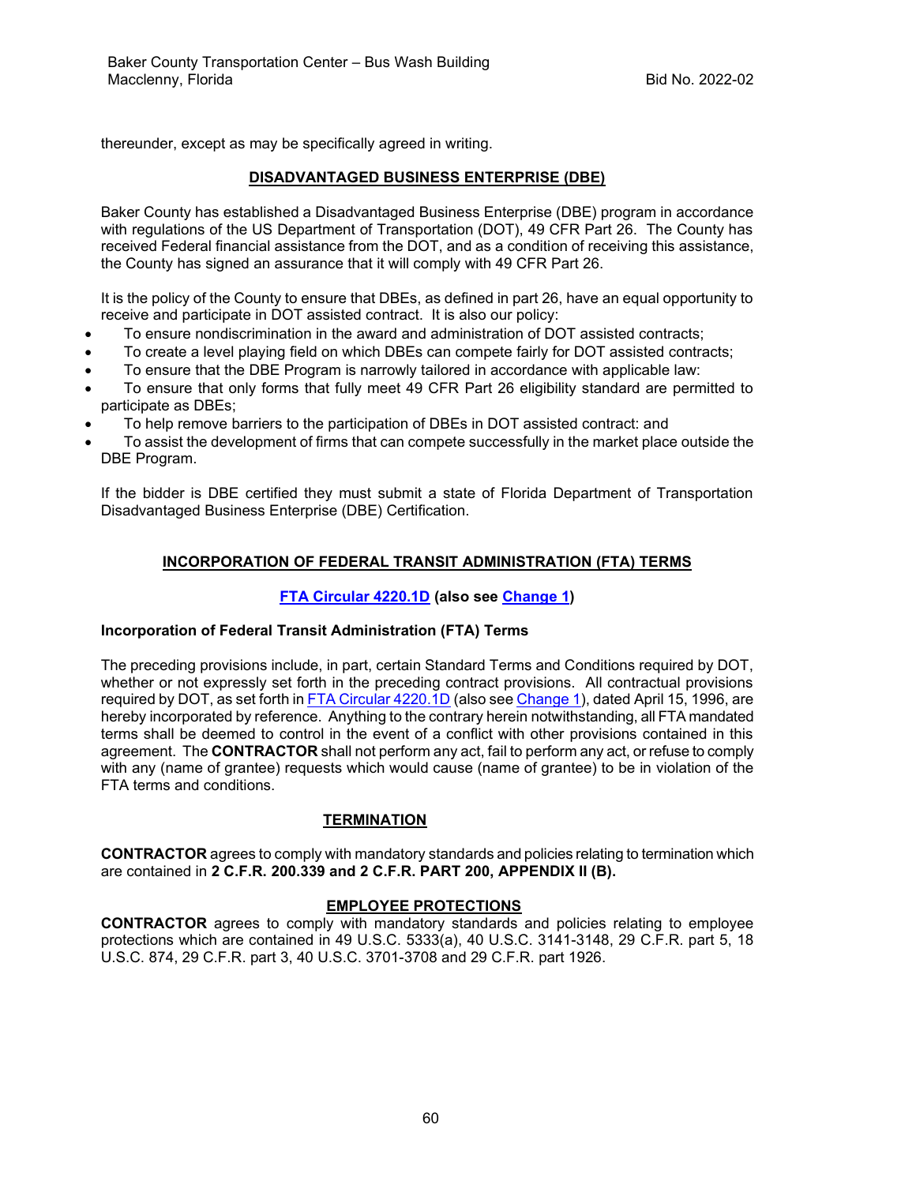thereunder, except as may be specifically agreed in writing.

## DISADVANTAGED BUSINESS ENTERPRISE (DBE)

Baker County has established a Disadvantaged Business Enterprise (DBE) program in accordance with regulations of the US Department of Transportation (DOT), 49 CFR Part 26. The County has received Federal financial assistance from the DOT, and as a condition of receiving this assistance, the County has signed an assurance that it will comply with 49 CFR Part 26.

It is the policy of the County to ensure that DBEs, as defined in part 26, have an equal opportunity to receive and participate in DOT assisted contract. It is also our policy:

- To ensure nondiscrimination in the award and administration of DOT assisted contracts;
- To create a level playing field on which DBEs can compete fairly for DOT assisted contracts;
- To ensure that the DBE Program is narrowly tailored in accordance with applicable law:
- To ensure that only forms that fully meet 49 CFR Part 26 eligibility standard are permitted to participate as DBEs;
- To help remove barriers to the participation of DBEs in DOT assisted contract: and
- To assist the development of firms that can compete successfully in the market place outside the DBE Program.

If the bidder is DBE certified they must submit a state of Florida Department of Transportation Disadvantaged Business Enterprise (DBE) Certification.

## INCORPORATION OF FEDERAL TRANSIT ADMINISTRATION (FTA) TERMS

**FTA Circular 4220.1D (also see Change 1)**

### Incorporation of Federal Transit Administration (FTA) Terms

The preceding provisions include, in part, certain Standard Terms and Conditions required by DOT, whether or not expressly set forth in the preceding contract provisions. All contractual provisions required by DOT, as set forth in FTA Circular 4220.1D (also see Change 1), dated April 15, 1996, are hereby incorporated by reference. Anything to the contrary herein notwithstanding, all FTA mandated terms shall be deemed to control in the event of a conflict with other provisions contained in this agreement. The **CONTRACTOR** shall not perform any act, fail to perform any act, or refuse to comply with any (name of grantee) requests which would cause (name of grantee) to be in violation of the FTA terms and conditions.

## TERMINATION

**CONTRACTOR** agrees to comply with mandatory standards and policies relating to termination which are contained in **2 C.F.R. 200.339 and 2 C.F.R. PART 200, APPENDIX II (B).**

## EMPLOYEE PROTECTIONS

**CONTRACTOR** agrees to comply with mandatory standards and policies relating to employee protections which are contained in 49 U.S.C. 5333(a), 40 U.S.C. 3141-3148, 29 C.F.R. part 5, 18 U.S.C. 874, 29 C.F.R. part 3, 40 U.S.C. 3701-3708 and 29 C.F.R. part 1926.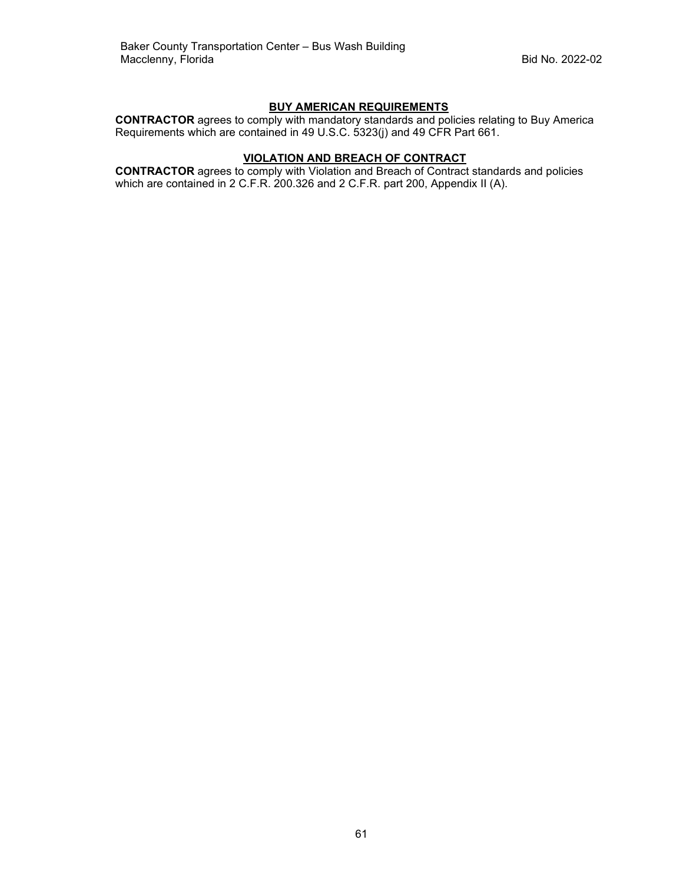## BUY AMERICAN REQUIREMENTS

**CONTRACTOR** agrees to comply with mandatory standards and policies relating to Buy America Requirements which are contained in 49 U.S.C. 5323(j) and 49 CFR Part 661.

## VIOLATION AND BREACH OF CONTRACT

**CONTRACTOR** agrees to comply with Violation and Breach of Contract standards and policies which are contained in 2 C.F.R. 200.326 and 2 C.F.R. part 200, Appendix II (A).